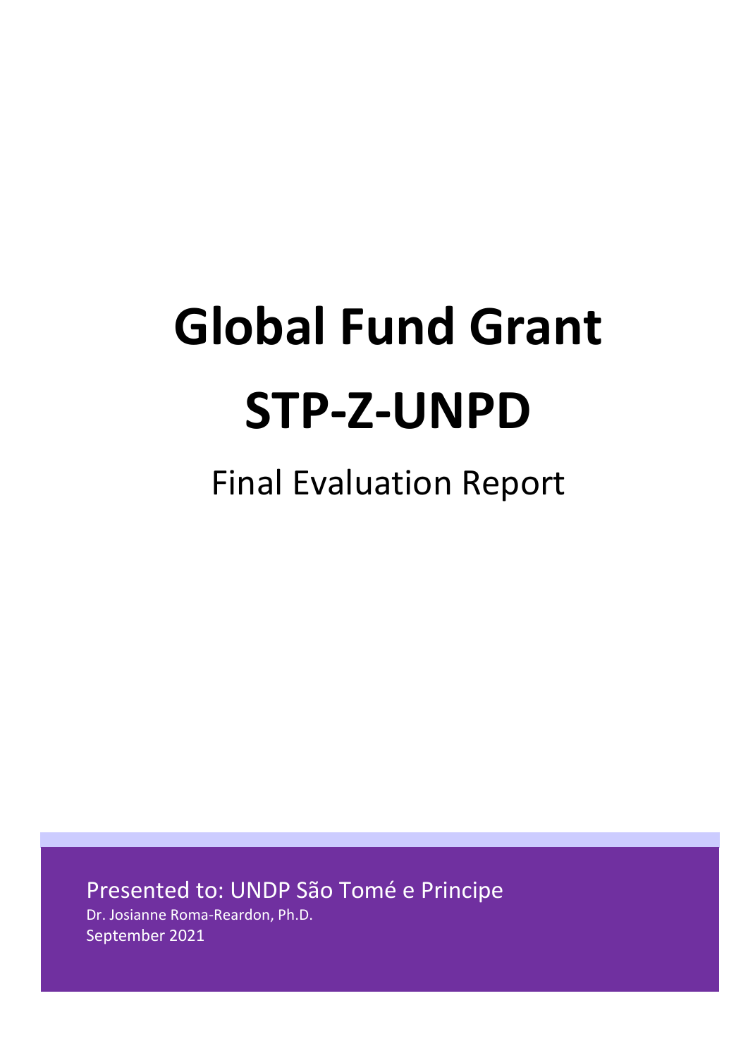# Global Fund Grant STP-Z-UNPD

## Final Evaluation Report

Presented to: UNDP São Tomé e Principe

Dr. Josianne Roma-Reardon, Ph.D.

September 2021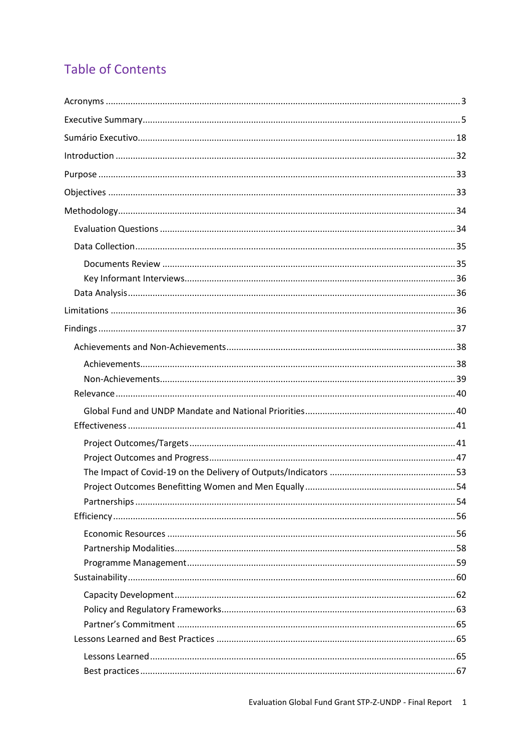# Table of Contents

- Acronyms ... 3
- Executive Summary ... 5
- Sumário Executivo ... 18
- Introduction ... 32
- Purpose ... 33
- Objectives ... 33
- Methodology ... 34
  - Evaluation Questions ... 34
  - Data Collection ... 35
    - Documents Review ... 35
    - Key Informant Interviews ... 36
  - Data Analysis ... 36
- Limitations ... 36
- Findings ... 37
  - Achievements and Non-Achievements ... 38
    - Achievements ... 38
    - Non-Achievements ... 39
  - Relevance ... 40
    - Global Fund and UNDP Mandate and National Priorities ... 40
  - Effectiveness ... 41
    - Project Outcomes/Targets ... 41
    - Project Outcomes and Progress ... 47
    - The Impact of Covid-19 on the Delivery of Outputs/Indicators ... 53
    - Project Outcomes Benefitting Women and Men Equally ... 54
    - Partnerships ... 54
  - Efficiency ... 56
    - Economic Resources ... 56
    - Partnership Modalities ... 58
    - Programme Management ... 59
  - Sustainability ... 60
    - Capacity Development ... 62
    - Policy and Regulatory Frameworks ... 63
    - Partner's Commitment ... 65
  - Lessons Learned and Best Practices ... 65
    - Lessons Learned ... 65
    - Best practices ... 67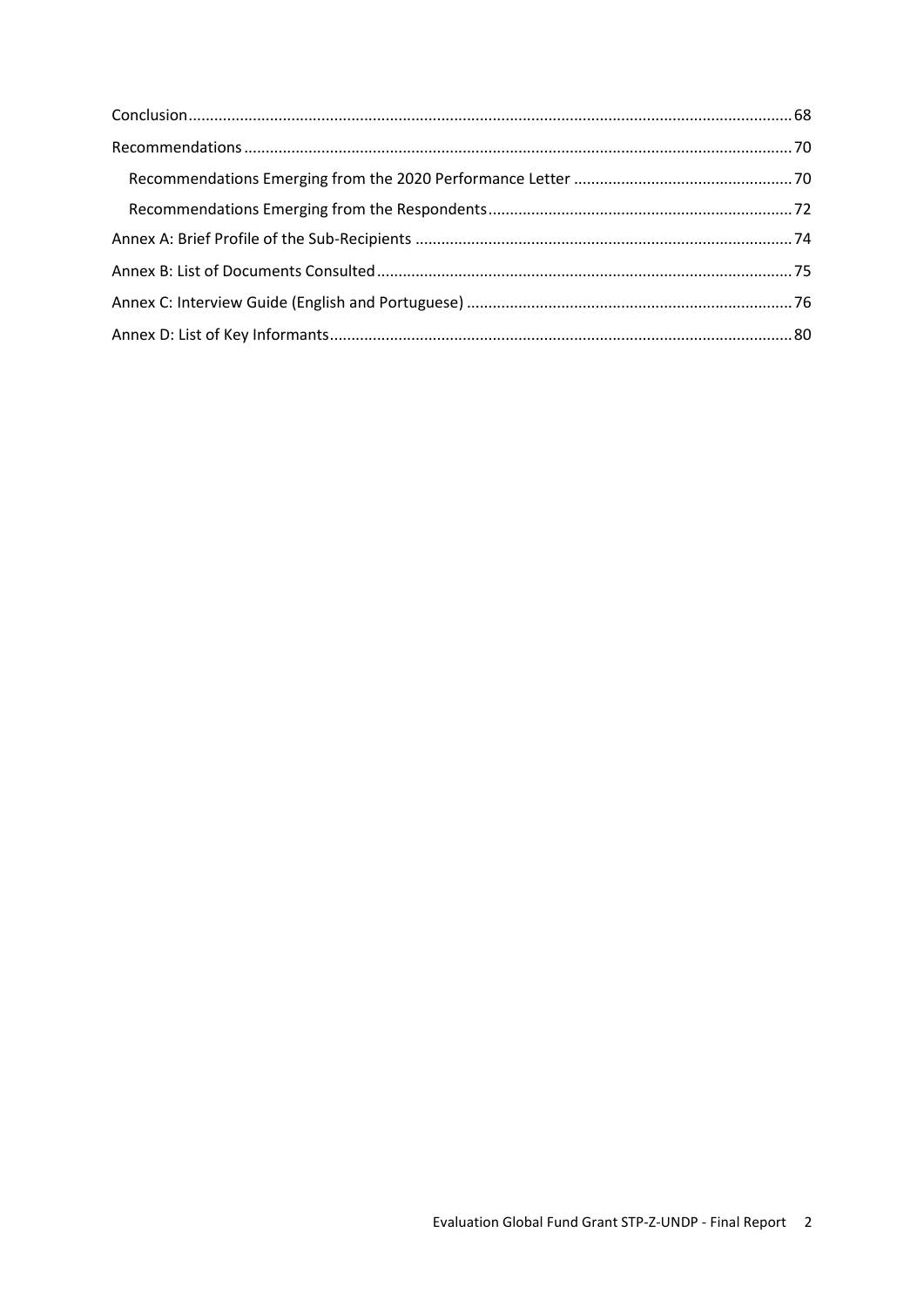Conclusion ........................................................................................................................................ 68

Recommendations .............................................................................................................................. 70

- Recommendations Emerging from the 2020 Performance Letter .................................................. 70
- Recommendations Emerging from the Respondents ...................................................................... 72

Annex A: Brief Profile of the Sub-Recipients ....................................................................................... 74

Annex B: List of Documents Consulted ................................................................................................ 75

Annex C: Interview Guide (English and Portuguese) ........................................................................... 76

Annex D: List of Key Informants ........................................................................................................... 80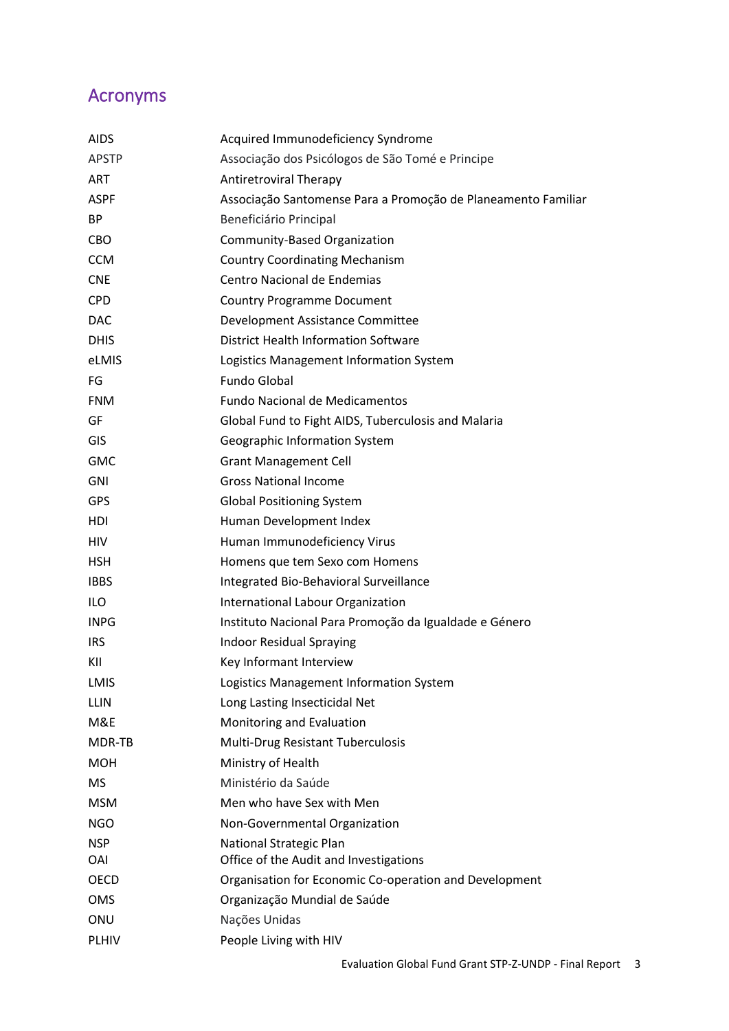## Acronyms

| | |
|---|---|
| AIDS | Acquired Immunodeficiency Syndrome |
| APSTP | Associação dos Psicólogos de São Tomé e Principe |
| ART | Antiretroviral Therapy |
| ASPF | Associação Santomense Para a Promoção de Planeamento Familiar |
| BP | Beneficiário Principal |
| CBO | Community-Based Organization |
| CCM | Country Coordinating Mechanism |
| CNE | Centro Nacional de Endemias |
| CPD | Country Programme Document |
| DAC | Development Assistance Committee |
| DHIS | District Health Information Software |
| eLMIS | Logistics Management Information System |
| FG | Fundo Global |
| FNM | Fundo Nacional de Medicamentos |
| GF | Global Fund to Fight AIDS, Tuberculosis and Malaria |
| GIS | Geographic Information System |
| GMC | Grant Management Cell |
| GNI | Gross National Income |
| GPS | Global Positioning System |
| HDI | Human Development Index |
| HIV | Human Immunodeficiency Virus |
| HSH | Homens que tem Sexo com Homens |
| IBBS | Integrated Bio-Behavioral Surveillance |
| ILO | International Labour Organization |
| INPG | Instituto Nacional Para Promoção da Igualdade e Género |
| IRS | Indoor Residual Spraying |
| KII | Key Informant Interview |
| LMIS | Logistics Management Information System |
| LLIN | Long Lasting Insecticidal Net |
| M&E | Monitoring and Evaluation |
| MDR-TB | Multi-Drug Resistant Tuberculosis |
| MOH | Ministry of Health |
| MS | Ministério da Saúde |
| MSM | Men who have Sex with Men |
| NGO | Non-Governmental Organization |
| NSP | National Strategic Plan |
| OAI | Office of the Audit and Investigations |
| OECD | Organisation for Economic Co-operation and Development |
| OMS | Organização Mundial de Saúde |
| ONU | Nações Unidas |
| PLHIV | People Living with HIV |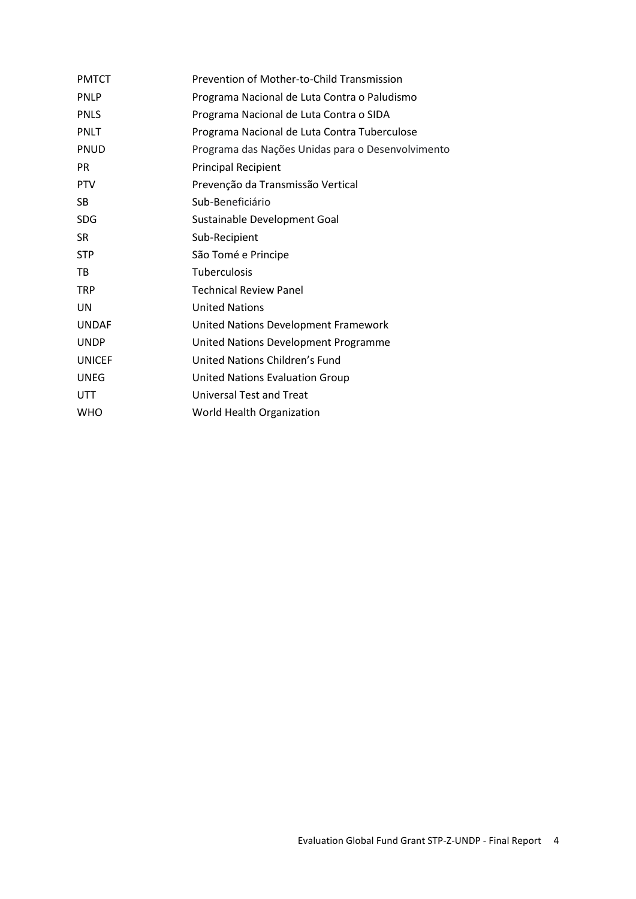| | |
|---|---|
| PMTCT | Prevention of Mother-to-Child Transmission |
| PNLP | Programa Nacional de Luta Contra o Paludismo |
| PNLS | Programa Nacional de Luta Contra o SIDA |
| PNLT | Programa Nacional de Luta Contra Tuberculose |
| PNUD | Programa das Nações Unidas para o Desenvolvimento |
| PR | Principal Recipient |
| PTV | Prevenção da Transmissão Vertical |
| SB | Sub-Beneficiário |
| SDG | Sustainable Development Goal |
| SR | Sub-Recipient |
| STP | São Tomé e Principe |
| TB | Tuberculosis |
| TRP | Technical Review Panel |
| UN | United Nations |
| UNDAF | United Nations Development Framework |
| UNDP | United Nations Development Programme |
| UNICEF | United Nations Children's Fund |
| UNEG | United Nations Evaluation Group |
| UTT | Universal Test and Treat |
| WHO | World Health Organization |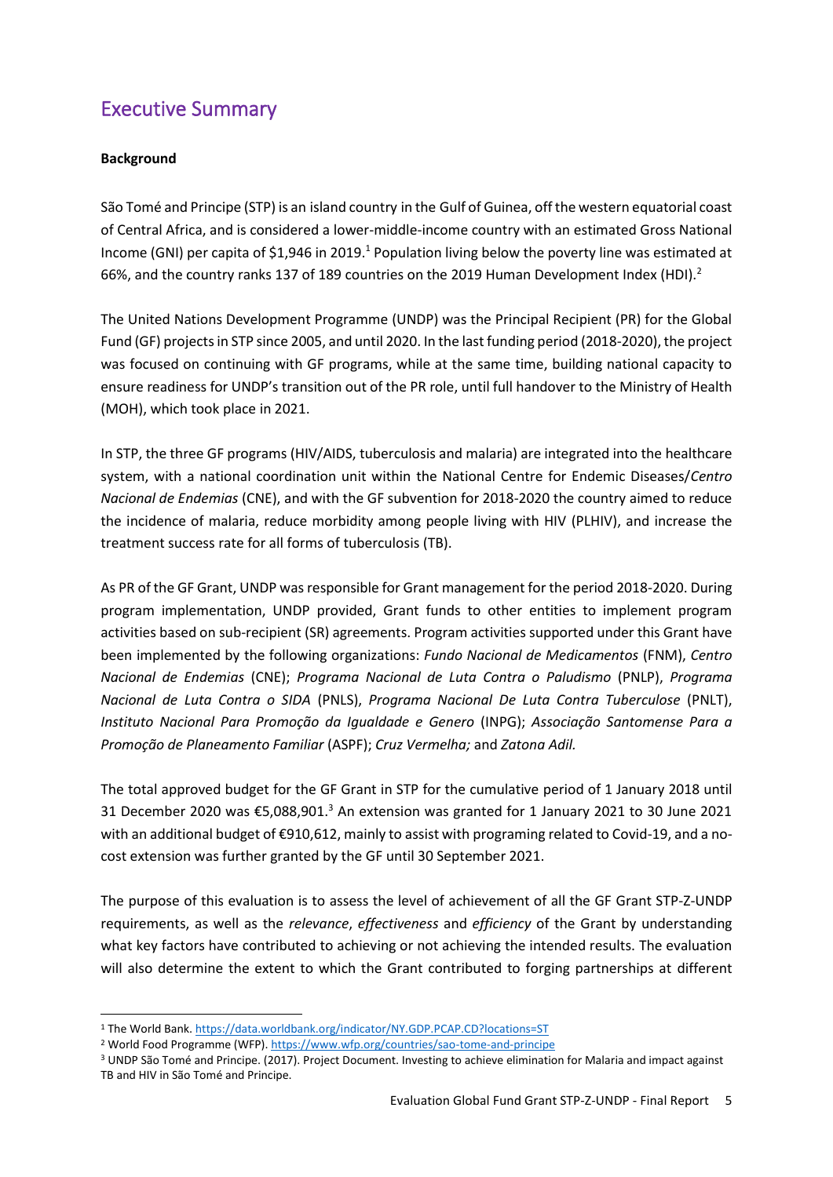# Executive Summary

**Background**

São Tomé and Principe (STP) is an island country in the Gulf of Guinea, off the western equatorial coast of Central Africa, and is considered a lower-middle-income country with an estimated Gross National Income (GNI) per capita of $1,946 in 2019.[1] Population living below the poverty line was estimated at 66%, and the country ranks 137 of 189 countries on the 2019 Human Development Index (HDI).[2]

The United Nations Development Programme (UNDP) was the Principal Recipient (PR) for the Global Fund (GF) projects in STP since 2005, and until 2020. In the last funding period (2018-2020), the project was focused on continuing with GF programs, while at the same time, building national capacity to ensure readiness for UNDP's transition out of the PR role, until full handover to the Ministry of Health (MOH), which took place in 2021.

In STP, the three GF programs (HIV/AIDS, tuberculosis and malaria) are integrated into the healthcare system, with a national coordination unit within the National Centre for Endemic Diseases/*Centro Nacional de Endemias* (CNE), and with the GF subvention for 2018-2020 the country aimed to reduce the incidence of malaria, reduce morbidity among people living with HIV (PLHIV), and increase the treatment success rate for all forms of tuberculosis (TB).

As PR of the GF Grant, UNDP was responsible for Grant management for the period 2018-2020. During program implementation, UNDP provided, Grant funds to other entities to implement program activities based on sub-recipient (SR) agreements. Program activities supported under this Grant have been implemented by the following organizations: *Fundo Nacional de Medicamentos* (FNM), *Centro Nacional de Endemias* (CNE); *Programa Nacional de Luta Contra o Paludismo* (PNLP), *Programa Nacional de Luta Contra o SIDA* (PNLS), *Programa Nacional De Luta Contra Tuberculose* (PNLT), *Instituto Nacional Para Promoção da Igualdade e Genero* (INPG); *Associação Santomense Para a Promoção de Planeamento Familiar* (ASPF); *Cruz Vermelha;* and *Zatona Adil.*

The total approved budget for the GF Grant in STP for the cumulative period of 1 January 2018 until 31 December 2020 was €5,088,901.[3] An extension was granted for 1 January 2021 to 30 June 2021 with an additional budget of €910,612, mainly to assist with programing related to Covid-19, and a no-cost extension was further granted by the GF until 30 September 2021.

The purpose of this evaluation is to assess the level of achievement of all the GF Grant STP-Z-UNDP requirements, as well as the *relevance*, *effectiveness* and *efficiency* of the Grant by understanding what key factors have contributed to achieving or not achieving the intended results. The evaluation will also determine the extent to which the Grant contributed to forging partnerships at different

---

[1] The World Bank. https://data.worldbank.org/indicator/NY.GDP.PCAP.CD?locations=ST

[2] World Food Programme (WFP). https://www.wfp.org/countries/sao-tome-and-principe

[3] UNDP São Tomé and Principe. (2017). Project Document. Investing to achieve elimination for Malaria and impact against TB and HIV in São Tomé and Principe.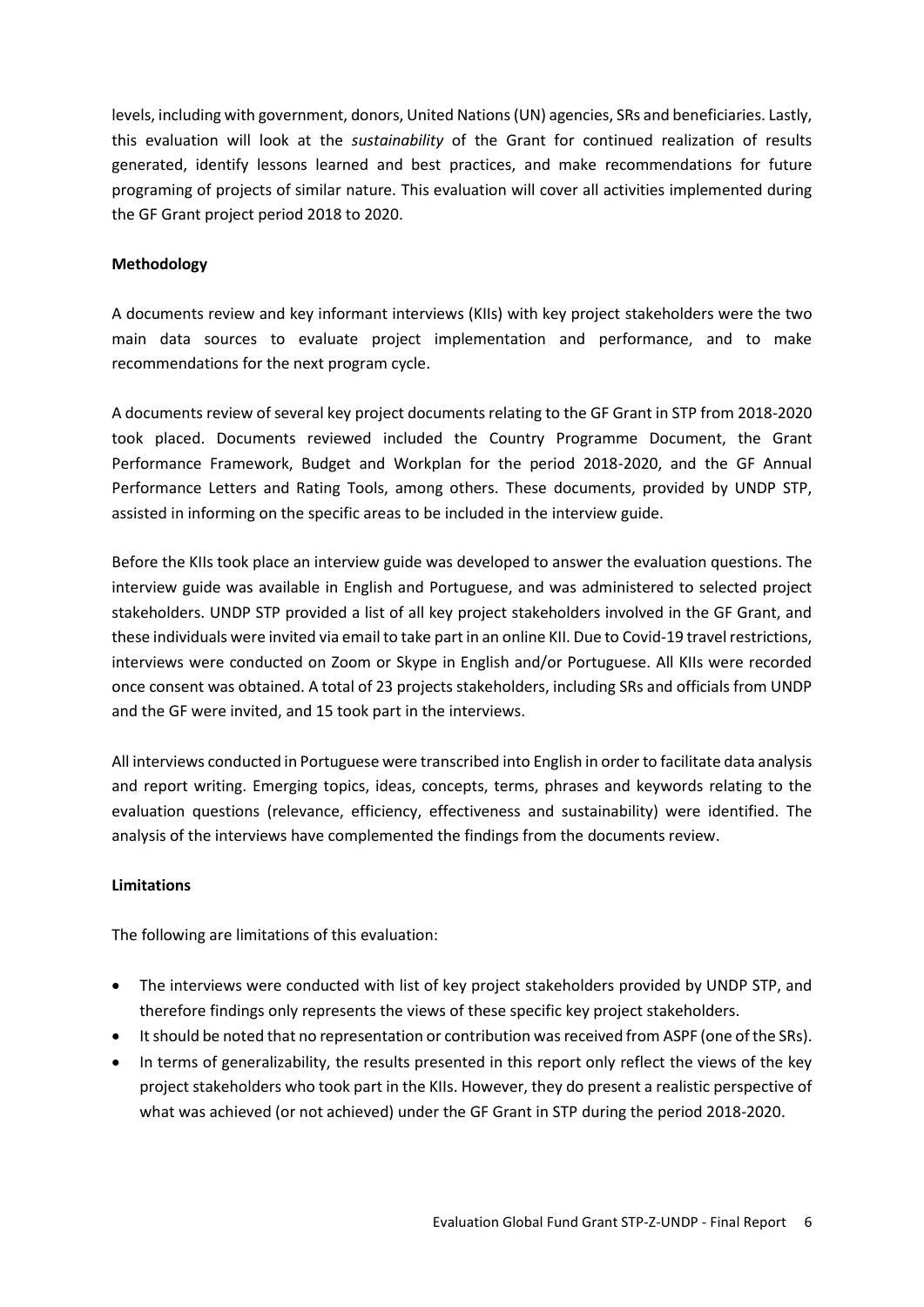levels, including with government, donors, United Nations (UN) agencies, SRs and beneficiaries. Lastly, this evaluation will look at the *sustainability* of the Grant for continued realization of results generated, identify lessons learned and best practices, and make recommendations for future programing of projects of similar nature. This evaluation will cover all activities implemented during the GF Grant project period 2018 to 2020.

**Methodology**

A documents review and key informant interviews (KIIs) with key project stakeholders were the two main data sources to evaluate project implementation and performance, and to make recommendations for the next program cycle.

A documents review of several key project documents relating to the GF Grant in STP from 2018-2020 took placed. Documents reviewed included the Country Programme Document, the Grant Performance Framework, Budget and Workplan for the period 2018-2020, and the GF Annual Performance Letters and Rating Tools, among others. These documents, provided by UNDP STP, assisted in informing on the specific areas to be included in the interview guide.

Before the KIIs took place an interview guide was developed to answer the evaluation questions. The interview guide was available in English and Portuguese, and was administered to selected project stakeholders. UNDP STP provided a list of all key project stakeholders involved in the GF Grant, and these individuals were invited via email to take part in an online KII. Due to Covid-19 travel restrictions, interviews were conducted on Zoom or Skype in English and/or Portuguese. All KIIs were recorded once consent was obtained. A total of 23 projects stakeholders, including SRs and officials from UNDP and the GF were invited, and 15 took part in the interviews.

All interviews conducted in Portuguese were transcribed into English in order to facilitate data analysis and report writing. Emerging topics, ideas, concepts, terms, phrases and keywords relating to the evaluation questions (relevance, efficiency, effectiveness and sustainability) were identified. The analysis of the interviews have complemented the findings from the documents review.

**Limitations**

The following are limitations of this evaluation:

- The interviews were conducted with list of key project stakeholders provided by UNDP STP, and therefore findings only represents the views of these specific key project stakeholders.
- It should be noted that no representation or contribution was received from ASPF (one of the SRs).
- In terms of generalizability, the results presented in this report only reflect the views of the key project stakeholders who took part in the KIIs. However, they do present a realistic perspective of what was achieved (or not achieved) under the GF Grant in STP during the period 2018-2020.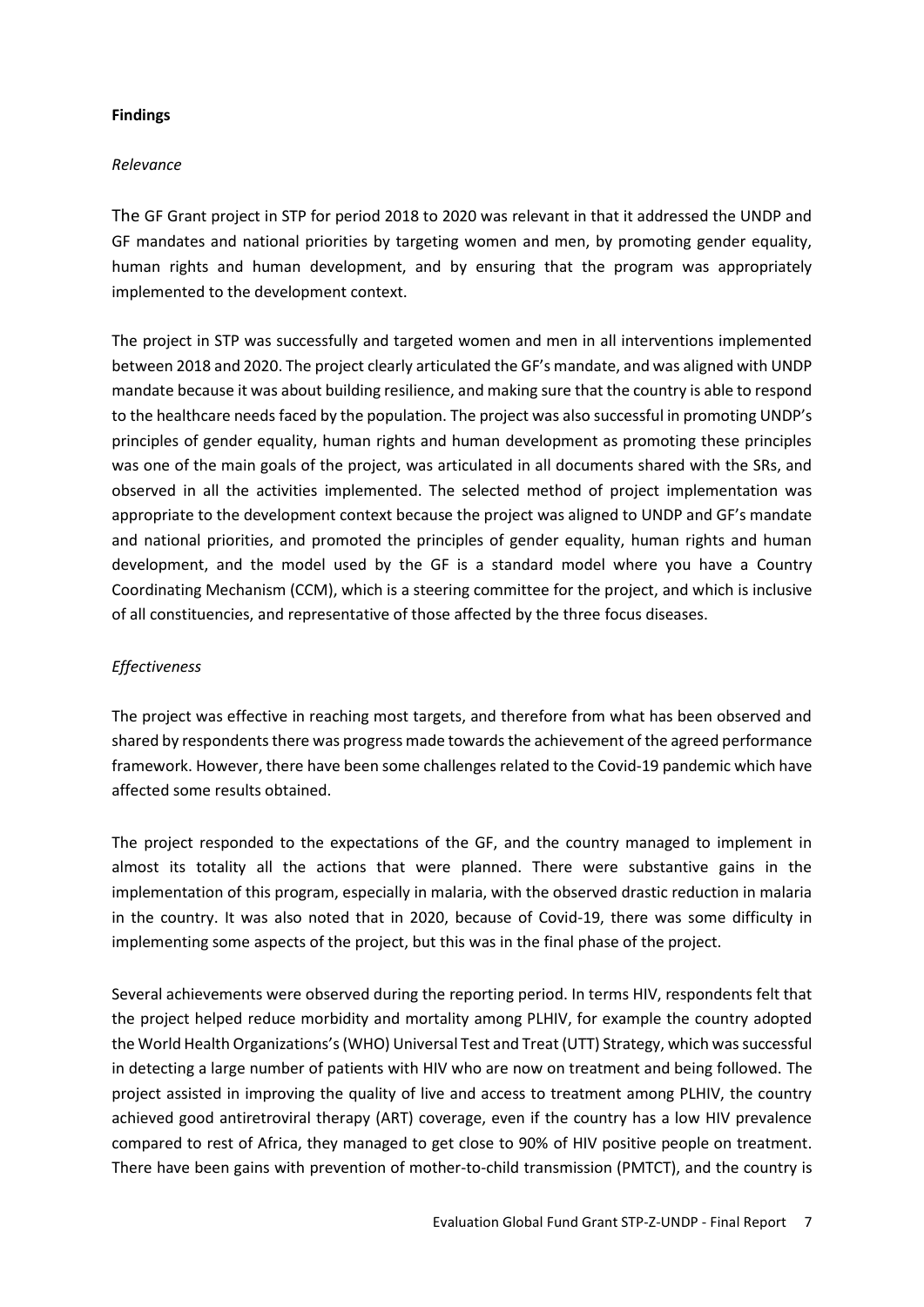**Findings**

*Relevance*

The GF Grant project in STP for period 2018 to 2020 was relevant in that it addressed the UNDP and GF mandates and national priorities by targeting women and men, by promoting gender equality, human rights and human development, and by ensuring that the program was appropriately implemented to the development context.

The project in STP was successfully and targeted women and men in all interventions implemented between 2018 and 2020. The project clearly articulated the GF's mandate, and was aligned with UNDP mandate because it was about building resilience, and making sure that the country is able to respond to the healthcare needs faced by the population. The project was also successful in promoting UNDP's principles of gender equality, human rights and human development as promoting these principles was one of the main goals of the project, was articulated in all documents shared with the SRs, and observed in all the activities implemented. The selected method of project implementation was appropriate to the development context because the project was aligned to UNDP and GF's mandate and national priorities, and promoted the principles of gender equality, human rights and human development, and the model used by the GF is a standard model where you have a Country Coordinating Mechanism (CCM), which is a steering committee for the project, and which is inclusive of all constituencies, and representative of those affected by the three focus diseases.

*Effectiveness*

The project was effective in reaching most targets, and therefore from what has been observed and shared by respondents there was progress made towards the achievement of the agreed performance framework. However, there have been some challenges related to the Covid-19 pandemic which have affected some results obtained.

The project responded to the expectations of the GF, and the country managed to implement in almost its totality all the actions that were planned. There were substantive gains in the implementation of this program, especially in malaria, with the observed drastic reduction in malaria in the country. It was also noted that in 2020, because of Covid-19, there was some difficulty in implementing some aspects of the project, but this was in the final phase of the project.

Several achievements were observed during the reporting period. In terms HIV, respondents felt that the project helped reduce morbidity and mortality among PLHIV, for example the country adopted the World Health Organizations's (WHO) Universal Test and Treat (UTT) Strategy, which was successful in detecting a large number of patients with HIV who are now on treatment and being followed. The project assisted in improving the quality of live and access to treatment among PLHIV, the country achieved good antiretroviral therapy (ART) coverage, even if the country has a low HIV prevalence compared to rest of Africa, they managed to get close to 90% of HIV positive people on treatment. There have been gains with prevention of mother-to-child transmission (PMTCT), and the country is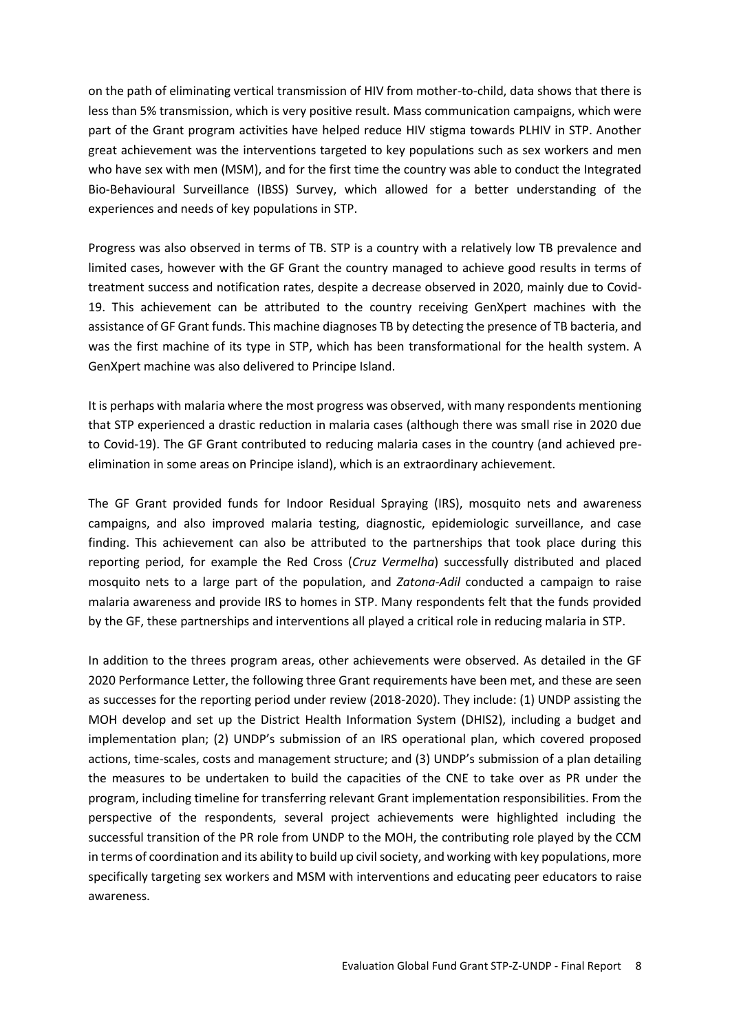on the path of eliminating vertical transmission of HIV from mother-to-child, data shows that there is less than 5% transmission, which is very positive result. Mass communication campaigns, which were part of the Grant program activities have helped reduce HIV stigma towards PLHIV in STP. Another great achievement was the interventions targeted to key populations such as sex workers and men who have sex with men (MSM), and for the first time the country was able to conduct the Integrated Bio-Behavioural Surveillance (IBSS) Survey, which allowed for a better understanding of the experiences and needs of key populations in STP.

Progress was also observed in terms of TB. STP is a country with a relatively low TB prevalence and limited cases, however with the GF Grant the country managed to achieve good results in terms of treatment success and notification rates, despite a decrease observed in 2020, mainly due to Covid-19. This achievement can be attributed to the country receiving GenXpert machines with the assistance of GF Grant funds. This machine diagnoses TB by detecting the presence of TB bacteria, and was the first machine of its type in STP, which has been transformational for the health system. A GenXpert machine was also delivered to Principe Island.

It is perhaps with malaria where the most progress was observed, with many respondents mentioning that STP experienced a drastic reduction in malaria cases (although there was small rise in 2020 due to Covid-19). The GF Grant contributed to reducing malaria cases in the country (and achieved pre-elimination in some areas on Principe island), which is an extraordinary achievement.

The GF Grant provided funds for Indoor Residual Spraying (IRS), mosquito nets and awareness campaigns, and also improved malaria testing, diagnostic, epidemiologic surveillance, and case finding. This achievement can also be attributed to the partnerships that took place during this reporting period, for example the Red Cross (*Cruz Vermelha*) successfully distributed and placed mosquito nets to a large part of the population, and *Zatona-Adil* conducted a campaign to raise malaria awareness and provide IRS to homes in STP. Many respondents felt that the funds provided by the GF, these partnerships and interventions all played a critical role in reducing malaria in STP.

In addition to the threes program areas, other achievements were observed. As detailed in the GF 2020 Performance Letter, the following three Grant requirements have been met, and these are seen as successes for the reporting period under review (2018-2020). They include: (1) UNDP assisting the MOH develop and set up the District Health Information System (DHIS2), including a budget and implementation plan; (2) UNDP's submission of an IRS operational plan, which covered proposed actions, time-scales, costs and management structure; and (3) UNDP's submission of a plan detailing the measures to be undertaken to build the capacities of the CNE to take over as PR under the program, including timeline for transferring relevant Grant implementation responsibilities. From the perspective of the respondents, several project achievements were highlighted including the successful transition of the PR role from UNDP to the MOH, the contributing role played by the CCM in terms of coordination and its ability to build up civil society, and working with key populations, more specifically targeting sex workers and MSM with interventions and educating peer educators to raise awareness.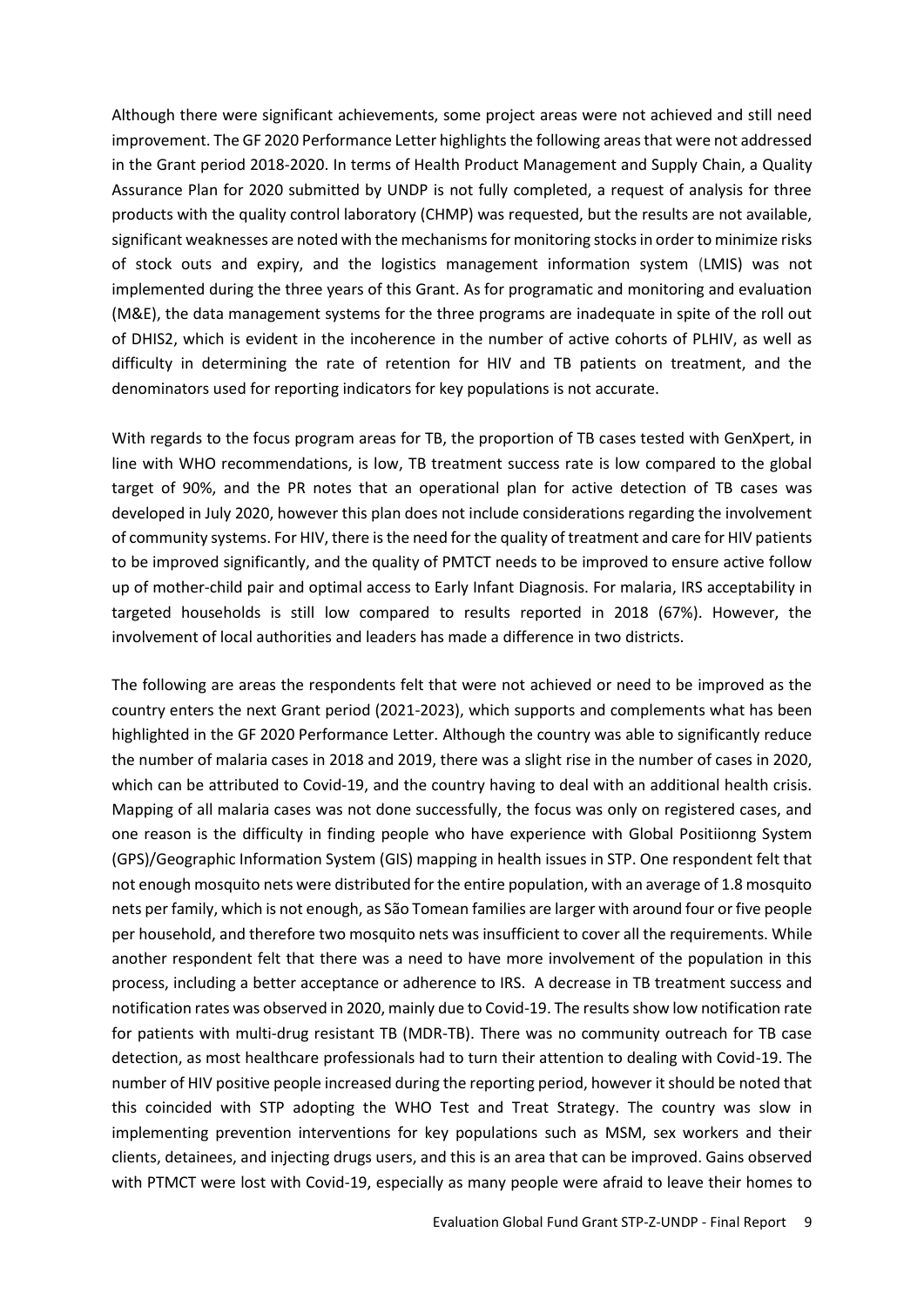Although there were significant achievements, some project areas were not achieved and still need improvement. The GF 2020 Performance Letter highlights the following areas that were not addressed in the Grant period 2018-2020. In terms of Health Product Management and Supply Chain, a Quality Assurance Plan for 2020 submitted by UNDP is not fully completed, a request of analysis for three products with the quality control laboratory (CHMP) was requested, but the results are not available, significant weaknesses are noted with the mechanisms for monitoring stocks in order to minimize risks of stock outs and expiry, and the logistics management information system (LMIS) was not implemented during the three years of this Grant. As for programatic and monitoring and evaluation (M&E), the data management systems for the three programs are inadequate in spite of the roll out of DHIS2, which is evident in the incoherence in the number of active cohorts of PLHIV, as well as difficulty in determining the rate of retention for HIV and TB patients on treatment, and the denominators used for reporting indicators for key populations is not accurate.

With regards to the focus program areas for TB, the proportion of TB cases tested with GenXpert, in line with WHO recommendations, is low, TB treatment success rate is low compared to the global target of 90%, and the PR notes that an operational plan for active detection of TB cases was developed in July 2020, however this plan does not include considerations regarding the involvement of community systems. For HIV, there is the need for the quality of treatment and care for HIV patients to be improved significantly, and the quality of PMTCT needs to be improved to ensure active follow up of mother-child pair and optimal access to Early Infant Diagnosis. For malaria, IRS acceptability in targeted households is still low compared to results reported in 2018 (67%). However, the involvement of local authorities and leaders has made a difference in two districts.

The following are areas the respondents felt that were not achieved or need to be improved as the country enters the next Grant period (2021-2023), which supports and complements what has been highlighted in the GF 2020 Performance Letter. Although the country was able to significantly reduce the number of malaria cases in 2018 and 2019, there was a slight rise in the number of cases in 2020, which can be attributed to Covid-19, and the country having to deal with an additional health crisis. Mapping of all malaria cases was not done successfully, the focus was only on registered cases, and one reason is the difficulty in finding people who have experience with Global Positiionng System (GPS)/Geographic Information System (GIS) mapping in health issues in STP. One respondent felt that not enough mosquito nets were distributed for the entire population, with an average of 1.8 mosquito nets per family, which is not enough, as São Tomean families are larger with around four or five people per household, and therefore two mosquito nets was insufficient to cover all the requirements. While another respondent felt that there was a need to have more involvement of the population in this process, including a better acceptance or adherence to IRS. A decrease in TB treatment success and notification rates was observed in 2020, mainly due to Covid-19. The results show low notification rate for patients with multi-drug resistant TB (MDR-TB). There was no community outreach for TB case detection, as most healthcare professionals had to turn their attention to dealing with Covid-19. The number of HIV positive people increased during the reporting period, however it should be noted that this coincided with STP adopting the WHO Test and Treat Strategy. The country was slow in implementing prevention interventions for key populations such as MSM, sex workers and their clients, detainees, and injecting drugs users, and this is an area that can be improved. Gains observed with PTMCT were lost with Covid-19, especially as many people were afraid to leave their homes to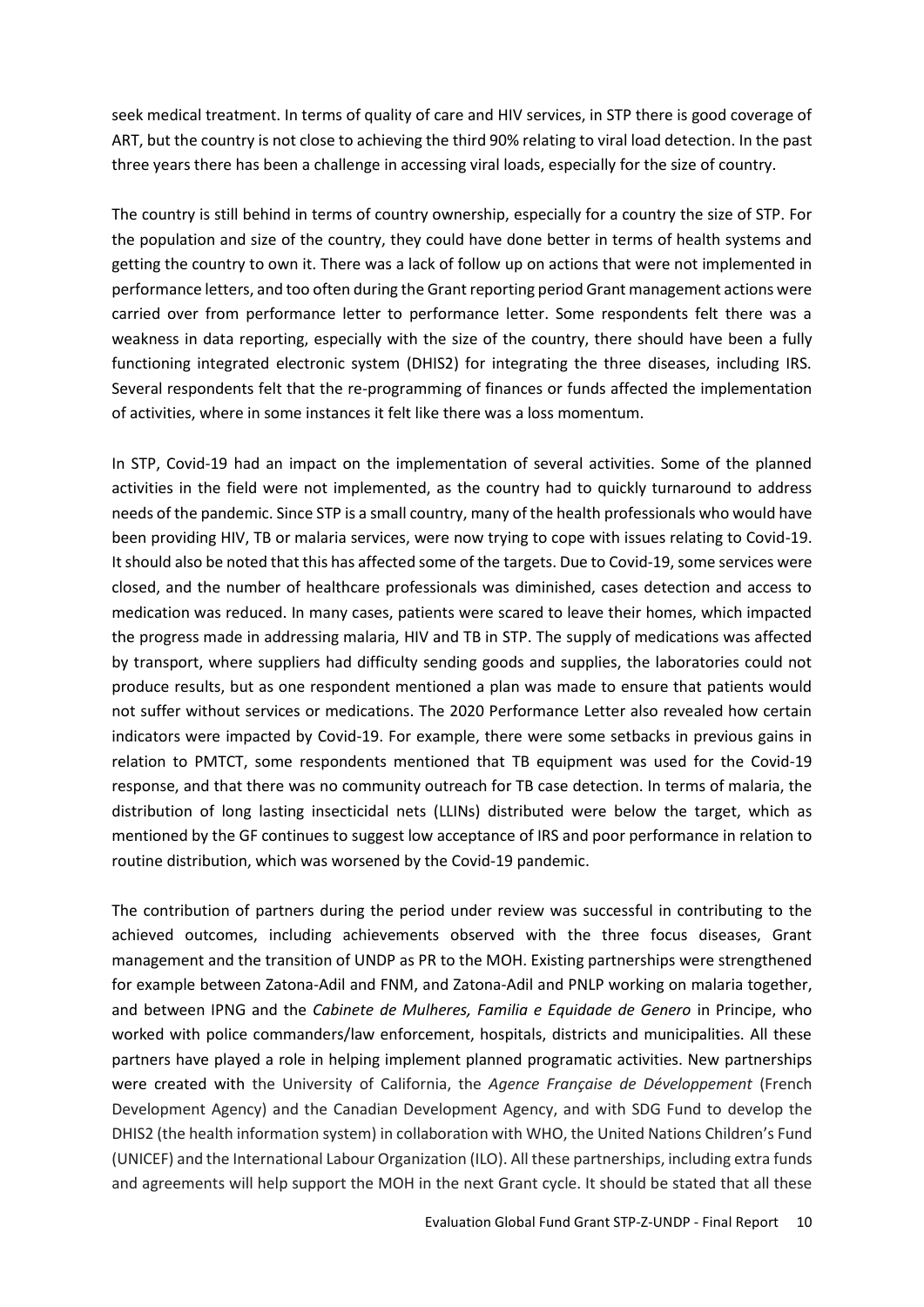seek medical treatment. In terms of quality of care and HIV services, in STP there is good coverage of ART, but the country is not close to achieving the third 90% relating to viral load detection. In the past three years there has been a challenge in accessing viral loads, especially for the size of country.

The country is still behind in terms of country ownership, especially for a country the size of STP. For the population and size of the country, they could have done better in terms of health systems and getting the country to own it. There was a lack of follow up on actions that were not implemented in performance letters, and too often during the Grant reporting period Grant management actions were carried over from performance letter to performance letter. Some respondents felt there was a weakness in data reporting, especially with the size of the country, there should have been a fully functioning integrated electronic system (DHIS2) for integrating the three diseases, including IRS. Several respondents felt that the re-programming of finances or funds affected the implementation of activities, where in some instances it felt like there was a loss momentum.

In STP, Covid-19 had an impact on the implementation of several activities. Some of the planned activities in the field were not implemented, as the country had to quickly turnaround to address needs of the pandemic. Since STP is a small country, many of the health professionals who would have been providing HIV, TB or malaria services, were now trying to cope with issues relating to Covid-19. It should also be noted that this has affected some of the targets. Due to Covid-19, some services were closed, and the number of healthcare professionals was diminished, cases detection and access to medication was reduced. In many cases, patients were scared to leave their homes, which impacted the progress made in addressing malaria, HIV and TB in STP. The supply of medications was affected by transport, where suppliers had difficulty sending goods and supplies, the laboratories could not produce results, but as one respondent mentioned a plan was made to ensure that patients would not suffer without services or medications. The 2020 Performance Letter also revealed how certain indicators were impacted by Covid-19. For example, there were some setbacks in previous gains in relation to PMTCT, some respondents mentioned that TB equipment was used for the Covid-19 response, and that there was no community outreach for TB case detection. In terms of malaria, the distribution of long lasting insecticidal nets (LLINs) distributed were below the target, which as mentioned by the GF continues to suggest low acceptance of IRS and poor performance in relation to routine distribution, which was worsened by the Covid-19 pandemic.

The contribution of partners during the period under review was successful in contributing to the achieved outcomes, including achievements observed with the three focus diseases, Grant management and the transition of UNDP as PR to the MOH. Existing partnerships were strengthened for example between Zatona-Adil and FNM, and Zatona-Adil and PNLP working on malaria together, and between IPNG and the *Cabinete de Mulheres, Familia e Equidade de Genero* in Principe, who worked with police commanders/law enforcement, hospitals, districts and municipalities. All these partners have played a role in helping implement planned programatic activities. New partnerships were created with the University of California, the *Agence Française de Développement* (French Development Agency) and the Canadian Development Agency, and with SDG Fund to develop the DHIS2 (the health information system) in collaboration with WHO, the United Nations Children's Fund (UNICEF) and the International Labour Organization (ILO). All these partnerships, including extra funds and agreements will help support the MOH in the next Grant cycle. It should be stated that all these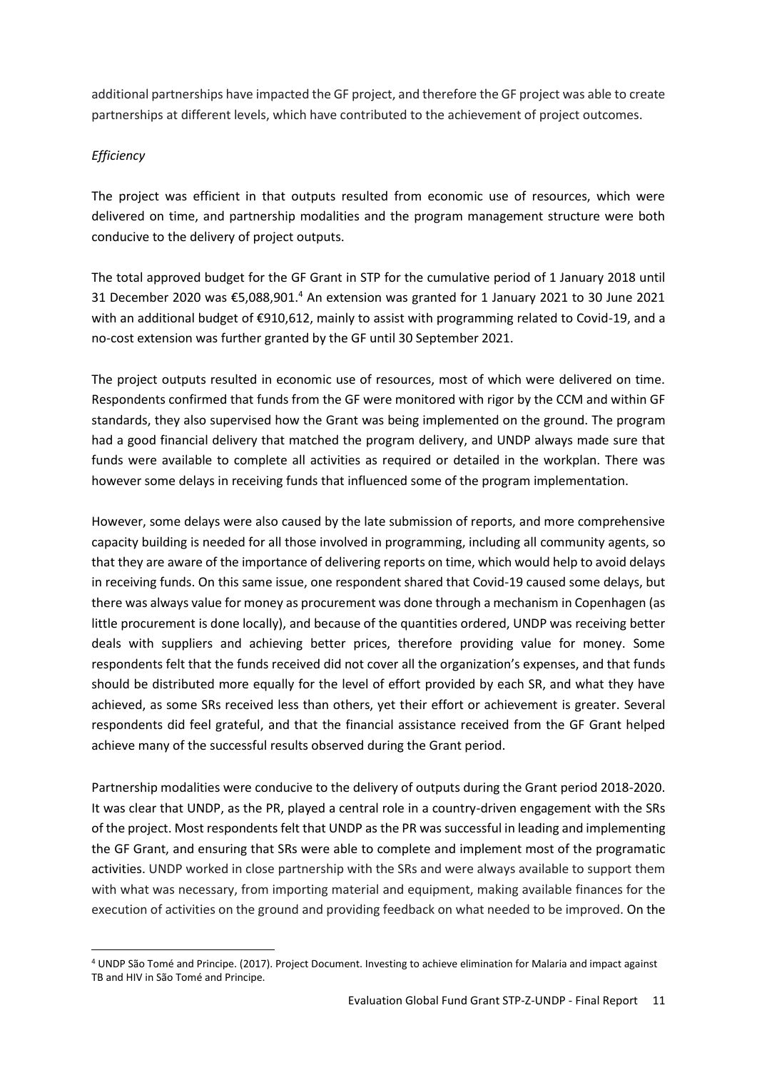additional partnerships have impacted the GF project, and therefore the GF project was able to create partnerships at different levels, which have contributed to the achievement of project outcomes.

*Efficiency*

The project was efficient in that outputs resulted from economic use of resources, which were delivered on time, and partnership modalities and the program management structure were both conducive to the delivery of project outputs.

The total approved budget for the GF Grant in STP for the cumulative period of 1 January 2018 until 31 December 2020 was €5,088,901.[4] An extension was granted for 1 January 2021 to 30 June 2021 with an additional budget of €910,612, mainly to assist with programming related to Covid-19, and a no-cost extension was further granted by the GF until 30 September 2021.

The project outputs resulted in economic use of resources, most of which were delivered on time. Respondents confirmed that funds from the GF were monitored with rigor by the CCM and within GF standards, they also supervised how the Grant was being implemented on the ground. The program had a good financial delivery that matched the program delivery, and UNDP always made sure that funds were available to complete all activities as required or detailed in the workplan. There was however some delays in receiving funds that influenced some of the program implementation.

However, some delays were also caused by the late submission of reports, and more comprehensive capacity building is needed for all those involved in programming, including all community agents, so that they are aware of the importance of delivering reports on time, which would help to avoid delays in receiving funds. On this same issue, one respondent shared that Covid-19 caused some delays, but there was always value for money as procurement was done through a mechanism in Copenhagen (as little procurement is done locally), and because of the quantities ordered, UNDP was receiving better deals with suppliers and achieving better prices, therefore providing value for money. Some respondents felt that the funds received did not cover all the organization's expenses, and that funds should be distributed more equally for the level of effort provided by each SR, and what they have achieved, as some SRs received less than others, yet their effort or achievement is greater. Several respondents did feel grateful, and that the financial assistance received from the GF Grant helped achieve many of the successful results observed during the Grant period.

Partnership modalities were conducive to the delivery of outputs during the Grant period 2018-2020. It was clear that UNDP, as the PR, played a central role in a country-driven engagement with the SRs of the project. Most respondents felt that UNDP as the PR was successful in leading and implementing the GF Grant, and ensuring that SRs were able to complete and implement most of the programatic activities. UNDP worked in close partnership with the SRs and were always available to support them with what was necessary, from importing material and equipment, making available finances for the execution of activities on the ground and providing feedback on what needed to be improved. On the

[4] UNDP São Tomé and Principe. (2017). Project Document. Investing to achieve elimination for Malaria and impact against TB and HIV in São Tomé and Principe.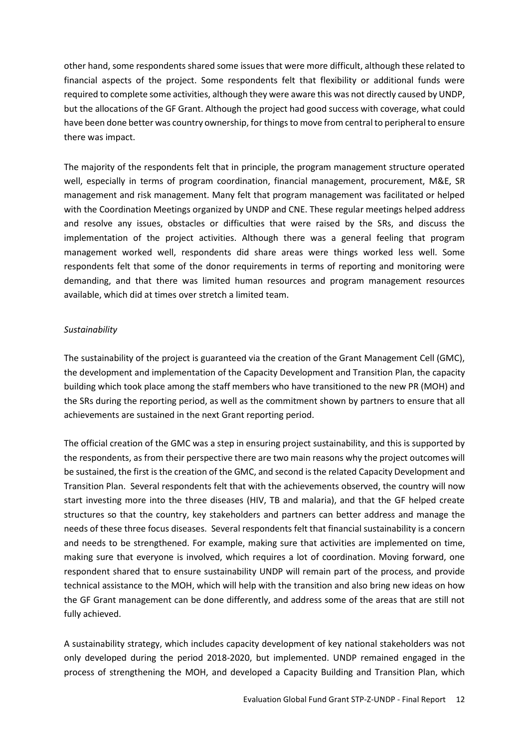other hand, some respondents shared some issues that were more difficult, although these related to financial aspects of the project. Some respondents felt that flexibility or additional funds were required to complete some activities, although they were aware this was not directly caused by UNDP, but the allocations of the GF Grant. Although the project had good success with coverage, what could have been done better was country ownership, for things to move from central to peripheral to ensure there was impact.

The majority of the respondents felt that in principle, the program management structure operated well, especially in terms of program coordination, financial management, procurement, M&E, SR management and risk management. Many felt that program management was facilitated or helped with the Coordination Meetings organized by UNDP and CNE. These regular meetings helped address and resolve any issues, obstacles or difficulties that were raised by the SRs, and discuss the implementation of the project activities. Although there was a general feeling that program management worked well, respondents did share areas were things worked less well. Some respondents felt that some of the donor requirements in terms of reporting and monitoring were demanding, and that there was limited human resources and program management resources available, which did at times over stretch a limited team.

*Sustainability*

The sustainability of the project is guaranteed via the creation of the Grant Management Cell (GMC), the development and implementation of the Capacity Development and Transition Plan, the capacity building which took place among the staff members who have transitioned to the new PR (MOH) and the SRs during the reporting period, as well as the commitment shown by partners to ensure that all achievements are sustained in the next Grant reporting period.

The official creation of the GMC was a step in ensuring project sustainability, and this is supported by the respondents, as from their perspective there are two main reasons why the project outcomes will be sustained, the first is the creation of the GMC, and second is the related Capacity Development and Transition Plan. Several respondents felt that with the achievements observed, the country will now start investing more into the three diseases (HIV, TB and malaria), and that the GF helped create structures so that the country, key stakeholders and partners can better address and manage the needs of these three focus diseases. Several respondents felt that financial sustainability is a concern and needs to be strengthened. For example, making sure that activities are implemented on time, making sure that everyone is involved, which requires a lot of coordination. Moving forward, one respondent shared that to ensure sustainability UNDP will remain part of the process, and provide technical assistance to the MOH, which will help with the transition and also bring new ideas on how the GF Grant management can be done differently, and address some of the areas that are still not fully achieved.

A sustainability strategy, which includes capacity development of key national stakeholders was not only developed during the period 2018-2020, but implemented. UNDP remained engaged in the process of strengthening the MOH, and developed a Capacity Building and Transition Plan, which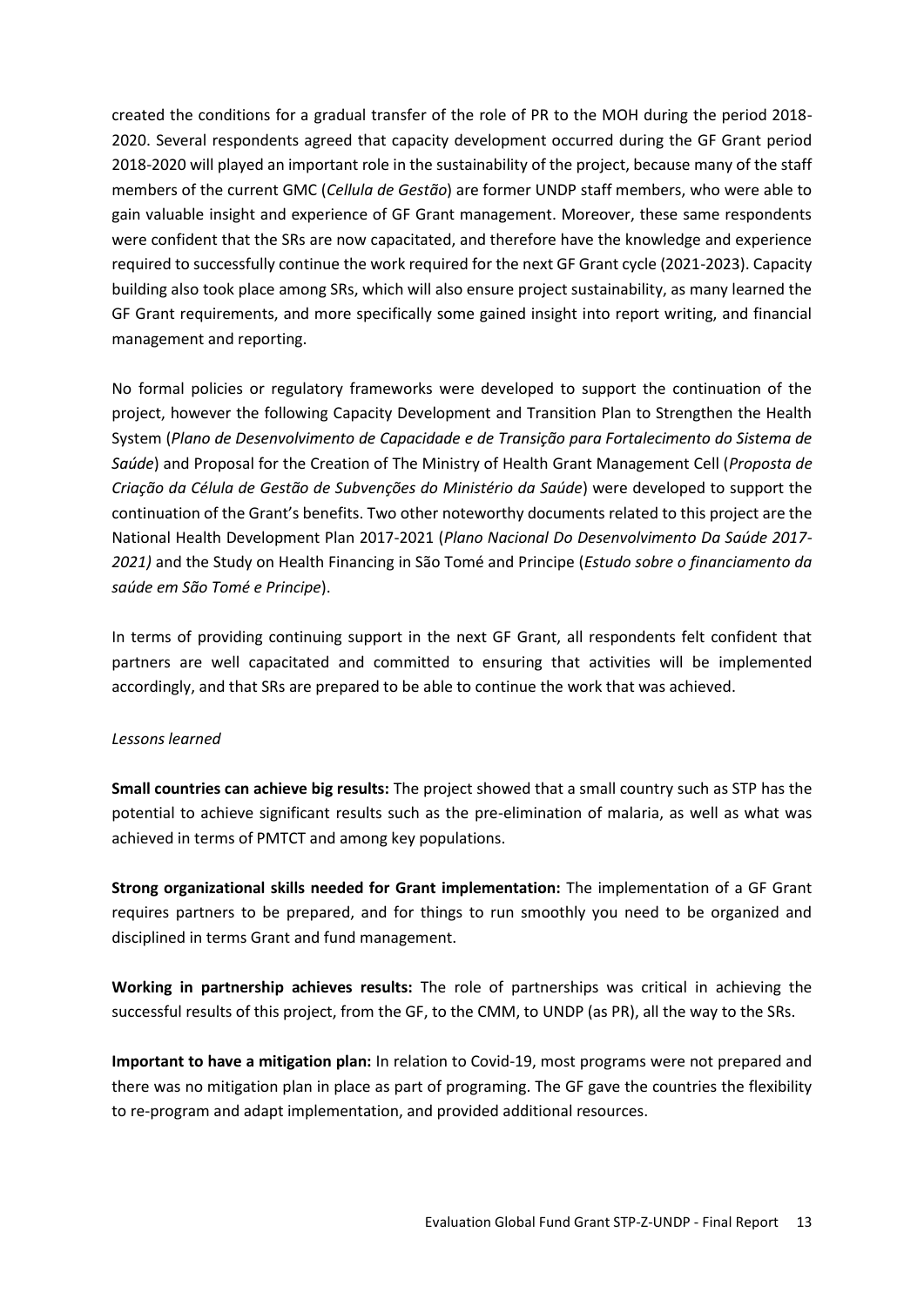created the conditions for a gradual transfer of the role of PR to the MOH during the period 2018-2020. Several respondents agreed that capacity development occurred during the GF Grant period 2018-2020 will played an important role in the sustainability of the project, because many of the staff members of the current GMC (*Cellula de Gestão*) are former UNDP staff members, who were able to gain valuable insight and experience of GF Grant management. Moreover, these same respondents were confident that the SRs are now capacitated, and therefore have the knowledge and experience required to successfully continue the work required for the next GF Grant cycle (2021-2023). Capacity building also took place among SRs, which will also ensure project sustainability, as many learned the GF Grant requirements, and more specifically some gained insight into report writing, and financial management and reporting.

No formal policies or regulatory frameworks were developed to support the continuation of the project, however the following Capacity Development and Transition Plan to Strengthen the Health System (*Plano de Desenvolvimento de Capacidade e de Transição para Fortalecimento do Sistema de Saúde*) and Proposal for the Creation of The Ministry of Health Grant Management Cell (*Proposta de Criação da Célula de Gestão de Subvenções do Ministério da Saúde*) were developed to support the continuation of the Grant's benefits. Two other noteworthy documents related to this project are the National Health Development Plan 2017-2021 (*Plano Nacional Do Desenvolvimento Da Saúde 2017-2021)* and the Study on Health Financing in São Tomé and Principe (*Estudo sobre o financiamento da saúde em São Tomé e Principe*).

In terms of providing continuing support in the next GF Grant, all respondents felt confident that partners are well capacitated and committed to ensuring that activities will be implemented accordingly, and that SRs are prepared to be able to continue the work that was achieved.

*Lessons learned*

**Small countries can achieve big results:** The project showed that a small country such as STP has the potential to achieve significant results such as the pre-elimination of malaria, as well as what was achieved in terms of PMTCT and among key populations.

**Strong organizational skills needed for Grant implementation:** The implementation of a GF Grant requires partners to be prepared, and for things to run smoothly you need to be organized and disciplined in terms Grant and fund management.

**Working in partnership achieves results:** The role of partnerships was critical in achieving the successful results of this project, from the GF, to the CMM, to UNDP (as PR), all the way to the SRs.

**Important to have a mitigation plan:** In relation to Covid-19, most programs were not prepared and there was no mitigation plan in place as part of programing. The GF gave the countries the flexibility to re-program and adapt implementation, and provided additional resources.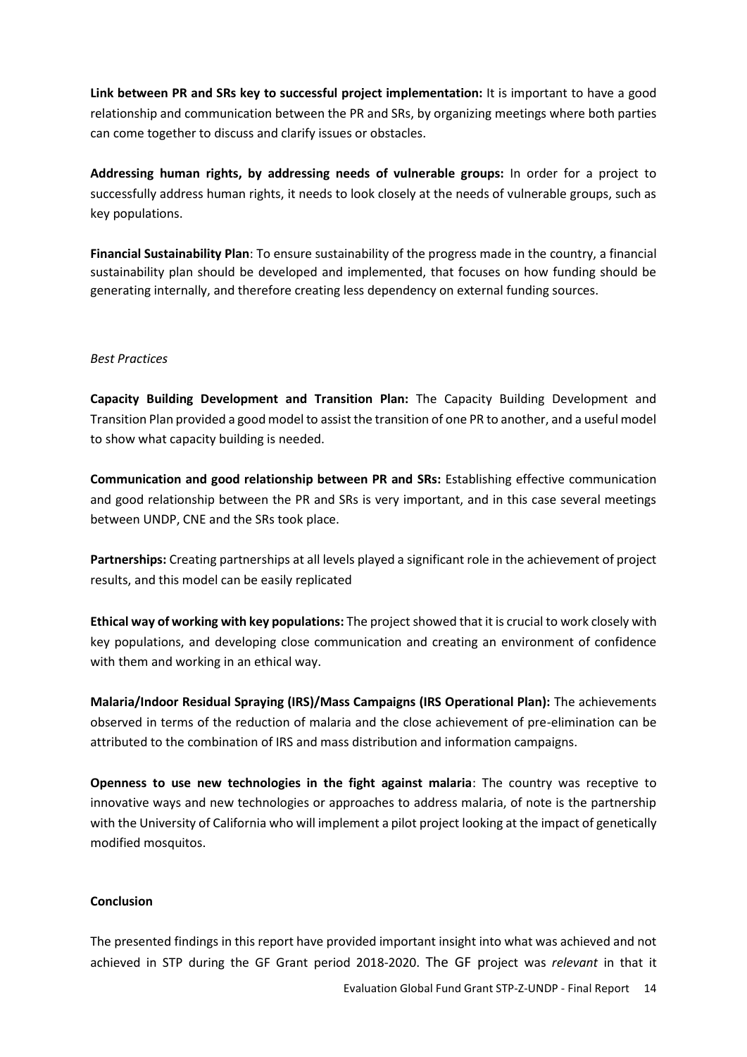**Link between PR and SRs key to successful project implementation:** It is important to have a good relationship and communication between the PR and SRs, by organizing meetings where both parties can come together to discuss and clarify issues or obstacles.

**Addressing human rights, by addressing needs of vulnerable groups:** In order for a project to successfully address human rights, it needs to look closely at the needs of vulnerable groups, such as key populations.

**Financial Sustainability Plan**: To ensure sustainability of the progress made in the country, a financial sustainability plan should be developed and implemented, that focuses on how funding should be generating internally, and therefore creating less dependency on external funding sources.

*Best Practices*

**Capacity Building Development and Transition Plan:** The Capacity Building Development and Transition Plan provided a good model to assist the transition of one PR to another, and a useful model to show what capacity building is needed.

**Communication and good relationship between PR and SRs:** Establishing effective communication and good relationship between the PR and SRs is very important, and in this case several meetings between UNDP, CNE and the SRs took place.

**Partnerships:** Creating partnerships at all levels played a significant role in the achievement of project results, and this model can be easily replicated

**Ethical way of working with key populations:** The project showed that it is crucial to work closely with key populations, and developing close communication and creating an environment of confidence with them and working in an ethical way.

**Malaria/Indoor Residual Spraying (IRS)/Mass Campaigns (IRS Operational Plan):** The achievements observed in terms of the reduction of malaria and the close achievement of pre-elimination can be attributed to the combination of IRS and mass distribution and information campaigns.

**Openness to use new technologies in the fight against malaria**: The country was receptive to innovative ways and new technologies or approaches to address malaria, of note is the partnership with the University of California who will implement a pilot project looking at the impact of genetically modified mosquitos.

**Conclusion**

The presented findings in this report have provided important insight into what was achieved and not achieved in STP during the GF Grant period 2018-2020. The GF project was *relevant* in that it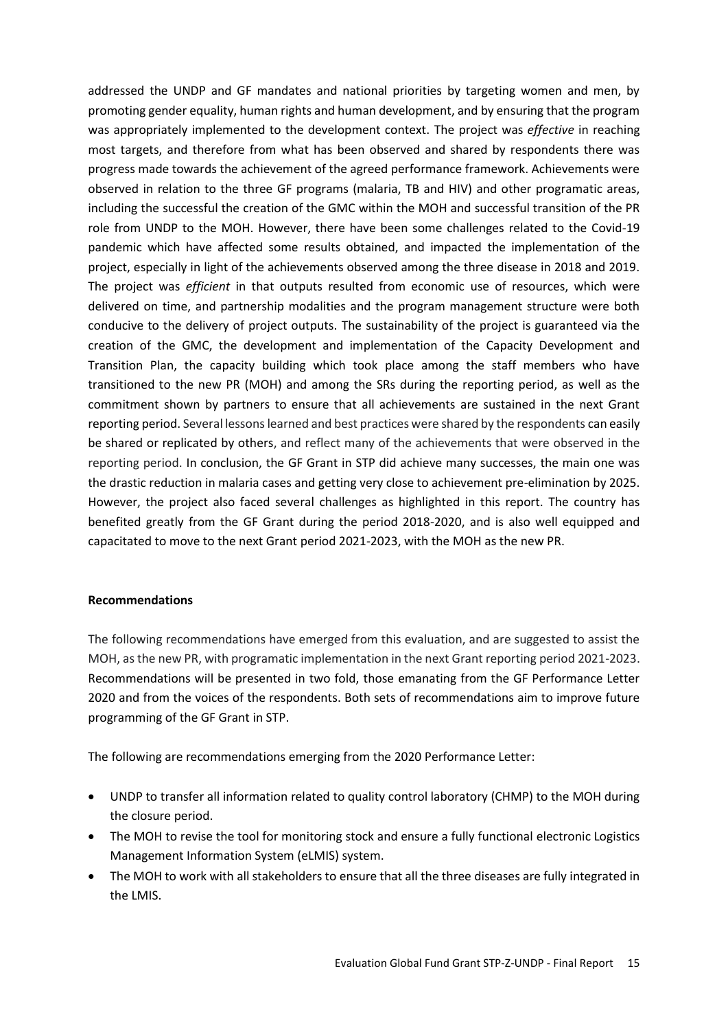addressed the UNDP and GF mandates and national priorities by targeting women and men, by promoting gender equality, human rights and human development, and by ensuring that the program was appropriately implemented to the development context. The project was *effective* in reaching most targets, and therefore from what has been observed and shared by respondents there was progress made towards the achievement of the agreed performance framework. Achievements were observed in relation to the three GF programs (malaria, TB and HIV) and other programatic areas, including the successful the creation of the GMC within the MOH and successful transition of the PR role from UNDP to the MOH. However, there have been some challenges related to the Covid-19 pandemic which have affected some results obtained, and impacted the implementation of the project, especially in light of the achievements observed among the three disease in 2018 and 2019. The project was *efficient* in that outputs resulted from economic use of resources, which were delivered on time, and partnership modalities and the program management structure were both conducive to the delivery of project outputs. The sustainability of the project is guaranteed via the creation of the GMC, the development and implementation of the Capacity Development and Transition Plan, the capacity building which took place among the staff members who have transitioned to the new PR (MOH) and among the SRs during the reporting period, as well as the commitment shown by partners to ensure that all achievements are sustained in the next Grant reporting period. Several lessons learned and best practices were shared by the respondents can easily be shared or replicated by others, and reflect many of the achievements that were observed in the reporting period. In conclusion, the GF Grant in STP did achieve many successes, the main one was the drastic reduction in malaria cases and getting very close to achievement pre-elimination by 2025. However, the project also faced several challenges as highlighted in this report. The country has benefited greatly from the GF Grant during the period 2018-2020, and is also well equipped and capacitated to move to the next Grant period 2021-2023, with the MOH as the new PR.

**Recommendations**

The following recommendations have emerged from this evaluation, and are suggested to assist the MOH, as the new PR, with programatic implementation in the next Grant reporting period 2021-2023. Recommendations will be presented in two fold, those emanating from the GF Performance Letter 2020 and from the voices of the respondents. Both sets of recommendations aim to improve future programming of the GF Grant in STP.

The following are recommendations emerging from the 2020 Performance Letter:

- UNDP to transfer all information related to quality control laboratory (CHMP) to the MOH during the closure period.
- The MOH to revise the tool for monitoring stock and ensure a fully functional electronic Logistics Management Information System (eLMIS) system.
- The MOH to work with all stakeholders to ensure that all the three diseases are fully integrated in the LMIS.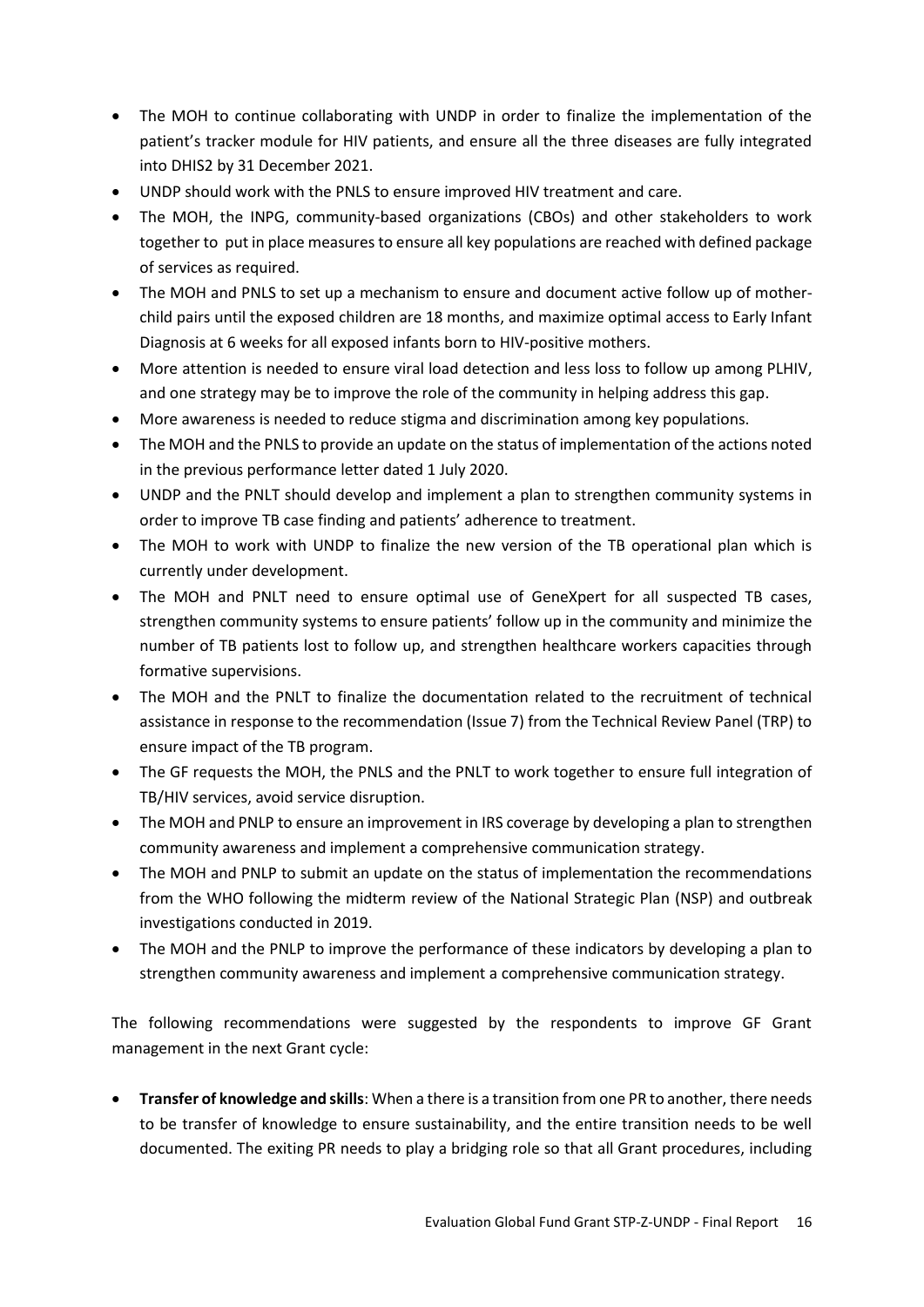- The MOH to continue collaborating with UNDP in order to finalize the implementation of the patient's tracker module for HIV patients, and ensure all the three diseases are fully integrated into DHIS2 by 31 December 2021.
- UNDP should work with the PNLS to ensure improved HIV treatment and care.
- The MOH, the INPG, community-based organizations (CBOs) and other stakeholders to work together to put in place measures to ensure all key populations are reached with defined package of services as required.
- The MOH and PNLS to set up a mechanism to ensure and document active follow up of mother-child pairs until the exposed children are 18 months, and maximize optimal access to Early Infant Diagnosis at 6 weeks for all exposed infants born to HIV-positive mothers.
- More attention is needed to ensure viral load detection and less loss to follow up among PLHIV, and one strategy may be to improve the role of the community in helping address this gap.
- More awareness is needed to reduce stigma and discrimination among key populations.
- The MOH and the PNLS to provide an update on the status of implementation of the actions noted in the previous performance letter dated 1 July 2020.
- UNDP and the PNLT should develop and implement a plan to strengthen community systems in order to improve TB case finding and patients' adherence to treatment.
- The MOH to work with UNDP to finalize the new version of the TB operational plan which is currently under development.
- The MOH and PNLT need to ensure optimal use of GeneXpert for all suspected TB cases, strengthen community systems to ensure patients' follow up in the community and minimize the number of TB patients lost to follow up, and strengthen healthcare workers capacities through formative supervisions.
- The MOH and the PNLT to finalize the documentation related to the recruitment of technical assistance in response to the recommendation (Issue 7) from the Technical Review Panel (TRP) to ensure impact of the TB program.
- The GF requests the MOH, the PNLS and the PNLT to work together to ensure full integration of TB/HIV services, avoid service disruption.
- The MOH and PNLP to ensure an improvement in IRS coverage by developing a plan to strengthen community awareness and implement a comprehensive communication strategy.
- The MOH and PNLP to submit an update on the status of implementation the recommendations from the WHO following the midterm review of the National Strategic Plan (NSP) and outbreak investigations conducted in 2019.
- The MOH and the PNLP to improve the performance of these indicators by developing a plan to strengthen community awareness and implement a comprehensive communication strategy.

The following recommendations were suggested by the respondents to improve GF Grant management in the next Grant cycle:

- **Transfer of knowledge and skills**: When a there is a transition from one PR to another, there needs to be transfer of knowledge to ensure sustainability, and the entire transition needs to be well documented. The exiting PR needs to play a bridging role so that all Grant procedures, including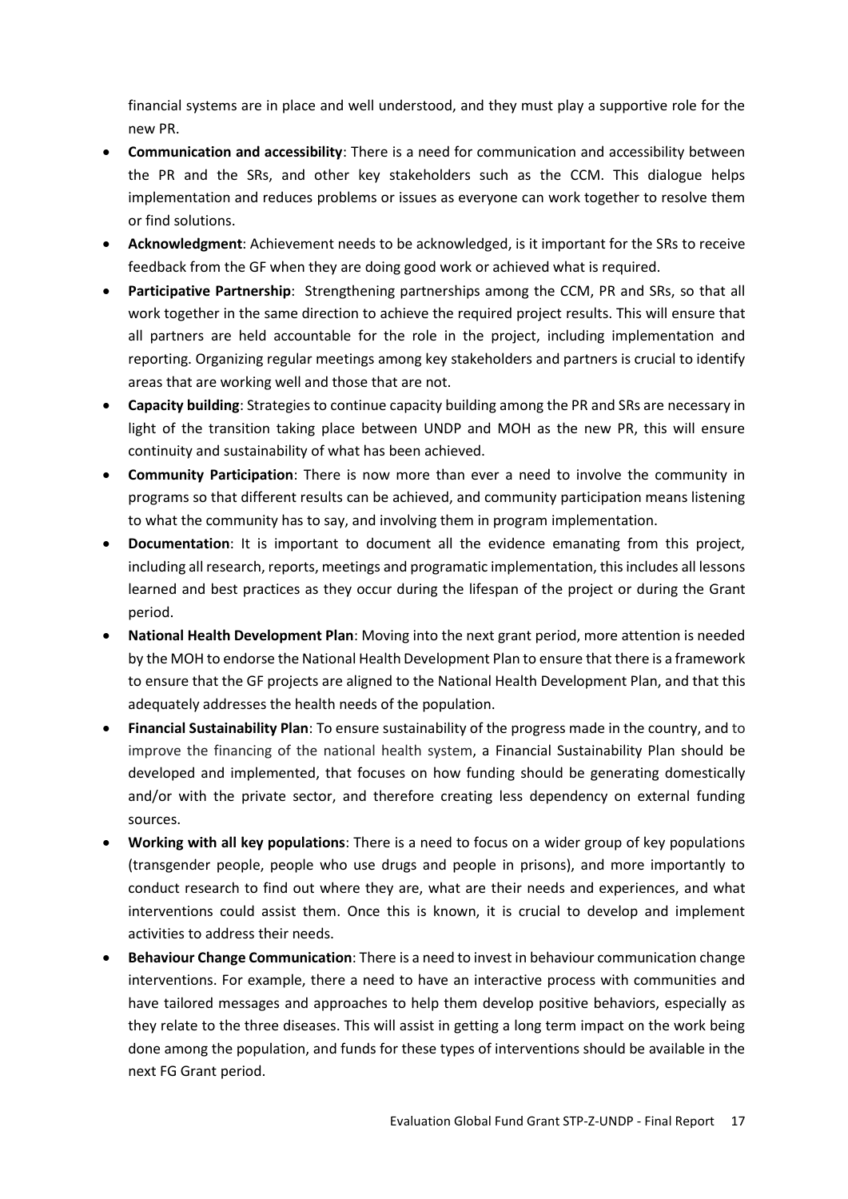financial systems are in place and well understood, and they must play a supportive role for the new PR.

- **Communication and accessibility**: There is a need for communication and accessibility between the PR and the SRs, and other key stakeholders such as the CCM. This dialogue helps implementation and reduces problems or issues as everyone can work together to resolve them or find solutions.
- **Acknowledgment**: Achievement needs to be acknowledged, is it important for the SRs to receive feedback from the GF when they are doing good work or achieved what is required.
- **Participative Partnership**: Strengthening partnerships among the CCM, PR and SRs, so that all work together in the same direction to achieve the required project results. This will ensure that all partners are held accountable for the role in the project, including implementation and reporting. Organizing regular meetings among key stakeholders and partners is crucial to identify areas that are working well and those that are not.
- **Capacity building**: Strategies to continue capacity building among the PR and SRs are necessary in light of the transition taking place between UNDP and MOH as the new PR, this will ensure continuity and sustainability of what has been achieved.
- **Community Participation**: There is now more than ever a need to involve the community in programs so that different results can be achieved, and community participation means listening to what the community has to say, and involving them in program implementation.
- **Documentation**: It is important to document all the evidence emanating from this project, including all research, reports, meetings and programatic implementation, this includes all lessons learned and best practices as they occur during the lifespan of the project or during the Grant period.
- **National Health Development Plan**: Moving into the next grant period, more attention is needed by the MOH to endorse the National Health Development Plan to ensure that there is a framework to ensure that the GF projects are aligned to the National Health Development Plan, and that this adequately addresses the health needs of the population.
- **Financial Sustainability Plan**: To ensure sustainability of the progress made in the country, and to improve the financing of the national health system, a Financial Sustainability Plan should be developed and implemented, that focuses on how funding should be generating domestically and/or with the private sector, and therefore creating less dependency on external funding sources.
- **Working with all key populations**: There is a need to focus on a wider group of key populations (transgender people, people who use drugs and people in prisons), and more importantly to conduct research to find out where they are, what are their needs and experiences, and what interventions could assist them. Once this is known, it is crucial to develop and implement activities to address their needs.
- **Behaviour Change Communication**: There is a need to invest in behaviour communication change interventions. For example, there a need to have an interactive process with communities and have tailored messages and approaches to help them develop positive behaviors, especially as they relate to the three diseases. This will assist in getting a long term impact on the work being done among the population, and funds for these types of interventions should be available in the next FG Grant period.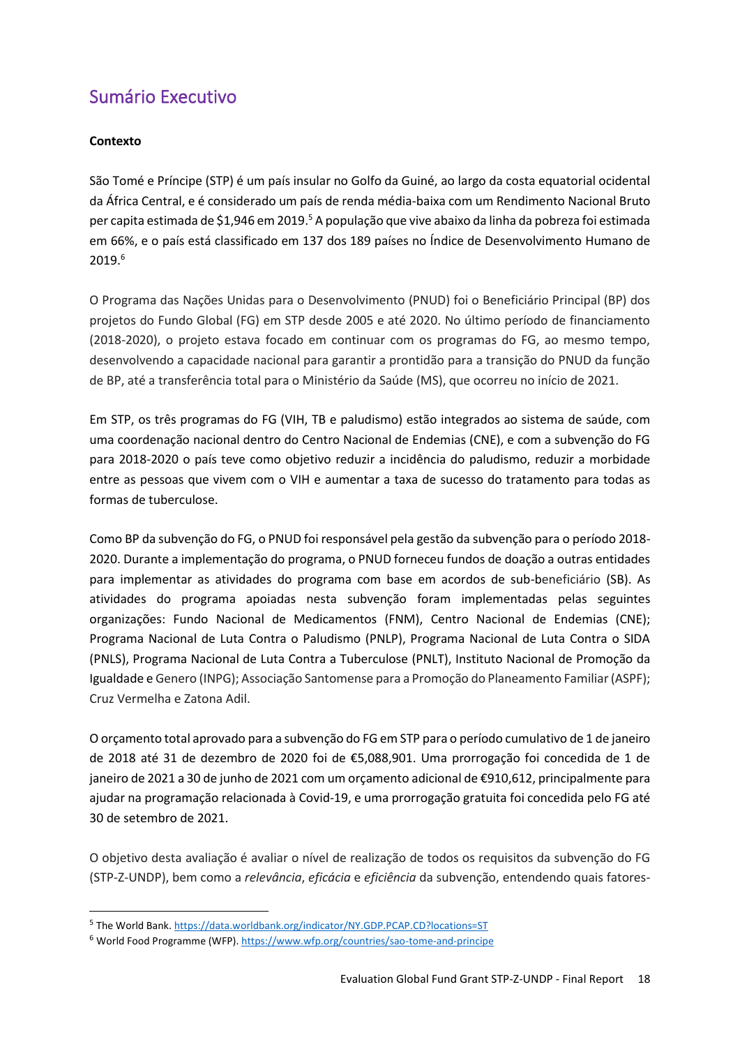# Sumário Executivo

**Contexto**

São Tomé e Príncipe (STP) é um país insular no Golfo da Guiné, ao largo da costa equatorial ocidental da África Central, e é considerado um país de renda média-baixa com um Rendimento Nacional Bruto per capita estimada de $1,946 em 2019.[5] A população que vive abaixo da linha da pobreza foi estimada em 66%, e o país está classificado em 137 dos 189 países no Índice de Desenvolvimento Humano de 2019.[6]

O Programa das Nações Unidas para o Desenvolvimento (PNUD) foi o Beneficiário Principal (BP) dos projetos do Fundo Global (FG) em STP desde 2005 e até 2020. No último período de financiamento (2018-2020), o projeto estava focado em continuar com os programas do FG, ao mesmo tempo, desenvolvendo a capacidade nacional para garantir a prontidão para a transição do PNUD da função de BP, até a transferência total para o Ministério da Saúde (MS), que ocorreu no início de 2021.

Em STP, os três programas do FG (VIH, TB e paludismo) estão integrados ao sistema de saúde, com uma coordenação nacional dentro do Centro Nacional de Endemias (CNE), e com a subvenção do FG para 2018-2020 o país teve como objetivo reduzir a incidência do paludismo, reduzir a morbidade entre as pessoas que vivem com o VIH e aumentar a taxa de sucesso do tratamento para todas as formas de tuberculose.

Como BP da subvenção do FG, o PNUD foi responsável pela gestão da subvenção para o período 2018-2020. Durante a implementação do programa, o PNUD forneceu fundos de doação a outras entidades para implementar as atividades do programa com base em acordos de sub-beneficiário (SB). As atividades do programa apoiadas nesta subvenção foram implementadas pelas seguintes organizações: Fundo Nacional de Medicamentos (FNM), Centro Nacional de Endemias (CNE); Programa Nacional de Luta Contra o Paludismo (PNLP), Programa Nacional de Luta Contra o SIDA (PNLS), Programa Nacional de Luta Contra a Tuberculose (PNLT), Instituto Nacional de Promoção da Igualdade e Genero (INPG); Associação Santomense para a Promoção do Planeamento Familiar (ASPF); Cruz Vermelha e Zatona Adil.

O orçamento total aprovado para a subvenção do FG em STP para o período cumulativo de 1 de janeiro de 2018 até 31 de dezembro de 2020 foi de €5,088,901. Uma prorrogação foi concedida de 1 de janeiro de 2021 a 30 de junho de 2021 com um orçamento adicional de €910,612, principalmente para ajudar na programação relacionada à Covid-19, e uma prorrogação gratuita foi concedida pelo FG até 30 de setembro de 2021.

O objetivo desta avaliação é avaliar o nível de realização de todos os requisitos da subvenção do FG (STP-Z-UNDP), bem como a *relevância*, *eficácia* e *eficiência* da subvenção, entendendo quais fatores-

---

[5] The World Bank. https://data.worldbank.org/indicator/NY.GDP.PCAP.CD?locations=ST

[6] World Food Programme (WFP). https://www.wfp.org/countries/sao-tome-and-principe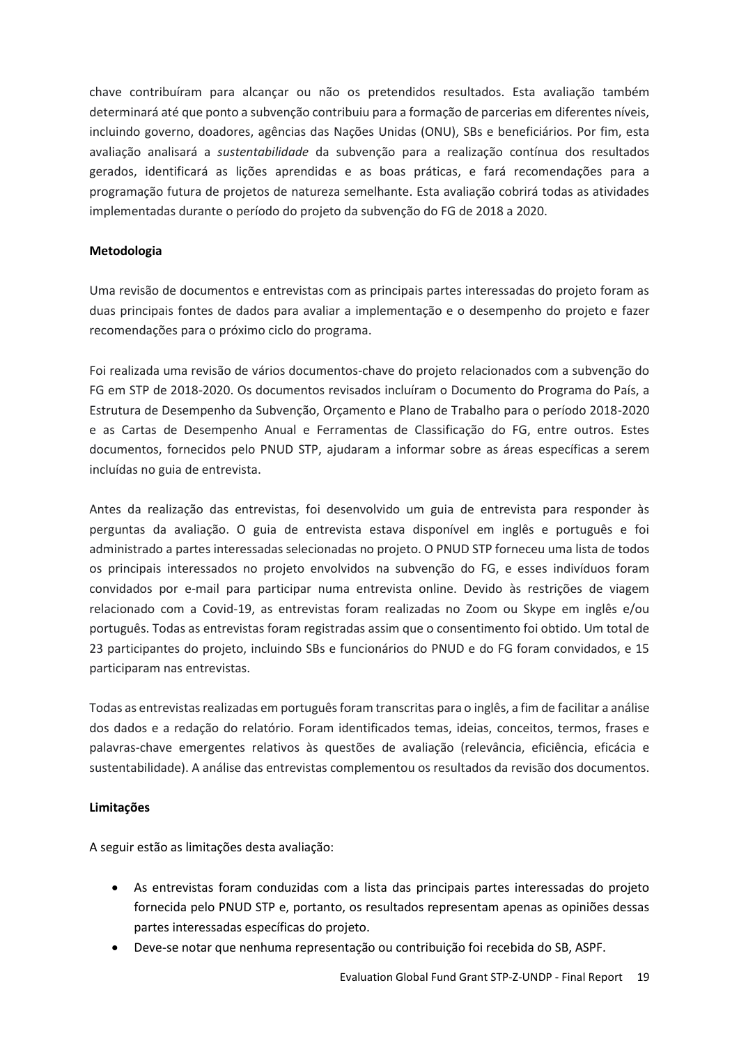chave contribuíram para alcançar ou não os pretendidos resultados. Esta avaliação também determinará até que ponto a subvenção contribuiu para a formação de parcerias em diferentes níveis, incluindo governo, doadores, agências das Nações Unidas (ONU), SBs e beneficiários. Por fim, esta avaliação analisará a *sustentabilidade* da subvenção para a realização contínua dos resultados gerados, identificará as lições aprendidas e as boas práticas, e fará recomendações para a programação futura de projetos de natureza semelhante. Esta avaliação cobrirá todas as atividades implementadas durante o período do projeto da subvenção do FG de 2018 a 2020.

**Metodologia**

Uma revisão de documentos e entrevistas com as principais partes interessadas do projeto foram as duas principais fontes de dados para avaliar a implementação e o desempenho do projeto e fazer recomendações para o próximo ciclo do programa.

Foi realizada uma revisão de vários documentos-chave do projeto relacionados com a subvenção do FG em STP de 2018-2020. Os documentos revisados incluíram o Documento do Programa do País, a Estrutura de Desempenho da Subvenção, Orçamento e Plano de Trabalho para o período 2018-2020 e as Cartas de Desempenho Anual e Ferramentas de Classificação do FG, entre outros. Estes documentos, fornecidos pelo PNUD STP, ajudaram a informar sobre as áreas específicas a serem incluídas no guia de entrevista.

Antes da realização das entrevistas, foi desenvolvido um guia de entrevista para responder às perguntas da avaliação. O guia de entrevista estava disponível em inglês e português e foi administrado a partes interessadas selecionadas no projeto. O PNUD STP forneceu uma lista de todos os principais interessados no projeto envolvidos na subvenção do FG, e esses indivíduos foram convidados por e-mail para participar numa entrevista online. Devido às restrições de viagem relacionado com a Covid-19, as entrevistas foram realizadas no Zoom ou Skype em inglês e/ou português. Todas as entrevistas foram registradas assim que o consentimento foi obtido. Um total de 23 participantes do projeto, incluindo SBs e funcionários do PNUD e do FG foram convidados, e 15 participaram nas entrevistas.

Todas as entrevistas realizadas em português foram transcritas para o inglês, a fim de facilitar a análise dos dados e a redação do relatório. Foram identificados temas, ideias, conceitos, termos, frases e palavras-chave emergentes relativos às questões de avaliação (relevância, eficiência, eficácia e sustentabilidade). A análise das entrevistas complementou os resultados da revisão dos documentos.

**Limitações**

A seguir estão as limitações desta avaliação:

- As entrevistas foram conduzidas com a lista das principais partes interessadas do projeto fornecida pelo PNUD STP e, portanto, os resultados representam apenas as opiniões dessas partes interessadas específicas do projeto.
- Deve-se notar que nenhuma representação ou contribuição foi recebida do SB, ASPF.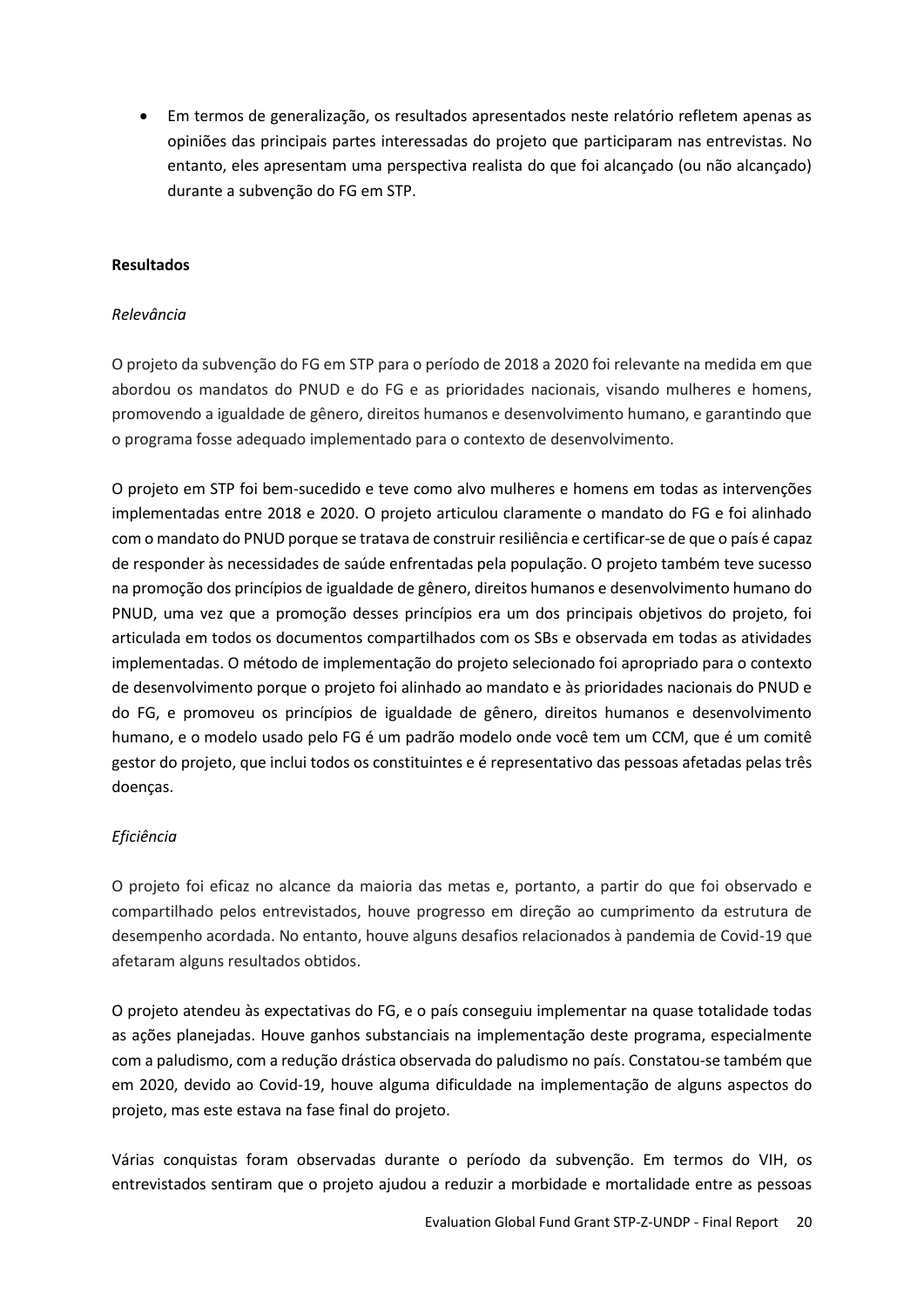- Em termos de generalização, os resultados apresentados neste relatório refletem apenas as opiniões das principais partes interessadas do projeto que participaram nas entrevistas. No entanto, eles apresentam uma perspectiva realista do que foi alcançado (ou não alcançado) durante a subvenção do FG em STP.

**Resultados**

*Relevância*

O projeto da subvenção do FG em STP para o período de 2018 a 2020 foi relevante na medida em que abordou os mandatos do PNUD e do FG e as prioridades nacionais, visando mulheres e homens, promovendo a igualdade de gênero, direitos humanos e desenvolvimento humano, e garantindo que o programa fosse adequado implementado para o contexto de desenvolvimento.

O projeto em STP foi bem-sucedido e teve como alvo mulheres e homens em todas as intervenções implementadas entre 2018 e 2020. O projeto articulou claramente o mandato do FG e foi alinhado com o mandato do PNUD porque se tratava de construir resiliência e certificar-se de que o país é capaz de responder às necessidades de saúde enfrentadas pela população. O projeto também teve sucesso na promoção dos princípios de igualdade de gênero, direitos humanos e desenvolvimento humano do PNUD, uma vez que a promoção desses princípios era um dos principais objetivos do projeto, foi articulada em todos os documentos compartilhados com os SBs e observada em todas as atividades implementadas. O método de implementação do projeto selecionado foi apropriado para o contexto de desenvolvimento porque o projeto foi alinhado ao mandato e às prioridades nacionais do PNUD e do FG, e promoveu os princípios de igualdade de gênero, direitos humanos e desenvolvimento humano, e o modelo usado pelo FG é um padrão modelo onde você tem um CCM, que é um comitê gestor do projeto, que inclui todos os constituintes e é representativo das pessoas afetadas pelas três doenças.

*Eficiência*

O projeto foi eficaz no alcance da maioria das metas e, portanto, a partir do que foi observado e compartilhado pelos entrevistados, houve progresso em direção ao cumprimento da estrutura de desempenho acordada. No entanto, houve alguns desafios relacionados à pandemia de Covid-19 que afetaram alguns resultados obtidos.

O projeto atendeu às expectativas do FG, e o país conseguiu implementar na quase totalidade todas as ações planejadas. Houve ganhos substanciais na implementação deste programa, especialmente com a paludismo, com a redução drástica observada do paludismo no país. Constatou-se também que em 2020, devido ao Covid-19, houve alguma dificuldade na implementação de alguns aspectos do projeto, mas este estava na fase final do projeto.

Várias conquistas foram observadas durante o período da subvenção. Em termos do VIH, os entrevistados sentiram que o projeto ajudou a reduzir a morbidade e mortalidade entre as pessoas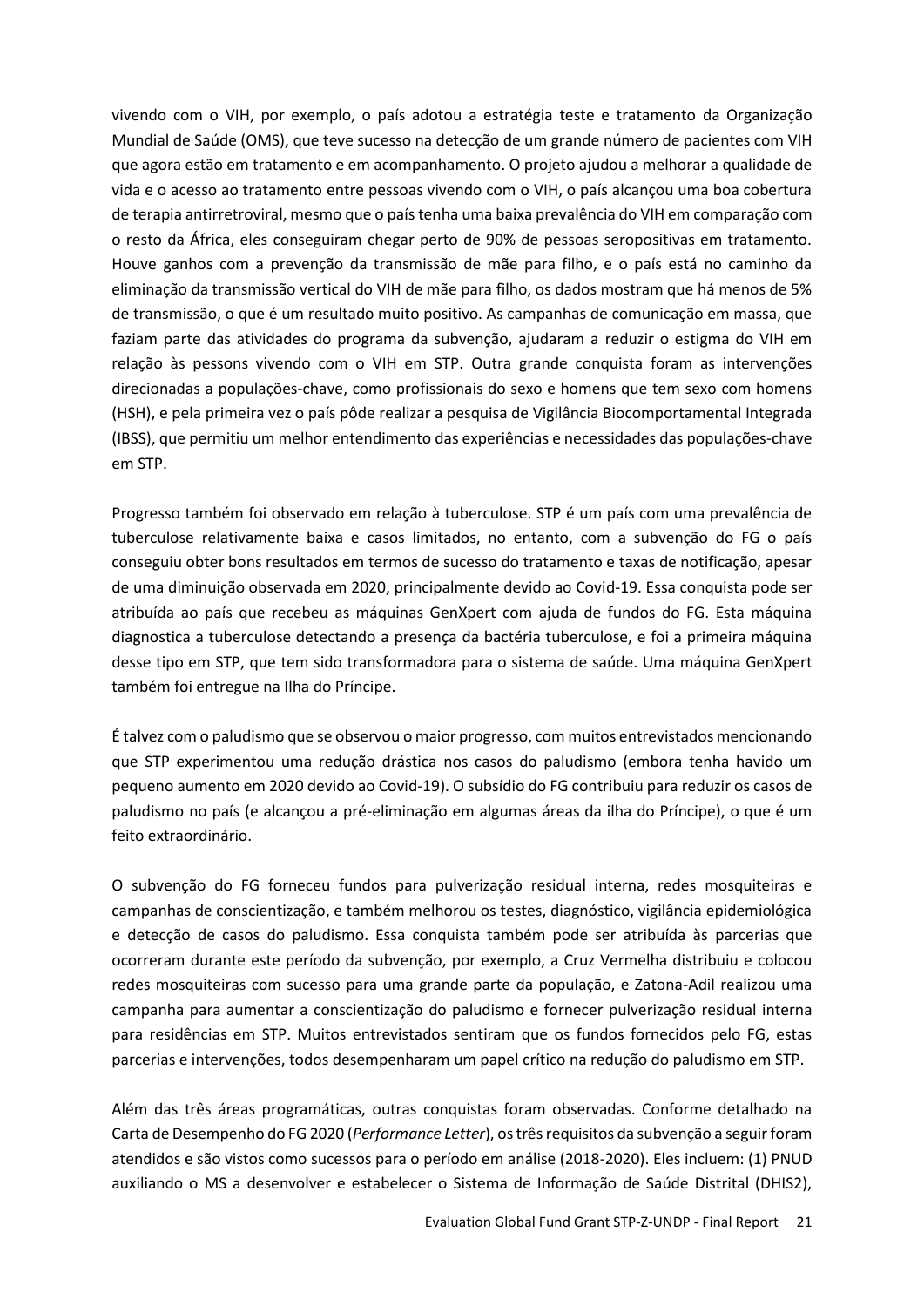vivendo com o VIH, por exemplo, o país adotou a estratégia teste e tratamento da Organização Mundial de Saúde (OMS), que teve sucesso na detecção de um grande número de pacientes com VIH que agora estão em tratamento e em acompanhamento. O projeto ajudou a melhorar a qualidade de vida e o acesso ao tratamento entre pessoas vivendo com o VIH, o país alcançou uma boa cobertura de terapia antirretroviral, mesmo que o país tenha uma baixa prevalência do VIH em comparação com o resto da África, eles conseguiram chegar perto de 90% de pessoas seropositivas em tratamento. Houve ganhos com a prevenção da transmissão de mãe para filho, e o país está no caminho da eliminação da transmissão vertical do VIH de mãe para filho, os dados mostram que há menos de 5% de transmissão, o que é um resultado muito positivo. As campanhas de comunicação em massa, que faziam parte das atividades do programa da subvenção, ajudaram a reduzir o estigma do VIH em relação às pessons vivendo com o VIH em STP. Outra grande conquista foram as intervenções direcionadas a populações-chave, como profissionais do sexo e homens que tem sexo com homens (HSH), e pela primeira vez o país pôde realizar a pesquisa de Vigilância Biocomportamental Integrada (IBSS), que permitiu um melhor entendimento das experiências e necessidades das populações-chave em STP.

Progresso também foi observado em relação à tuberculose. STP é um país com uma prevalência de tuberculose relativamente baixa e casos limitados, no entanto, com a subvenção do FG o país conseguiu obter bons resultados em termos de sucesso do tratamento e taxas de notificação, apesar de uma diminuição observada em 2020, principalmente devido ao Covid-19. Essa conquista pode ser atribuída ao país que recebeu as máquinas GenXpert com ajuda de fundos do FG. Esta máquina diagnostica a tuberculose detectando a presença da bactéria tuberculose, e foi a primeira máquina desse tipo em STP, que tem sido transformadora para o sistema de saúde. Uma máquina GenXpert também foi entregue na Ilha do Príncipe.

É talvez com o paludismo que se observou o maior progresso, com muitos entrevistados mencionando que STP experimentou uma redução drástica nos casos do paludismo (embora tenha havido um pequeno aumento em 2020 devido ao Covid-19). O subsídio do FG contribuiu para reduzir os casos de paludismo no país (e alcançou a pré-eliminação em algumas áreas da ilha do Príncipe), o que é um feito extraordinário.

O subvenção do FG forneceu fundos para pulverização residual interna, redes mosquiteiras e campanhas de conscientização, e também melhorou os testes, diagnóstico, vigilância epidemiológica e detecção de casos do paludismo. Essa conquista também pode ser atribuída às parcerias que ocorreram durante este período da subvenção, por exemplo, a Cruz Vermelha distribuiu e colocou redes mosquiteiras com sucesso para uma grande parte da população, e Zatona-Adil realizou uma campanha para aumentar a conscientização do paludismo e fornecer pulverização residual interna para residências em STP. Muitos entrevistados sentiram que os fundos fornecidos pelo FG, estas parcerias e intervenções, todos desempenharam um papel crítico na redução do paludismo em STP.

Além das três áreas programáticas, outras conquistas foram observadas. Conforme detalhado na Carta de Desempenho do FG 2020 (*Performance Letter*), os três requisitos da subvenção a seguir foram atendidos e são vistos como sucessos para o período em análise (2018-2020). Eles incluem: (1) PNUD auxiliando o MS a desenvolver e estabelecer o Sistema de Informação de Saúde Distrital (DHIS2),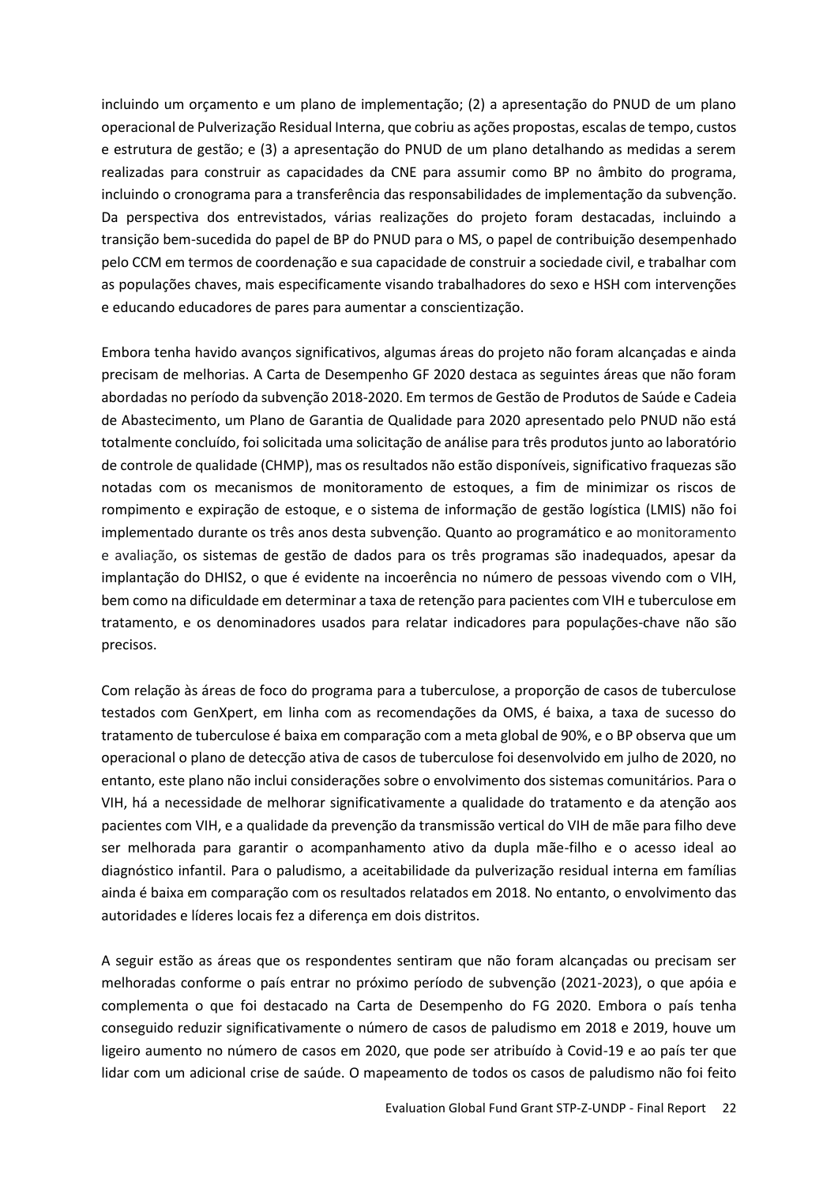incluindo um orçamento e um plano de implementação; (2) a apresentação do PNUD de um plano operacional de Pulverização Residual Interna, que cobriu as ações propostas, escalas de tempo, custos e estrutura de gestão; e (3) a apresentação do PNUD de um plano detalhando as medidas a serem realizadas para construir as capacidades da CNE para assumir como BP no âmbito do programa, incluindo o cronograma para a transferência das responsabilidades de implementação da subvenção. Da perspectiva dos entrevistados, várias realizações do projeto foram destacadas, incluindo a transição bem-sucedida do papel de BP do PNUD para o MS, o papel de contribuição desempenhado pelo CCM em termos de coordenação e sua capacidade de construir a sociedade civil, e trabalhar com as populações chaves, mais especificamente visando trabalhadores do sexo e HSH com intervenções e educando educadores de pares para aumentar a conscientização.

Embora tenha havido avanços significativos, algumas áreas do projeto não foram alcançadas e ainda precisam de melhorias. A Carta de Desempenho GF 2020 destaca as seguintes áreas que não foram abordadas no período da subvenção 2018-2020. Em termos de Gestão de Produtos de Saúde e Cadeia de Abastecimento, um Plano de Garantia de Qualidade para 2020 apresentado pelo PNUD não está totalmente concluído, foi solicitada uma solicitação de análise para três produtos junto ao laboratório de controle de qualidade (CHMP), mas os resultados não estão disponíveis, significativo fraquezas são notadas com os mecanismos de monitoramento de estoques, a fim de minimizar os riscos de rompimento e expiração de estoque, e o sistema de informação de gestão logística (LMIS) não foi implementado durante os três anos desta subvenção. Quanto ao programático e ao monitoramento e avaliação, os sistemas de gestão de dados para os três programas são inadequados, apesar da implantação do DHIS2, o que é evidente na incoerência no número de pessoas vivendo com o VIH, bem como na dificuldade em determinar a taxa de retenção para pacientes com VIH e tuberculose em tratamento, e os denominadores usados para relatar indicadores para populações-chave não são precisos.

Com relação às áreas de foco do programa para a tuberculose, a proporção de casos de tuberculose testados com GenXpert, em linha com as recomendações da OMS, é baixa, a taxa de sucesso do tratamento de tuberculose é baixa em comparação com a meta global de 90%, e o BP observa que um operacional o plano de detecção ativa de casos de tuberculose foi desenvolvido em julho de 2020, no entanto, este plano não inclui considerações sobre o envolvimento dos sistemas comunitários. Para o VIH, há a necessidade de melhorar significativamente a qualidade do tratamento e da atenção aos pacientes com VIH, e a qualidade da prevenção da transmissão vertical do VIH de mãe para filho deve ser melhorada para garantir o acompanhamento ativo da dupla mãe-filho e o acesso ideal ao diagnóstico infantil. Para o paludismo, a aceitabilidade da pulverização residual interna em famílias ainda é baixa em comparação com os resultados relatados em 2018. No entanto, o envolvimento das autoridades e líderes locais fez a diferença em dois distritos.

A seguir estão as áreas que os respondentes sentiram que não foram alcançadas ou precisam ser melhoradas conforme o país entrar no próximo período de subvenção (2021-2023), o que apóia e complementa o que foi destacado na Carta de Desempenho do FG 2020. Embora o país tenha conseguido reduzir significativamente o número de casos de paludismo em 2018 e 2019, houve um ligeiro aumento no número de casos em 2020, que pode ser atribuído à Covid-19 e ao país ter que lidar com um adicional crise de saúde. O mapeamento de todos os casos de paludismo não foi feito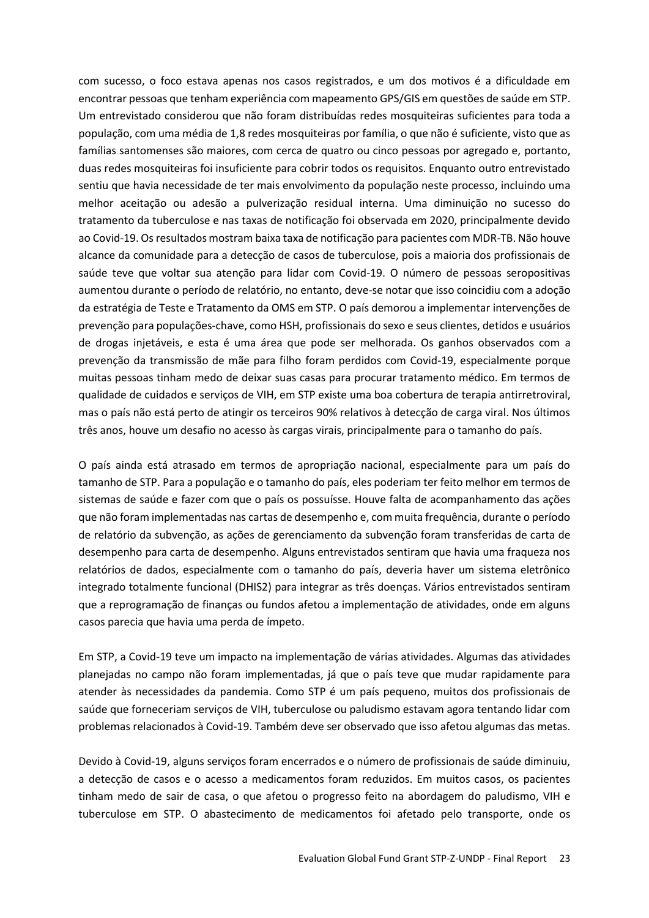com sucesso, o foco estava apenas nos casos registrados, e um dos motivos é a dificuldade em encontrar pessoas que tenham experiência com mapeamento GPS/GIS em questões de saúde em STP. Um entrevistado considerou que não foram distribuídas redes mosquiteiras suficientes para toda a população, com uma média de 1,8 redes mosquiteiras por família, o que não é suficiente, visto que as famílias santomenses são maiores, com cerca de quatro ou cinco pessoas por agregado e, portanto, duas redes mosquiteiras foi insuficiente para cobrir todos os requisitos. Enquanto outro entrevistado sentiu que havia necessidade de ter mais envolvimento da população neste processo, incluindo uma melhor aceitação ou adesão a pulverização residual interna. Uma diminuição no sucesso do tratamento da tuberculose e nas taxas de notificação foi observada em 2020, principalmente devido ao Covid-19. Os resultados mostram baixa taxa de notificação para pacientes com MDR-TB. Não houve alcance da comunidade para a detecção de casos de tuberculose, pois a maioria dos profissionais de saúde teve que voltar sua atenção para lidar com Covid-19. O número de pessoas seropositivas aumentou durante o período de relatório, no entanto, deve-se notar que isso coincidiu com a adoção da estratégia de Teste e Tratamento da OMS em STP. O país demorou a implementar intervenções de prevenção para populações-chave, como HSH, profissionais do sexo e seus clientes, detidos e usuários de drogas injetáveis, e esta é uma área que pode ser melhorada. Os ganhos observados com a prevenção da transmissão de mãe para filho foram perdidos com Covid-19, especialmente porque muitas pessoas tinham medo de deixar suas casas para procurar tratamento médico. Em termos de qualidade de cuidados e serviços de VIH, em STP existe uma boa cobertura de terapia antirretroviral, mas o país não está perto de atingir os terceiros 90% relativos à detecção de carga viral. Nos últimos três anos, houve um desafio no acesso às cargas virais, principalmente para o tamanho do país.

O país ainda está atrasado em termos de apropriação nacional, especialmente para um país do tamanho de STP. Para a população e o tamanho do país, eles poderiam ter feito melhor em termos de sistemas de saúde e fazer com que o país os possuísse. Houve falta de acompanhamento das ações que não foram implementadas nas cartas de desempenho e, com muita frequência, durante o período de relatório da subvenção, as ações de gerenciamento da subvenção foram transferidas de carta de desempenho para carta de desempenho. Alguns entrevistados sentiram que havia uma fraqueza nos relatórios de dados, especialmente com o tamanho do país, deveria haver um sistema eletrônico integrado totalmente funcional (DHIS2) para integrar as três doenças. Vários entrevistados sentiram que a reprogramação de finanças ou fundos afetou a implementação de atividades, onde em alguns casos parecia que havia uma perda de ímpeto.

Em STP, a Covid-19 teve um impacto na implementação de várias atividades. Algumas das atividades planejadas no campo não foram implementadas, já que o país teve que mudar rapidamente para atender às necessidades da pandemia. Como STP é um país pequeno, muitos dos profissionais de saúde que forneceriam serviços de VIH, tuberculose ou paludismo estavam agora tentando lidar com problemas relacionados à Covid-19. Também deve ser observado que isso afetou algumas das metas.

Devido à Covid-19, alguns serviços foram encerrados e o número de profissionais de saúde diminuiu, a detecção de casos e o acesso a medicamentos foram reduzidos. Em muitos casos, os pacientes tinham medo de sair de casa, o que afetou o progresso feito na abordagem do paludismo, VIH e tuberculose em STP. O abastecimento de medicamentos foi afetado pelo transporte, onde os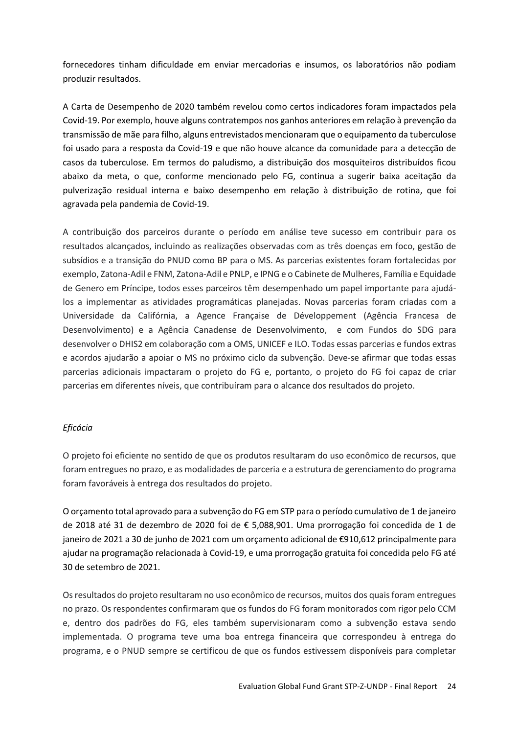fornecedores tinham dificuldade em enviar mercadorias e insumos, os laboratórios não podiam produzir resultados.

A Carta de Desempenho de 2020 também revelou como certos indicadores foram impactados pela Covid-19. Por exemplo, houve alguns contratempos nos ganhos anteriores em relação à prevenção da transmissão de mãe para filho, alguns entrevistados mencionaram que o equipamento da tuberculose foi usado para a resposta da Covid-19 e que não houve alcance da comunidade para a detecção de casos da tuberculose. Em termos do paludismo, a distribuição dos mosquiteiros distribuídos ficou abaixo da meta, o que, conforme mencionado pelo FG, continua a sugerir baixa aceitação da pulverização residual interna e baixo desempenho em relação à distribuição de rotina, que foi agravada pela pandemia de Covid-19.

A contribuição dos parceiros durante o período em análise teve sucesso em contribuir para os resultados alcançados, incluindo as realizações observadas com as três doenças em foco, gestão de subsídios e a transição do PNUD como BP para o MS. As parcerias existentes foram fortalecidas por exemplo, Zatona-Adil e FNM, Zatona-Adil e PNLP, e IPNG e o Cabinete de Mulheres, Família e Equidade de Genero em Príncipe, todos esses parceiros têm desempenhado um papel importante para ajudá-los a implementar as atividades programáticas planejadas. Novas parcerias foram criadas com a Universidade da Califórnia, a Agence Française de Développement (Agência Francesa de Desenvolvimento) e a Agência Canadense de Desenvolvimento, e com Fundos do SDG para desenvolver o DHIS2 em colaboração com a OMS, UNICEF e ILO. Todas essas parcerias e fundos extras e acordos ajudarão a apoiar o MS no próximo ciclo da subvenção. Deve-se afirmar que todas essas parcerias adicionais impactaram o projeto do FG e, portanto, o projeto do FG foi capaz de criar parcerias em diferentes níveis, que contribuíram para o alcance dos resultados do projeto.

*Eficácia*

O projeto foi eficiente no sentido de que os produtos resultaram do uso econômico de recursos, que foram entregues no prazo, e as modalidades de parceria e a estrutura de gerenciamento do programa foram favoráveis à entrega dos resultados do projeto.

O orçamento total aprovado para a subvenção do FG em STP para o período cumulativo de 1 de janeiro de 2018 até 31 de dezembro de 2020 foi de € 5,088,901. Uma prorrogação foi concedida de 1 de janeiro de 2021 a 30 de junho de 2021 com um orçamento adicional de €910,612 principalmente para ajudar na programação relacionada à Covid-19, e uma prorrogação gratuita foi concedida pelo FG até 30 de setembro de 2021.

Os resultados do projeto resultaram no uso econômico de recursos, muitos dos quais foram entregues no prazo. Os respondentes confirmaram que os fundos do FG foram monitorados com rigor pelo CCM e, dentro dos padrões do FG, eles também supervisionaram como a subvenção estava sendo implementada. O programa teve uma boa entrega financeira que correspondeu à entrega do programa, e o PNUD sempre se certificou de que os fundos estivessem disponíveis para completar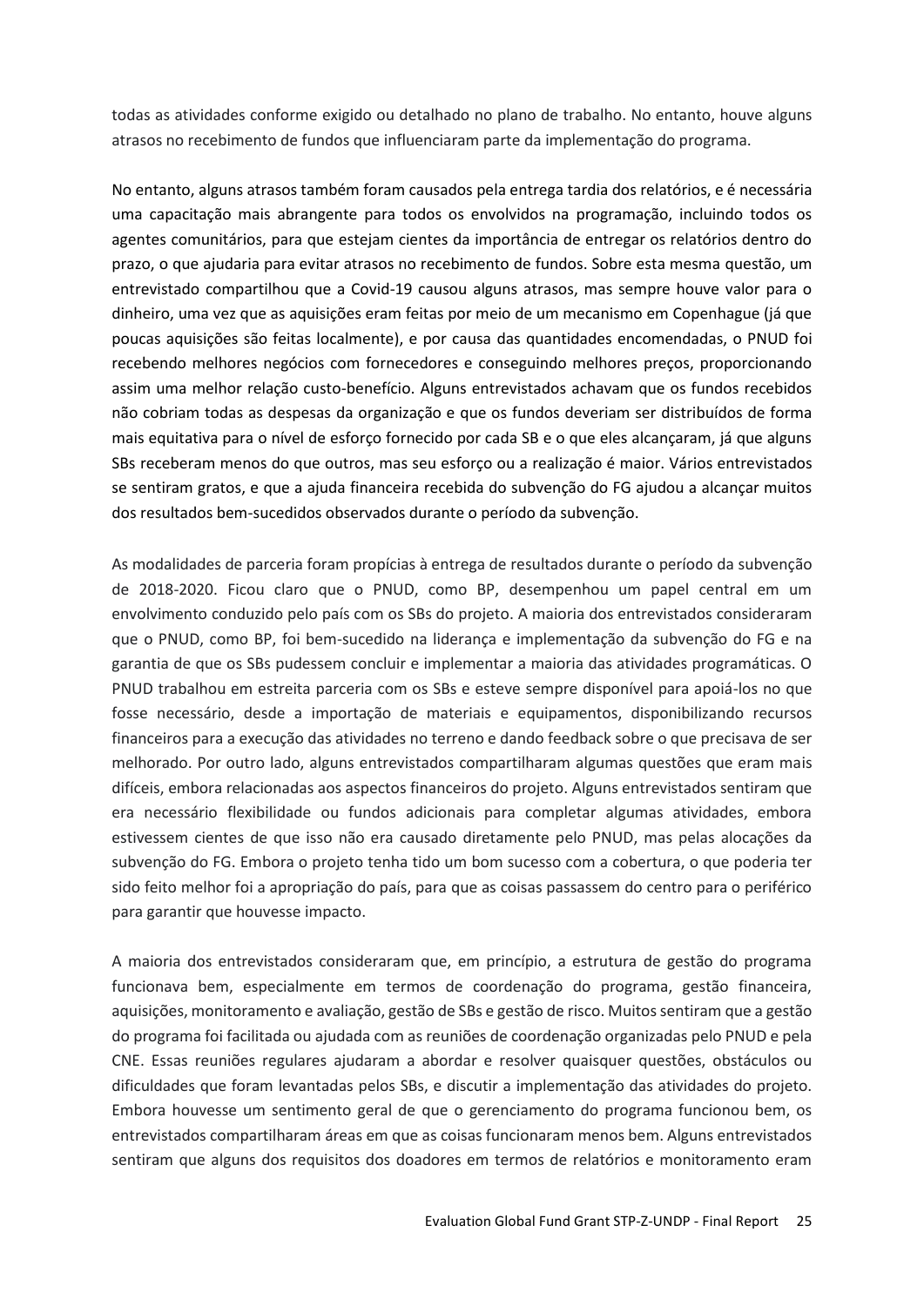todas as atividades conforme exigido ou detalhado no plano de trabalho. No entanto, houve alguns atrasos no recebimento de fundos que influenciaram parte da implementação do programa.

No entanto, alguns atrasos também foram causados pela entrega tardia dos relatórios, e é necessária uma capacitação mais abrangente para todos os envolvidos na programação, incluindo todos os agentes comunitários, para que estejam cientes da importância de entregar os relatórios dentro do prazo, o que ajudaria para evitar atrasos no recebimento de fundos. Sobre esta mesma questão, um entrevistado compartilhou que a Covid-19 causou alguns atrasos, mas sempre houve valor para o dinheiro, uma vez que as aquisições eram feitas por meio de um mecanismo em Copenhague (já que poucas aquisições são feitas localmente), e por causa das quantidades encomendadas, o PNUD foi recebendo melhores negócios com fornecedores e conseguindo melhores preços, proporcionando assim uma melhor relação custo-benefício. Alguns entrevistados achavam que os fundos recebidos não cobriam todas as despesas da organização e que os fundos deveriam ser distribuídos de forma mais equitativa para o nível de esforço fornecido por cada SB e o que eles alcançaram, já que alguns SBs receberam menos do que outros, mas seu esforço ou a realização é maior. Vários entrevistados se sentiram gratos, e que a ajuda financeira recebida do subvenção do FG ajudou a alcançar muitos dos resultados bem-sucedidos observados durante o período da subvenção.

As modalidades de parceria foram propícias à entrega de resultados durante o período da subvenção de 2018-2020. Ficou claro que o PNUD, como BP, desempenhou um papel central em um envolvimento conduzido pelo país com os SBs do projeto. A maioria dos entrevistados consideraram que o PNUD, como BP, foi bem-sucedido na liderança e implementação da subvenção do FG e na garantia de que os SBs pudessem concluir e implementar a maioria das atividades programáticas. O PNUD trabalhou em estreita parceria com os SBs e esteve sempre disponível para apoiá-los no que fosse necessário, desde a importação de materiais e equipamentos, disponibilizando recursos financeiros para a execução das atividades no terreno e dando feedback sobre o que precisava de ser melhorado. Por outro lado, alguns entrevistados compartilharam algumas questões que eram mais difíceis, embora relacionadas aos aspectos financeiros do projeto. Alguns entrevistados sentiram que era necessário flexibilidade ou fundos adicionais para completar algumas atividades, embora estivessem cientes de que isso não era causado diretamente pelo PNUD, mas pelas alocações da subvenção do FG. Embora o projeto tenha tido um bom sucesso com a cobertura, o que poderia ter sido feito melhor foi a apropriação do país, para que as coisas passassem do centro para o periférico para garantir que houvesse impacto.

A maioria dos entrevistados consideraram que, em princípio, a estrutura de gestão do programa funcionava bem, especialmente em termos de coordenação do programa, gestão financeira, aquisições, monitoramento e avaliação, gestão de SBs e gestão de risco. Muitos sentiram que a gestão do programa foi facilitada ou ajudada com as reuniões de coordenação organizadas pelo PNUD e pela CNE. Essas reuniões regulares ajudaram a abordar e resolver quaisquer questões, obstáculos ou dificuldades que foram levantadas pelos SBs, e discutir a implementação das atividades do projeto. Embora houvesse um sentimento geral de que o gerenciamento do programa funcionou bem, os entrevistados compartilharam áreas em que as coisas funcionaram menos bem. Alguns entrevistados sentiram que alguns dos requisitos dos doadores em termos de relatórios e monitoramento eram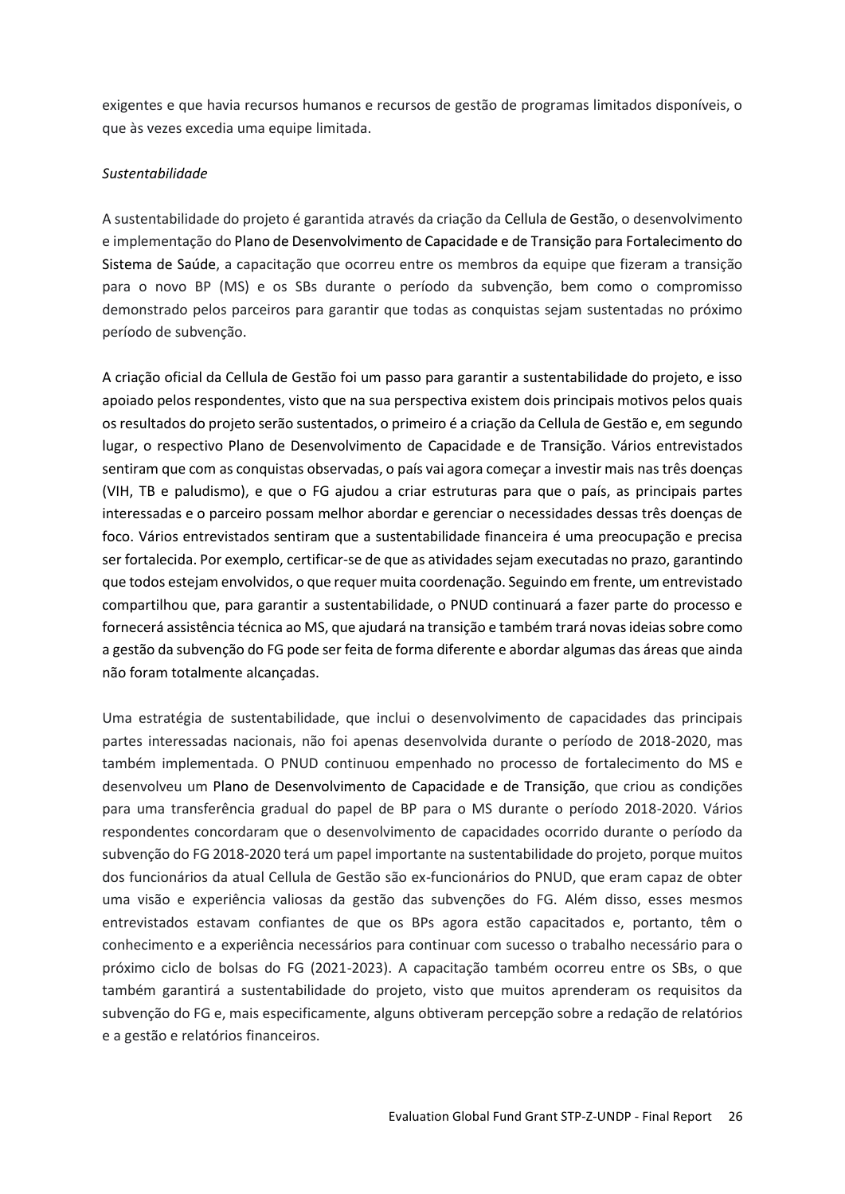exigentes e que havia recursos humanos e recursos de gestão de programas limitados disponíveis, o que às vezes excedia uma equipe limitada.

*Sustentabilidade*

A sustentabilidade do projeto é garantida através da criação da Cellula de Gestão, o desenvolvimento e implementação do Plano de Desenvolvimento de Capacidade e de Transição para Fortalecimento do Sistema de Saúde, a capacitação que ocorreu entre os membros da equipe que fizeram a transição para o novo BP (MS) e os SBs durante o período da subvenção, bem como o compromisso demonstrado pelos parceiros para garantir que todas as conquistas sejam sustentadas no próximo período de subvenção.

A criação oficial da Cellula de Gestão foi um passo para garantir a sustentabilidade do projeto, e isso apoiado pelos respondentes, visto que na sua perspectiva existem dois principais motivos pelos quais os resultados do projeto serão sustentados, o primeiro é a criação da Cellula de Gestão e, em segundo lugar, o respectivo Plano de Desenvolvimento de Capacidade e de Transição. Vários entrevistados sentiram que com as conquistas observadas, o país vai agora começar a investir mais nas três doenças (VIH, TB e paludismo), e que o FG ajudou a criar estruturas para que o país, as principais partes interessadas e o parceiro possam melhor abordar e gerenciar o necessidades dessas três doenças de foco. Vários entrevistados sentiram que a sustentabilidade financeira é uma preocupação e precisa ser fortalecida. Por exemplo, certificar-se de que as atividades sejam executadas no prazo, garantindo que todos estejam envolvidos, o que requer muita coordenação. Seguindo em frente, um entrevistado compartilhou que, para garantir a sustentabilidade, o PNUD continuará a fazer parte do processo e fornecerá assistência técnica ao MS, que ajudará na transição e também trará novas ideias sobre como a gestão da subvenção do FG pode ser feita de forma diferente e abordar algumas das áreas que ainda não foram totalmente alcançadas.

Uma estratégia de sustentabilidade, que inclui o desenvolvimento de capacidades das principais partes interessadas nacionais, não foi apenas desenvolvida durante o período de 2018-2020, mas também implementada. O PNUD continuou empenhado no processo de fortalecimento do MS e desenvolveu um Plano de Desenvolvimento de Capacidade e de Transição, que criou as condições para uma transferência gradual do papel de BP para o MS durante o período 2018-2020. Vários respondentes concordaram que o desenvolvimento de capacidades ocorrido durante o período da subvenção do FG 2018-2020 terá um papel importante na sustentabilidade do projeto, porque muitos dos funcionários da atual Cellula de Gestão são ex-funcionários do PNUD, que eram capaz de obter uma visão e experiência valiosas da gestão das subvenções do FG. Além disso, esses mesmos entrevistados estavam confiantes de que os BPs agora estão capacitados e, portanto, têm o conhecimento e a experiência necessários para continuar com sucesso o trabalho necessário para o próximo ciclo de bolsas do FG (2021-2023). A capacitação também ocorreu entre os SBs, o que também garantirá a sustentabilidade do projeto, visto que muitos aprenderam os requisitos da subvenção do FG e, mais especificamente, alguns obtiveram percepção sobre a redação de relatórios e a gestão e relatórios financeiros.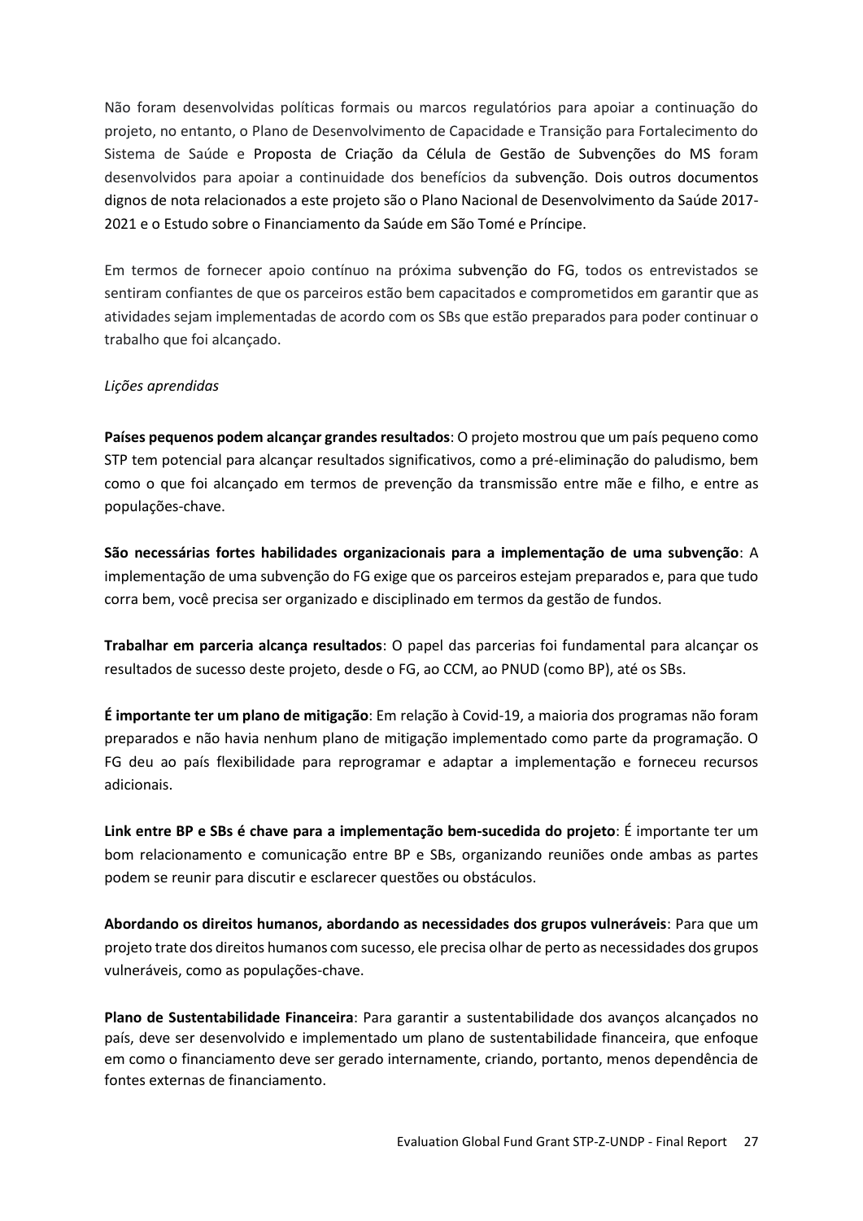Não foram desenvolvidas políticas formais ou marcos regulatórios para apoiar a continuação do projeto, no entanto, o Plano de Desenvolvimento de Capacidade e Transição para Fortalecimento do Sistema de Saúde e Proposta de Criação da Célula de Gestão de Subvenções do MS foram desenvolvidos para apoiar a continuidade dos benefícios da subvenção. Dois outros documentos dignos de nota relacionados a este projeto são o Plano Nacional de Desenvolvimento da Saúde 2017-2021 e o Estudo sobre o Financiamento da Saúde em São Tomé e Príncipe.

Em termos de fornecer apoio contínuo na próxima subvenção do FG, todos os entrevistados se sentiram confiantes de que os parceiros estão bem capacitados e comprometidos em garantir que as atividades sejam implementadas de acordo com os SBs que estão preparados para poder continuar o trabalho que foi alcançado.

*Lições aprendidas*

**Países pequenos podem alcançar grandes resultados**: O projeto mostrou que um país pequeno como STP tem potencial para alcançar resultados significativos, como a pré-eliminação do paludismo, bem como o que foi alcançado em termos de prevenção da transmissão entre mãe e filho, e entre as populações-chave.

**São necessárias fortes habilidades organizacionais para a implementação de uma subvenção**: A implementação de uma subvenção do FG exige que os parceiros estejam preparados e, para que tudo corra bem, você precisa ser organizado e disciplinado em termos da gestão de fundos.

**Trabalhar em parceria alcança resultados**: O papel das parcerias foi fundamental para alcançar os resultados de sucesso deste projeto, desde o FG, ao CCM, ao PNUD (como BP), até os SBs.

**É importante ter um plano de mitigação**: Em relação à Covid-19, a maioria dos programas não foram preparados e não havia nenhum plano de mitigação implementado como parte da programação. O FG deu ao país flexibilidade para reprogramar e adaptar a implementação e forneceu recursos adicionais.

**Link entre BP e SBs é chave para a implementação bem-sucedida do projeto**: É importante ter um bom relacionamento e comunicação entre BP e SBs, organizando reuniões onde ambas as partes podem se reunir para discutir e esclarecer questões ou obstáculos.

**Abordando os direitos humanos, abordando as necessidades dos grupos vulneráveis**: Para que um projeto trate dos direitos humanos com sucesso, ele precisa olhar de perto as necessidades dos grupos vulneráveis, como as populações-chave.

**Plano de Sustentabilidade Financeira**: Para garantir a sustentabilidade dos avanços alcançados no país, deve ser desenvolvido e implementado um plano de sustentabilidade financeira, que enfoque em como o financiamento deve ser gerado internamente, criando, portanto, menos dependência de fontes externas de financiamento.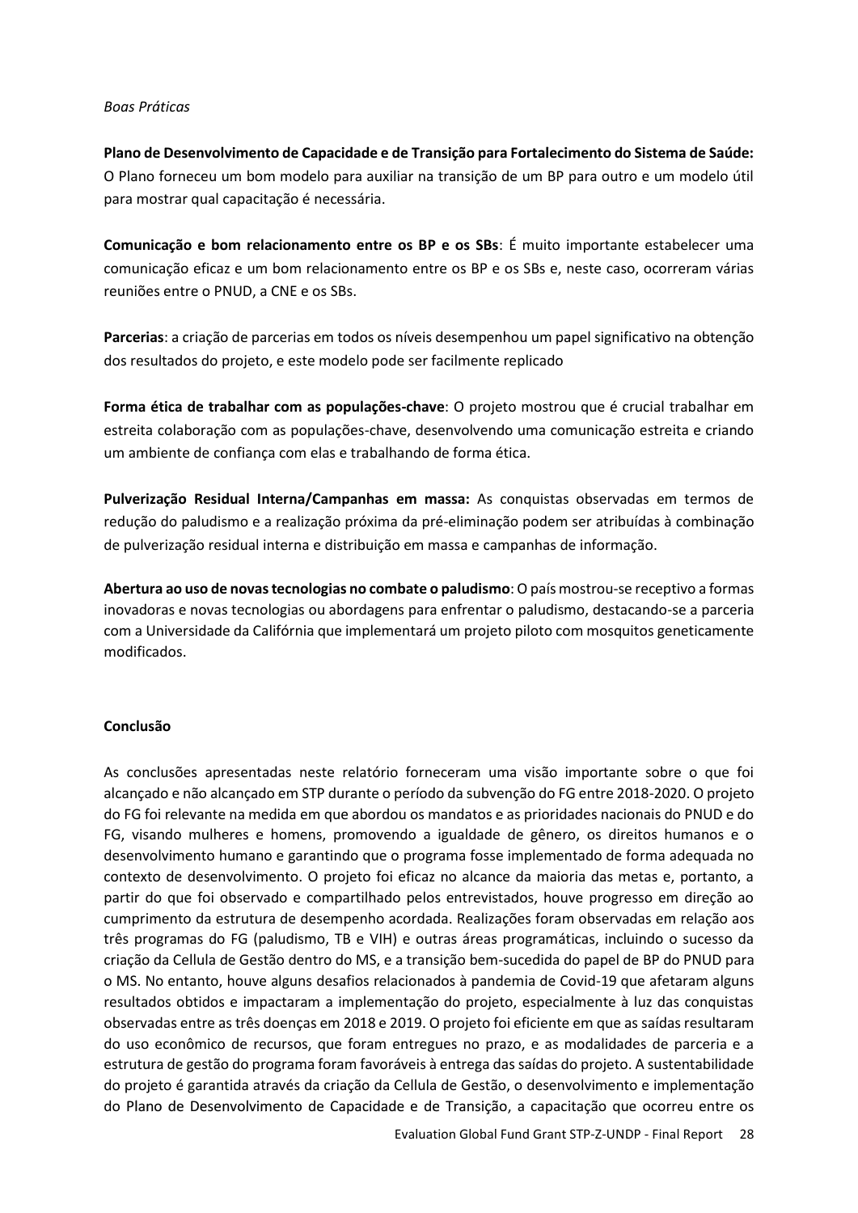*Boas Práticas*

**Plano de Desenvolvimento de Capacidade e de Transição para Fortalecimento do Sistema de Saúde:** O Plano forneceu um bom modelo para auxiliar na transição de um BP para outro e um modelo útil para mostrar qual capacitação é necessária.

**Comunicação e bom relacionamento entre os BP e os SBs**: É muito importante estabelecer uma comunicação eficaz e um bom relacionamento entre os BP e os SBs e, neste caso, ocorreram várias reuniões entre o PNUD, a CNE e os SBs.

**Parcerias**: a criação de parcerias em todos os níveis desempenhou um papel significativo na obtenção dos resultados do projeto, e este modelo pode ser facilmente replicado

**Forma ética de trabalhar com as populações-chave**: O projeto mostrou que é crucial trabalhar em estreita colaboração com as populações-chave, desenvolvendo uma comunicação estreita e criando um ambiente de confiança com elas e trabalhando de forma ética.

**Pulverização Residual Interna/Campanhas em massa:** As conquistas observadas em termos de redução do paludismo e a realização próxima da pré-eliminação podem ser atribuídas à combinação de pulverização residual interna e distribuição em massa e campanhas de informação.

**Abertura ao uso de novas tecnologias no combate o paludismo**: O país mostrou-se receptivo a formas inovadoras e novas tecnologias ou abordagens para enfrentar o paludismo, destacando-se a parceria com a Universidade da Califórnia que implementará um projeto piloto com mosquitos geneticamente modificados.

**Conclusão**

As conclusões apresentadas neste relatório forneceram uma visão importante sobre o que foi alcançado e não alcançado em STP durante o período da subvenção do FG entre 2018-2020. O projeto do FG foi relevante na medida em que abordou os mandatos e as prioridades nacionais do PNUD e do FG, visando mulheres e homens, promovendo a igualdade de gênero, os direitos humanos e o desenvolvimento humano e garantindo que o programa fosse implementado de forma adequada no contexto de desenvolvimento. O projeto foi eficaz no alcance da maioria das metas e, portanto, a partir do que foi observado e compartilhado pelos entrevistados, houve progresso em direção ao cumprimento da estrutura de desempenho acordada. Realizações foram observadas em relação aos três programas do FG (paludismo, TB e VIH) e outras áreas programáticas, incluindo o sucesso da criação da Cellula de Gestão dentro do MS, e a transição bem-sucedida do papel de BP do PNUD para o MS. No entanto, houve alguns desafios relacionados à pandemia de Covid-19 que afetaram alguns resultados obtidos e impactaram a implementação do projeto, especialmente à luz das conquistas observadas entre as três doenças em 2018 e 2019. O projeto foi eficiente em que as saídas resultaram do uso econômico de recursos, que foram entregues no prazo, e as modalidades de parceria e a estrutura de gestão do programa foram favoráveis à entrega das saídas do projeto. A sustentabilidade do projeto é garantida através da criação da Cellula de Gestão, o desenvolvimento e implementação do Plano de Desenvolvimento de Capacidade e de Transição, a capacitação que ocorreu entre os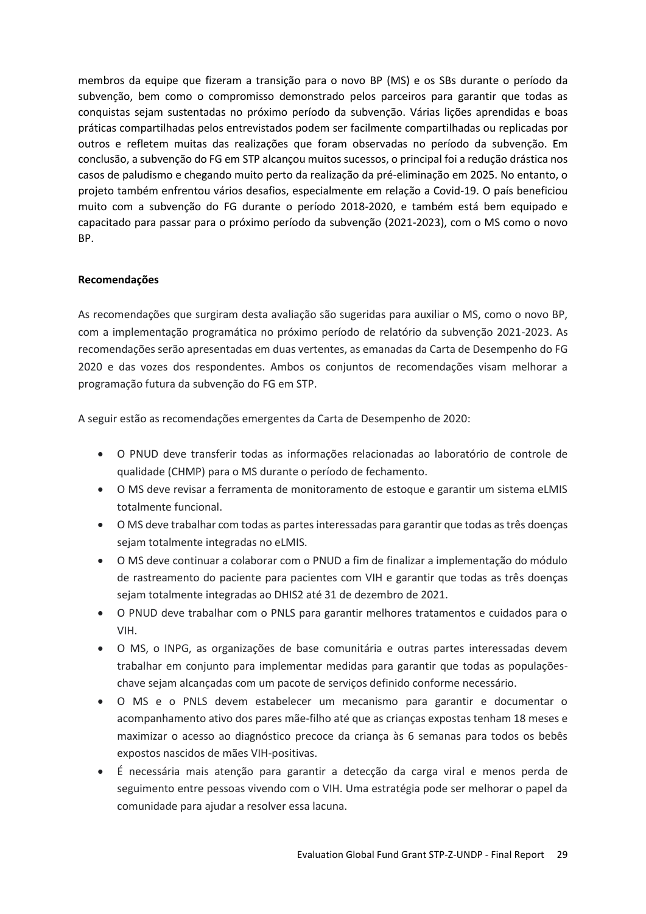membros da equipe que fizeram a transição para o novo BP (MS) e os SBs durante o período da subvenção, bem como o compromisso demonstrado pelos parceiros para garantir que todas as conquistas sejam sustentadas no próximo período da subvenção. Várias lições aprendidas e boas práticas compartilhadas pelos entrevistados podem ser facilmente compartilhadas ou replicadas por outros e refletem muitas das realizações que foram observadas no período da subvenção. Em conclusão, a subvenção do FG em STP alcançou muitos sucessos, o principal foi a redução drástica nos casos de paludismo e chegando muito perto da realização da pré-eliminação em 2025. No entanto, o projeto também enfrentou vários desafios, especialmente em relação a Covid-19. O país beneficiou muito com a subvenção do FG durante o período 2018-2020, e também está bem equipado e capacitado para passar para o próximo período da subvenção (2021-2023), com o MS como o novo BP.

**Recomendações**

As recomendações que surgiram desta avaliação são sugeridas para auxiliar o MS, como o novo BP, com a implementação programática no próximo período de relatório da subvenção 2021-2023. As recomendações serão apresentadas em duas vertentes, as emanadas da Carta de Desempenho do FG 2020 e das vozes dos respondentes. Ambos os conjuntos de recomendações visam melhorar a programação futura da subvenção do FG em STP.

A seguir estão as recomendações emergentes da Carta de Desempenho de 2020:

- O PNUD deve transferir todas as informações relacionadas ao laboratório de controle de qualidade (CHMP) para o MS durante o período de fechamento.
- O MS deve revisar a ferramenta de monitoramento de estoque e garantir um sistema eLMIS totalmente funcional.
- O MS deve trabalhar com todas as partes interessadas para garantir que todas as três doenças sejam totalmente integradas no eLMIS.
- O MS deve continuar a colaborar com o PNUD a fim de finalizar a implementação do módulo de rastreamento do paciente para pacientes com VIH e garantir que todas as três doenças sejam totalmente integradas ao DHIS2 até 31 de dezembro de 2021.
- O PNUD deve trabalhar com o PNLS para garantir melhores tratamentos e cuidados para o VIH.
- O MS, o INPG, as organizações de base comunitária e outras partes interessadas devem trabalhar em conjunto para implementar medidas para garantir que todas as populações-chave sejam alcançadas com um pacote de serviços definido conforme necessário.
- O MS e o PNLS devem estabelecer um mecanismo para garantir e documentar o acompanhamento ativo dos pares mãe-filho até que as crianças expostas tenham 18 meses e maximizar o acesso ao diagnóstico precoce da criança às 6 semanas para todos os bebês expostos nascidos de mães VIH-positivas.
- É necessária mais atenção para garantir a detecção da carga viral e menos perda de seguimento entre pessoas vivendo com o VIH. Uma estratégia pode ser melhorar o papel da comunidade para ajudar a resolver essa lacuna.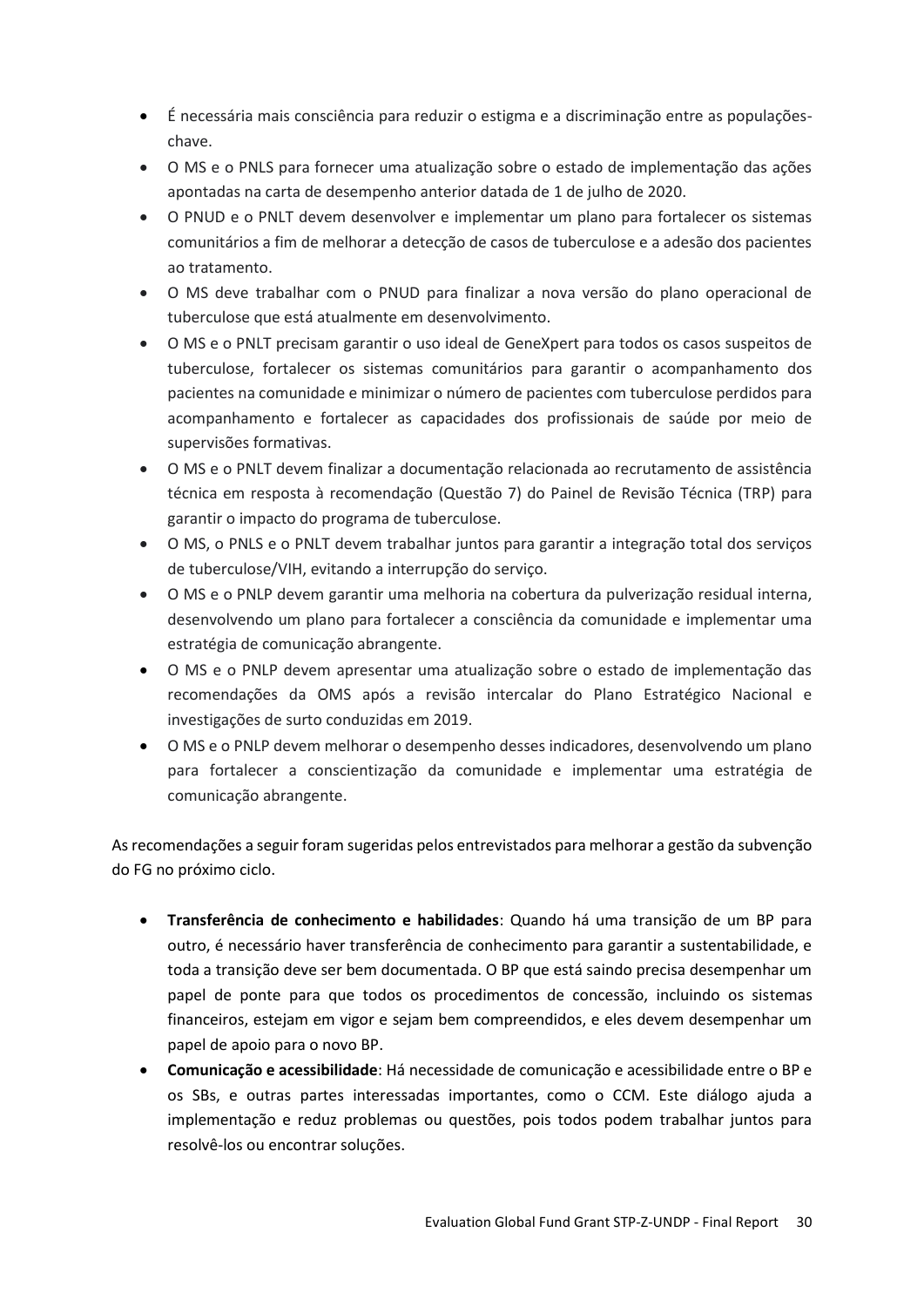- É necessária mais consciência para reduzir o estigma e a discriminação entre as populações-chave.
- O MS e o PNLS para fornecer uma atualização sobre o estado de implementação das ações apontadas na carta de desempenho anterior datada de 1 de julho de 2020.
- O PNUD e o PNLT devem desenvolver e implementar um plano para fortalecer os sistemas comunitários a fim de melhorar a detecção de casos de tuberculose e a adesão dos pacientes ao tratamento.
- O MS deve trabalhar com o PNUD para finalizar a nova versão do plano operacional de tuberculose que está atualmente em desenvolvimento.
- O MS e o PNLT precisam garantir o uso ideal de GeneXpert para todos os casos suspeitos de tuberculose, fortalecer os sistemas comunitários para garantir o acompanhamento dos pacientes na comunidade e minimizar o número de pacientes com tuberculose perdidos para acompanhamento e fortalecer as capacidades dos profissionais de saúde por meio de supervisões formativas.
- O MS e o PNLT devem finalizar a documentação relacionada ao recrutamento de assistência técnica em resposta à recomendação (Questão 7) do Painel de Revisão Técnica (TRP) para garantir o impacto do programa de tuberculose.
- O MS, o PNLS e o PNLT devem trabalhar juntos para garantir a integração total dos serviços de tuberculose/VIH, evitando a interrupção do serviço.
- O MS e o PNLP devem garantir uma melhoria na cobertura da pulverização residual interna, desenvolvendo um plano para fortalecer a consciência da comunidade e implementar uma estratégia de comunicação abrangente.
- O MS e o PNLP devem apresentar uma atualização sobre o estado de implementação das recomendações da OMS após a revisão intercalar do Plano Estratégico Nacional e investigações de surto conduzidas em 2019.
- O MS e o PNLP devem melhorar o desempenho desses indicadores, desenvolvendo um plano para fortalecer a conscientização da comunidade e implementar uma estratégia de comunicação abrangente.

As recomendações a seguir foram sugeridas pelos entrevistados para melhorar a gestão da subvenção do FG no próximo ciclo.

- **Transferência de conhecimento e habilidades**: Quando há uma transição de um BP para outro, é necessário haver transferência de conhecimento para garantir a sustentabilidade, e toda a transição deve ser bem documentada. O BP que está saindo precisa desempenhar um papel de ponte para que todos os procedimentos de concessão, incluindo os sistemas financeiros, estejam em vigor e sejam bem compreendidos, e eles devem desempenhar um papel de apoio para o novo BP.
- **Comunicação e acessibilidade**: Há necessidade de comunicação e acessibilidade entre o BP e os SBs, e outras partes interessadas importantes, como o CCM. Este diálogo ajuda a implementação e reduz problemas ou questões, pois todos podem trabalhar juntos para resolvê-los ou encontrar soluções.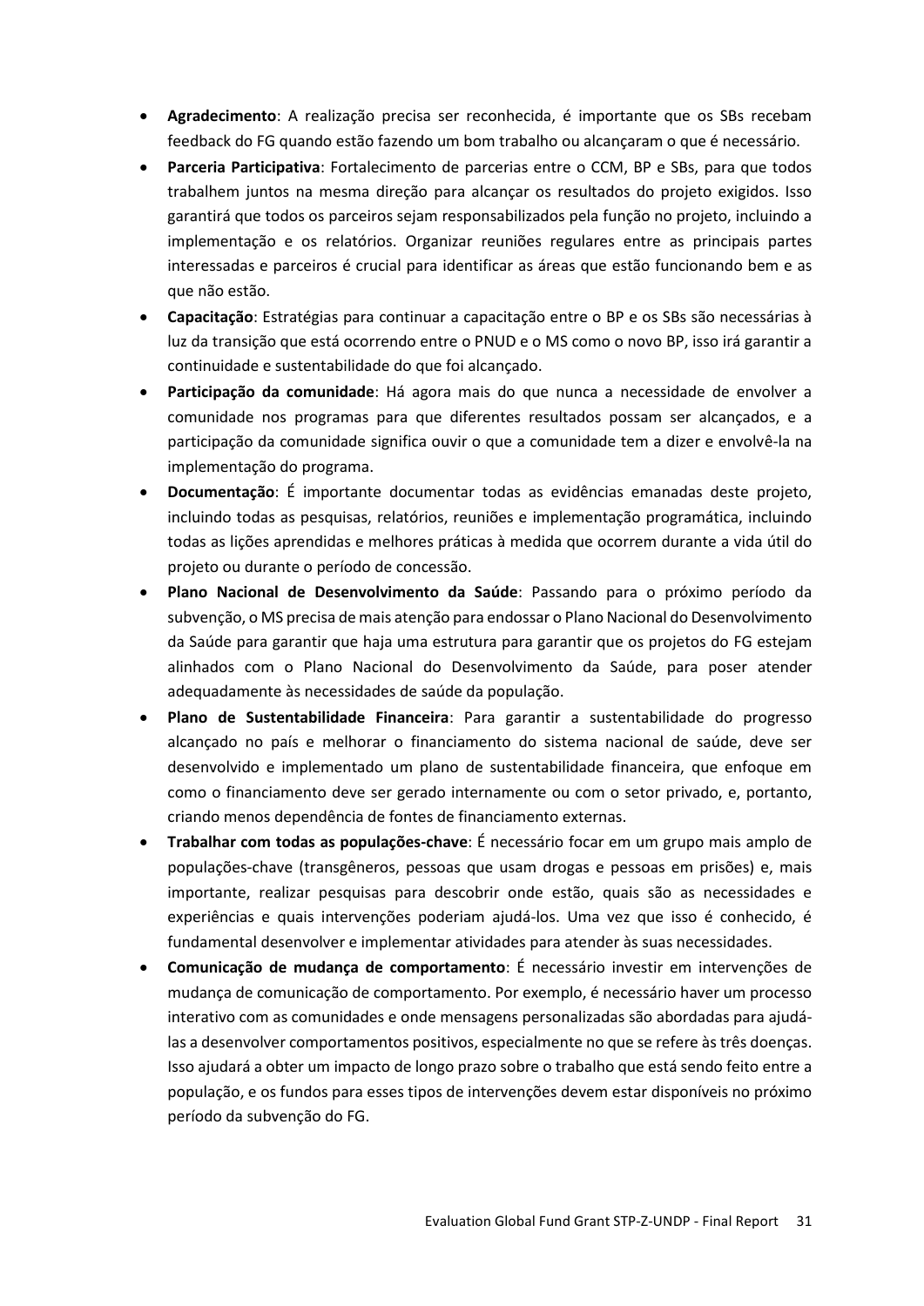- **Agradecimento**: A realização precisa ser reconhecida, é importante que os SBs recebam feedback do FG quando estão fazendo um bom trabalho ou alcançaram o que é necessário.
- **Parceria Participativa**: Fortalecimento de parcerias entre o CCM, BP e SBs, para que todos trabalhem juntos na mesma direção para alcançar os resultados do projeto exigidos. Isso garantirá que todos os parceiros sejam responsabilizados pela função no projeto, incluindo a implementação e os relatórios. Organizar reuniões regulares entre as principais partes interessadas e parceiros é crucial para identificar as áreas que estão funcionando bem e as que não estão.
- **Capacitação**: Estratégias para continuar a capacitação entre o BP e os SBs são necessárias à luz da transição que está ocorrendo entre o PNUD e o MS como o novo BP, isso irá garantir a continuidade e sustentabilidade do que foi alcançado.
- **Participação da comunidade**: Há agora mais do que nunca a necessidade de envolver a comunidade nos programas para que diferentes resultados possam ser alcançados, e a participação da comunidade significa ouvir o que a comunidade tem a dizer e envolvê-la na implementação do programa.
- **Documentação**: É importante documentar todas as evidências emanadas deste projeto, incluindo todas as pesquisas, relatórios, reuniões e implementação programática, incluindo todas as lições aprendidas e melhores práticas à medida que ocorrem durante a vida útil do projeto ou durante o período de concessão.
- **Plano Nacional de Desenvolvimento da Saúde**: Passando para o próximo período da subvenção, o MS precisa de mais atenção para endossar o Plano Nacional do Desenvolvimento da Saúde para garantir que haja uma estrutura para garantir que os projetos do FG estejam alinhados com o Plano Nacional do Desenvolvimento da Saúde, para poser atender adequadamente às necessidades de saúde da população.
- **Plano de Sustentabilidade Financeira**: Para garantir a sustentabilidade do progresso alcançado no país e melhorar o financiamento do sistema nacional de saúde, deve ser desenvolvido e implementado um plano de sustentabilidade financeira, que enfoque em como o financiamento deve ser gerado internamente ou com o setor privado, e, portanto, criando menos dependência de fontes de financiamento externas.
- **Trabalhar com todas as populações-chave**: É necessário focar em um grupo mais amplo de populações-chave (transgêneros, pessoas que usam drogas e pessoas em prisões) e, mais importante, realizar pesquisas para descobrir onde estão, quais são as necessidades e experiências e quais intervenções poderiam ajudá-los. Uma vez que isso é conhecido, é fundamental desenvolver e implementar atividades para atender às suas necessidades.
- **Comunicação de mudança de comportamento**: É necessário investir em intervenções de mudança de comunicação de comportamento. Por exemplo, é necessário haver um processo interativo com as comunidades e onde mensagens personalizadas são abordadas para ajudá-las a desenvolver comportamentos positivos, especialmente no que se refere às três doenças. Isso ajudará a obter um impacto de longo prazo sobre o trabalho que está sendo feito entre a população, e os fundos para esses tipos de intervenções devem estar disponíveis no próximo período da subvenção do FG.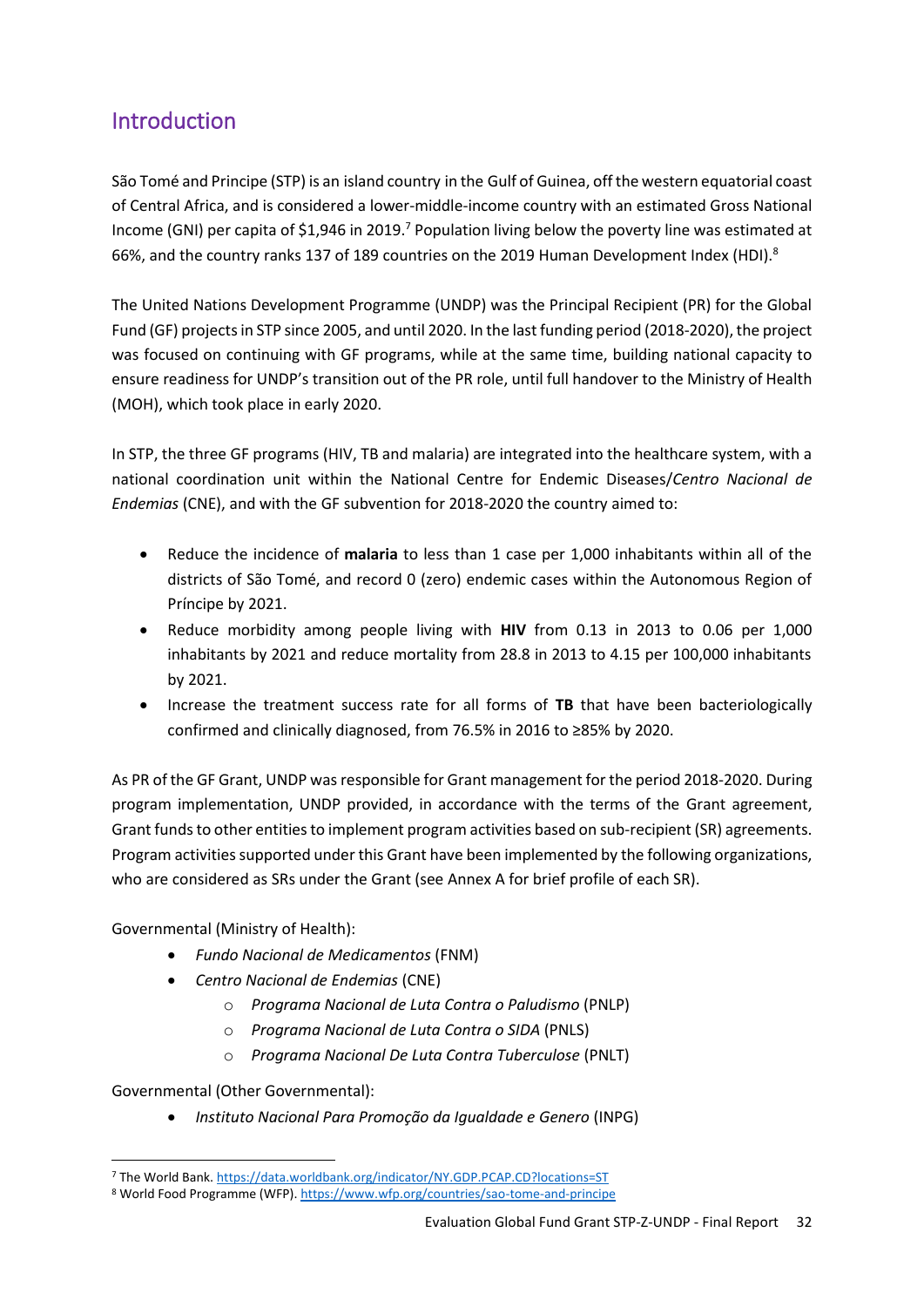## Introduction

São Tomé and Principe (STP) is an island country in the Gulf of Guinea, off the western equatorial coast of Central Africa, and is considered a lower-middle-income country with an estimated Gross National Income (GNI) per capita of $1,946 in 2019.[7] Population living below the poverty line was estimated at 66%, and the country ranks 137 of 189 countries on the 2019 Human Development Index (HDI).[8]

The United Nations Development Programme (UNDP) was the Principal Recipient (PR) for the Global Fund (GF) projects in STP since 2005, and until 2020. In the last funding period (2018-2020), the project was focused on continuing with GF programs, while at the same time, building national capacity to ensure readiness for UNDP's transition out of the PR role, until full handover to the Ministry of Health (MOH), which took place in early 2020.

In STP, the three GF programs (HIV, TB and malaria) are integrated into the healthcare system, with a national coordination unit within the National Centre for Endemic Diseases/*Centro Nacional de Endemias* (CNE), and with the GF subvention for 2018-2020 the country aimed to:

- Reduce the incidence of **malaria** to less than 1 case per 1,000 inhabitants within all of the districts of São Tomé, and record 0 (zero) endemic cases within the Autonomous Region of Príncipe by 2021.
- Reduce morbidity among people living with **HIV** from 0.13 in 2013 to 0.06 per 1,000 inhabitants by 2021 and reduce mortality from 28.8 in 2013 to 4.15 per 100,000 inhabitants by 2021.
- Increase the treatment success rate for all forms of **TB** that have been bacteriologically confirmed and clinically diagnosed, from 76.5% in 2016 to ≥85% by 2020.

As PR of the GF Grant, UNDP was responsible for Grant management for the period 2018-2020. During program implementation, UNDP provided, in accordance with the terms of the Grant agreement, Grant funds to other entities to implement program activities based on sub-recipient (SR) agreements. Program activities supported under this Grant have been implemented by the following organizations, who are considered as SRs under the Grant (see Annex A for brief profile of each SR).

Governmental (Ministry of Health):

- *Fundo Nacional de Medicamentos* (FNM)
- *Centro Nacional de Endemias* (CNE)
  - *Programa Nacional de Luta Contra o Paludismo* (PNLP)
  - *Programa Nacional de Luta Contra o SIDA* (PNLS)
  - *Programa Nacional De Luta Contra Tuberculose* (PNLT)

Governmental (Other Governmental):

- *Instituto Nacional Para Promoção da Igualdade e Genero* (INPG)

[7] The World Bank. https://data.worldbank.org/indicator/NY.GDP.PCAP.CD?locations=ST

[8] World Food Programme (WFP). https://www.wfp.org/countries/sao-tome-and-principe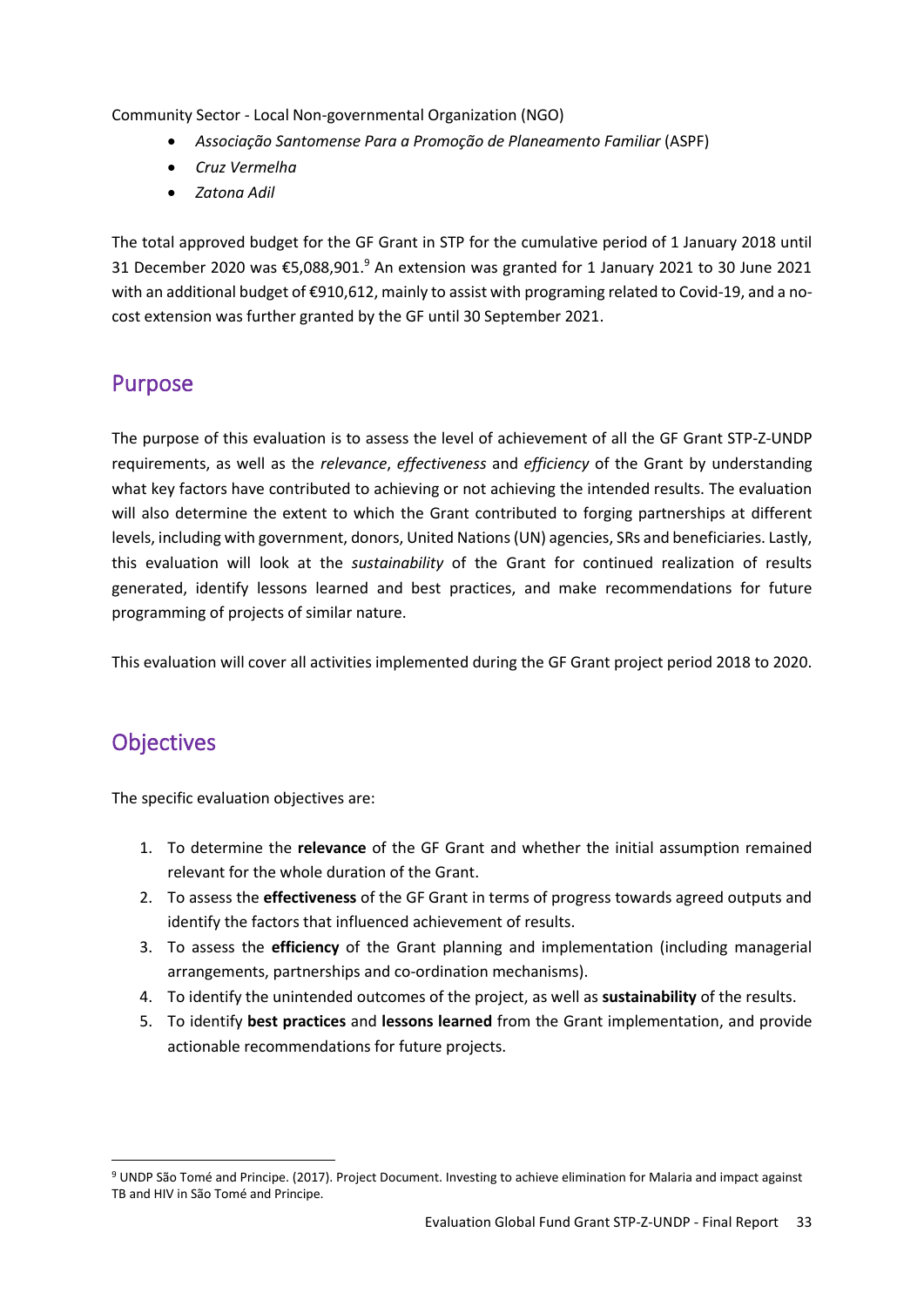Community Sector - Local Non-governmental Organization (NGO)

- *Associação Santomense Para a Promoção de Planeamento Familiar* (ASPF)
- *Cruz Vermelha*
- *Zatona Adil*

The total approved budget for the GF Grant in STP for the cumulative period of 1 January 2018 until 31 December 2020 was €5,088,901.[9] An extension was granted for 1 January 2021 to 30 June 2021 with an additional budget of €910,612, mainly to assist with programing related to Covid-19, and a no-cost extension was further granted by the GF until 30 September 2021.

## Purpose

The purpose of this evaluation is to assess the level of achievement of all the GF Grant STP-Z-UNDP requirements, as well as the *relevance*, *effectiveness* and *efficiency* of the Grant by understanding what key factors have contributed to achieving or not achieving the intended results. The evaluation will also determine the extent to which the Grant contributed to forging partnerships at different levels, including with government, donors, United Nations (UN) agencies, SRs and beneficiaries. Lastly, this evaluation will look at the *sustainability* of the Grant for continued realization of results generated, identify lessons learned and best practices, and make recommendations for future programming of projects of similar nature.

This evaluation will cover all activities implemented during the GF Grant project period 2018 to 2020.

## Objectives

The specific evaluation objectives are:

1. To determine the **relevance** of the GF Grant and whether the initial assumption remained relevant for the whole duration of the Grant.
2. To assess the **effectiveness** of the GF Grant in terms of progress towards agreed outputs and identify the factors that influenced achievement of results.
3. To assess the **efficiency** of the Grant planning and implementation (including managerial arrangements, partnerships and co-ordination mechanisms).
4. To identify the unintended outcomes of the project, as well as **sustainability** of the results.
5. To identify **best practices** and **lessons learned** from the Grant implementation, and provide actionable recommendations for future projects.

[9] UNDP São Tomé and Principe. (2017). Project Document. Investing to achieve elimination for Malaria and impact against TB and HIV in São Tomé and Principe.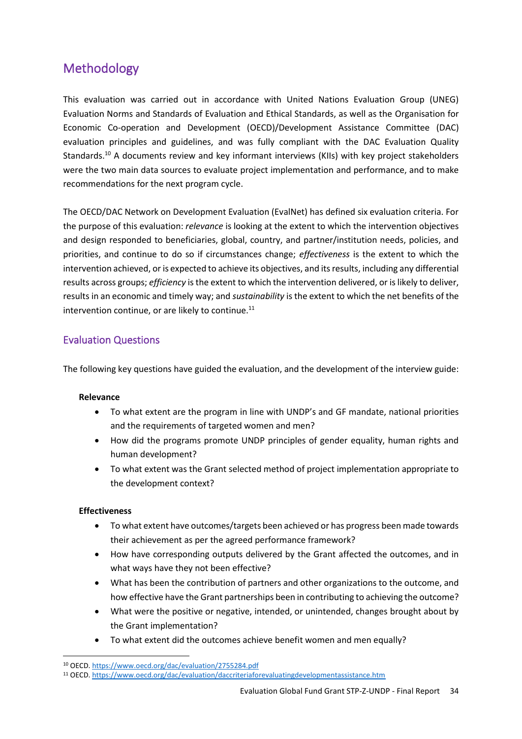## Methodology

This evaluation was carried out in accordance with United Nations Evaluation Group (UNEG) Evaluation Norms and Standards of Evaluation and Ethical Standards, as well as the Organisation for Economic Co-operation and Development (OECD)/Development Assistance Committee (DAC) evaluation principles and guidelines, and was fully compliant with the DAC Evaluation Quality Standards.[10] A documents review and key informant interviews (KIIs) with key project stakeholders were the two main data sources to evaluate project implementation and performance, and to make recommendations for the next program cycle.

The OECD/DAC Network on Development Evaluation (EvalNet) has defined six evaluation criteria. For the purpose of this evaluation: *relevance* is looking at the extent to which the intervention objectives and design responded to beneficiaries, global, country, and partner/institution needs, policies, and priorities, and continue to do so if circumstances change; *effectiveness* is the extent to which the intervention achieved, or is expected to achieve its objectives, and its results, including any differential results across groups; *efficiency* is the extent to which the intervention delivered, or is likely to deliver, results in an economic and timely way; and *sustainability* is the extent to which the net benefits of the intervention continue, or are likely to continue.[11]

### Evaluation Questions

The following key questions have guided the evaluation, and the development of the interview guide:

**Relevance**

- To what extent are the program in line with UNDP's and GF mandate, national priorities and the requirements of targeted women and men?
- How did the programs promote UNDP principles of gender equality, human rights and human development?
- To what extent was the Grant selected method of project implementation appropriate to the development context?

**Effectiveness**

- To what extent have outcomes/targets been achieved or has progress been made towards their achievement as per the agreed performance framework?
- How have corresponding outputs delivered by the Grant affected the outcomes, and in what ways have they not been effective?
- What has been the contribution of partners and other organizations to the outcome, and how effective have the Grant partnerships been in contributing to achieving the outcome?
- What were the positive or negative, intended, or unintended, changes brought about by the Grant implementation?
- To what extent did the outcomes achieve benefit women and men equally?

---

[10] OECD. https://www.oecd.org/dac/evaluation/2755284.pdf

[11] OECD. https://www.oecd.org/dac/evaluation/daccriteriaforevaluatingdevelopmentassistance.htm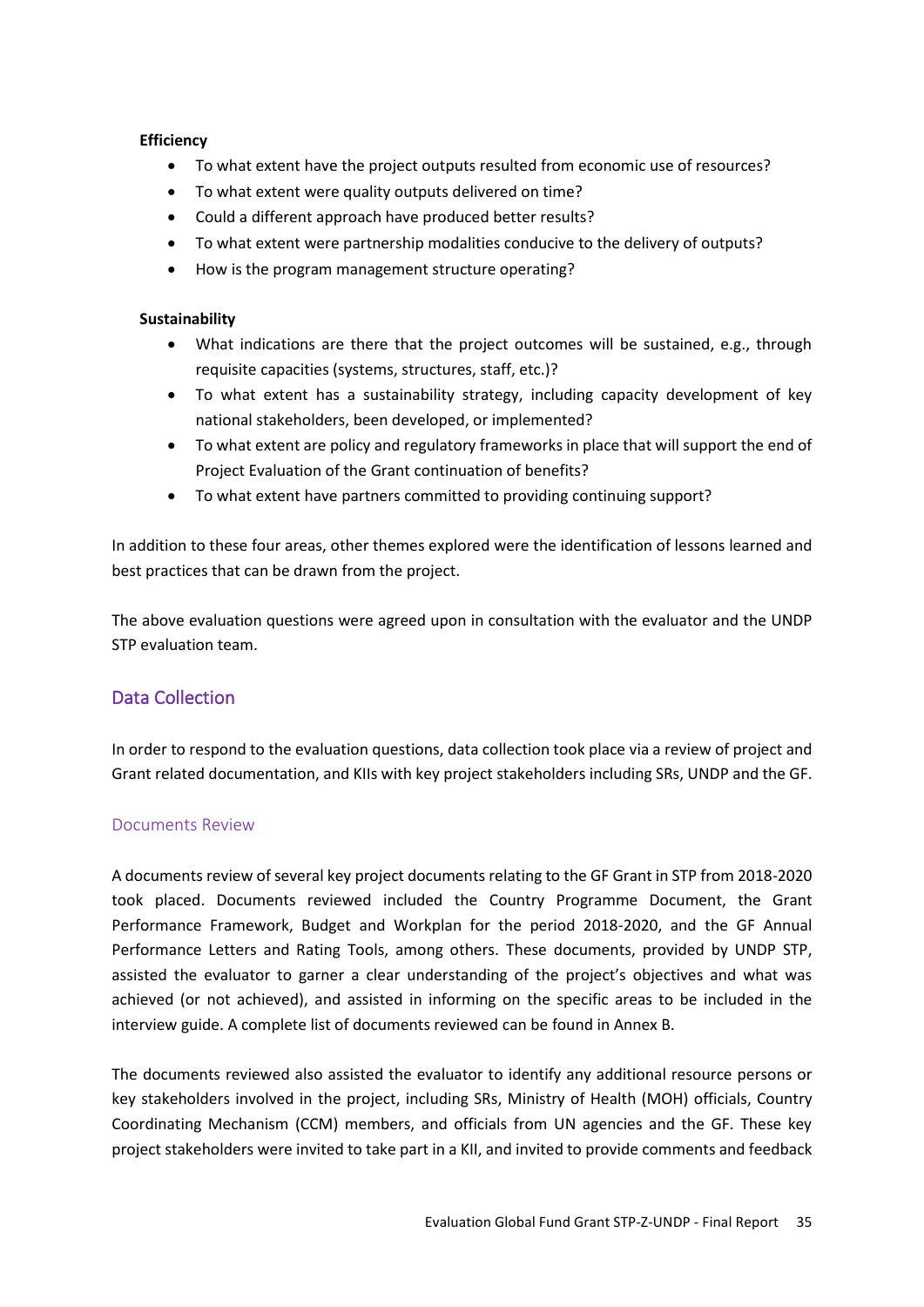**Efficiency**

- To what extent have the project outputs resulted from economic use of resources?
- To what extent were quality outputs delivered on time?
- Could a different approach have produced better results?
- To what extent were partnership modalities conducive to the delivery of outputs?
- How is the program management structure operating?

**Sustainability**

- What indications are there that the project outcomes will be sustained, e.g., through requisite capacities (systems, structures, staff, etc.)?
- To what extent has a sustainability strategy, including capacity development of key national stakeholders, been developed, or implemented?
- To what extent are policy and regulatory frameworks in place that will support the end of Project Evaluation of the Grant continuation of benefits?
- To what extent have partners committed to providing continuing support?

In addition to these four areas, other themes explored were the identification of lessons learned and best practices that can be drawn from the project.

The above evaluation questions were agreed upon in consultation with the evaluator and the UNDP STP evaluation team.

## Data Collection

In order to respond to the evaluation questions, data collection took place via a review of project and Grant related documentation, and KIIs with key project stakeholders including SRs, UNDP and the GF.

### Documents Review

A documents review of several key project documents relating to the GF Grant in STP from 2018-2020 took placed. Documents reviewed included the Country Programme Document, the Grant Performance Framework, Budget and Workplan for the period 2018-2020, and the GF Annual Performance Letters and Rating Tools, among others. These documents, provided by UNDP STP, assisted the evaluator to garner a clear understanding of the project's objectives and what was achieved (or not achieved), and assisted in informing on the specific areas to be included in the interview guide. A complete list of documents reviewed can be found in Annex B.

The documents reviewed also assisted the evaluator to identify any additional resource persons or key stakeholders involved in the project, including SRs, Ministry of Health (MOH) officials, Country Coordinating Mechanism (CCM) members, and officials from UN agencies and the GF. These key project stakeholders were invited to take part in a KII, and invited to provide comments and feedback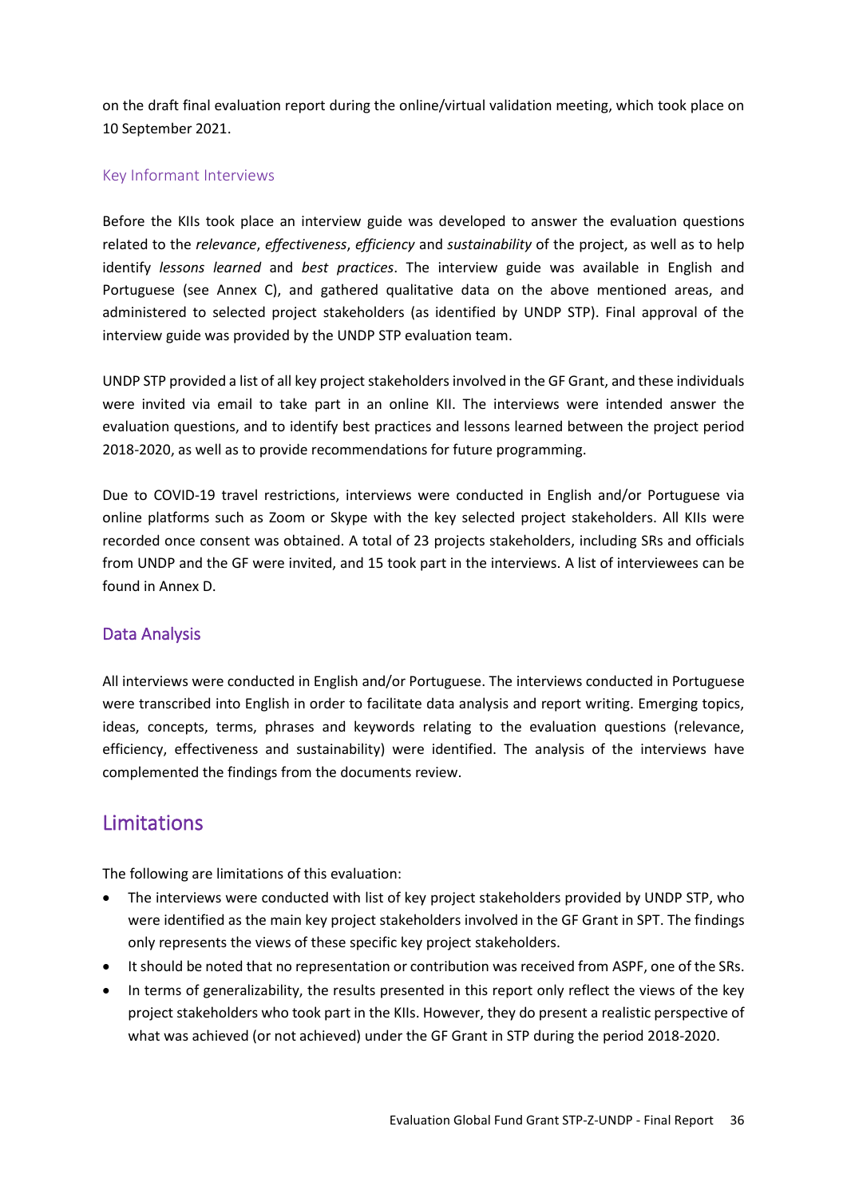on the draft final evaluation report during the online/virtual validation meeting, which took place on 10 September 2021.

### Key Informant Interviews

Before the KIIs took place an interview guide was developed to answer the evaluation questions related to the *relevance*, *effectiveness*, *efficiency* and *sustainability* of the project, as well as to help identify *lessons learned* and *best practices*. The interview guide was available in English and Portuguese (see Annex C), and gathered qualitative data on the above mentioned areas, and administered to selected project stakeholders (as identified by UNDP STP). Final approval of the interview guide was provided by the UNDP STP evaluation team.

UNDP STP provided a list of all key project stakeholders involved in the GF Grant, and these individuals were invited via email to take part in an online KII. The interviews were intended answer the evaluation questions, and to identify best practices and lessons learned between the project period 2018-2020, as well as to provide recommendations for future programming.

Due to COVID-19 travel restrictions, interviews were conducted in English and/or Portuguese via online platforms such as Zoom or Skype with the key selected project stakeholders. All KIIs were recorded once consent was obtained. A total of 23 projects stakeholders, including SRs and officials from UNDP and the GF were invited, and 15 took part in the interviews. A list of interviewees can be found in Annex D.

### Data Analysis

All interviews were conducted in English and/or Portuguese. The interviews conducted in Portuguese were transcribed into English in order to facilitate data analysis and report writing. Emerging topics, ideas, concepts, terms, phrases and keywords relating to the evaluation questions (relevance, efficiency, effectiveness and sustainability) were identified. The analysis of the interviews have complemented the findings from the documents review.

## Limitations

The following are limitations of this evaluation:

- The interviews were conducted with list of key project stakeholders provided by UNDP STP, who were identified as the main key project stakeholders involved in the GF Grant in SPT. The findings only represents the views of these specific key project stakeholders.
- It should be noted that no representation or contribution was received from ASPF, one of the SRs.
- In terms of generalizability, the results presented in this report only reflect the views of the key project stakeholders who took part in the KIIs. However, they do present a realistic perspective of what was achieved (or not achieved) under the GF Grant in STP during the period 2018-2020.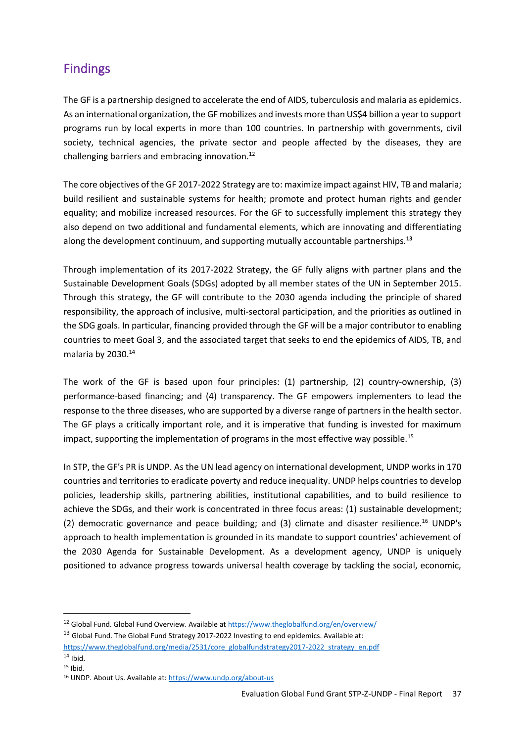## Findings

The GF is a partnership designed to accelerate the end of AIDS, tuberculosis and malaria as epidemics. As an international organization, the GF mobilizes and invests more than US$4 billion a year to support programs run by local experts in more than 100 countries. In partnership with governments, civil society, technical agencies, the private sector and people affected by the diseases, they are challenging barriers and embracing innovation.[12]

The core objectives of the GF 2017-2022 Strategy are to: maximize impact against HIV, TB and malaria; build resilient and sustainable systems for health; promote and protect human rights and gender equality; and mobilize increased resources. For the GF to successfully implement this strategy they also depend on two additional and fundamental elements, which are innovating and differentiating along the development continuum, and supporting mutually accountable partnerships.[13]

Through implementation of its 2017-2022 Strategy, the GF fully aligns with partner plans and the Sustainable Development Goals (SDGs) adopted by all member states of the UN in September 2015. Through this strategy, the GF will contribute to the 2030 agenda including the principle of shared responsibility, the approach of inclusive, multi-sectoral participation, and the priorities as outlined in the SDG goals. In particular, financing provided through the GF will be a major contributor to enabling countries to meet Goal 3, and the associated target that seeks to end the epidemics of AIDS, TB, and malaria by 2030.[14]

The work of the GF is based upon four principles: (1) partnership, (2) country-ownership, (3) performance-based financing; and (4) transparency. The GF empowers implementers to lead the response to the three diseases, who are supported by a diverse range of partners in the health sector. The GF plays a critically important role, and it is imperative that funding is invested for maximum impact, supporting the implementation of programs in the most effective way possible.[15]

In STP, the GF's PR is UNDP. As the UN lead agency on international development, UNDP works in 170 countries and territories to eradicate poverty and reduce inequality. UNDP helps countries to develop policies, leadership skills, partnering abilities, institutional capabilities, and to build resilience to achieve the SDGs, and their work is concentrated in three focus areas: (1) sustainable development; (2) democratic governance and peace building; and (3) climate and disaster resilience.[16] UNDP's approach to health implementation is grounded in its mandate to support countries' achievement of the 2030 Agenda for Sustainable Development. As a development agency, UNDP is uniquely positioned to advance progress towards universal health coverage by tackling the social, economic,

---

[12] Global Fund. Global Fund Overview. Available at https://www.theglobalfund.org/en/overview/

[13] Global Fund. The Global Fund Strategy 2017-2022 Investing to end epidemics. Available at: https://www.theglobalfund.org/media/2531/core_globalfundstrategy2017-2022_strategy_en.pdf

[14] Ibid.

[15] Ibid.

[16] UNDP. About Us. Available at: https://www.undp.org/about-us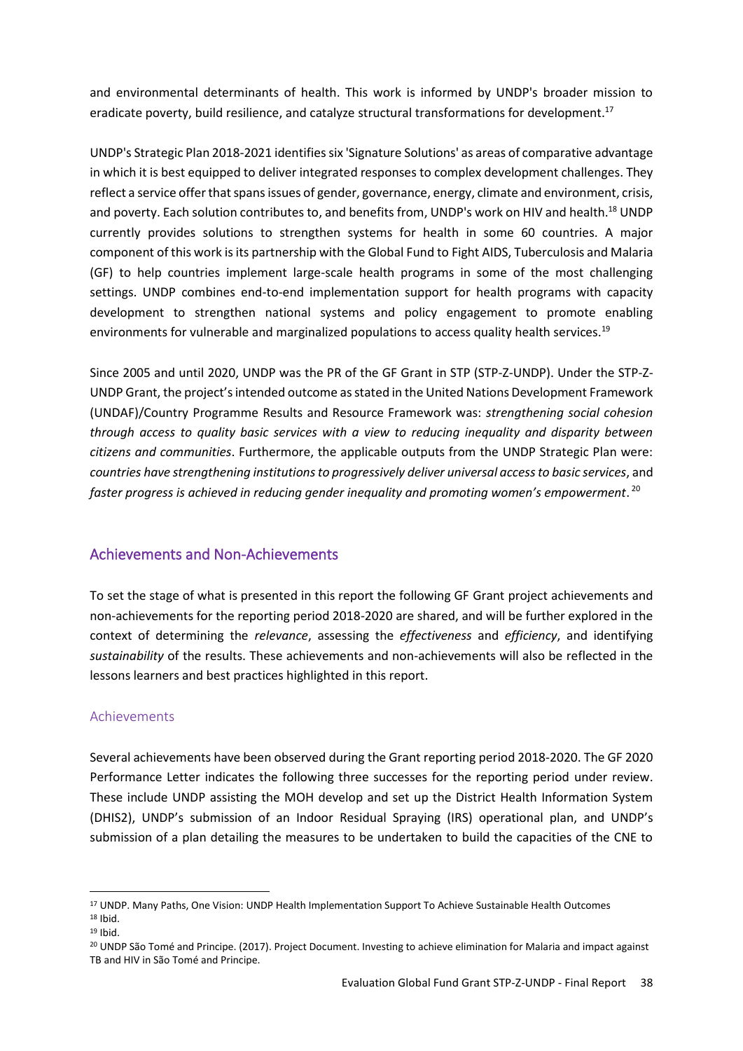and environmental determinants of health. This work is informed by UNDP's broader mission to eradicate poverty, build resilience, and catalyze structural transformations for development.[17]

UNDP's Strategic Plan 2018-2021 identifies six 'Signature Solutions' as areas of comparative advantage in which it is best equipped to deliver integrated responses to complex development challenges. They reflect a service offer that spans issues of gender, governance, energy, climate and environment, crisis, and poverty. Each solution contributes to, and benefits from, UNDP's work on HIV and health.[18] UNDP currently provides solutions to strengthen systems for health in some 60 countries. A major component of this work is its partnership with the Global Fund to Fight AIDS, Tuberculosis and Malaria (GF) to help countries implement large-scale health programs in some of the most challenging settings. UNDP combines end-to-end implementation support for health programs with capacity development to strengthen national systems and policy engagement to promote enabling environments for vulnerable and marginalized populations to access quality health services.[19]

Since 2005 and until 2020, UNDP was the PR of the GF Grant in STP (STP-Z-UNDP). Under the STP-Z-UNDP Grant, the project's intended outcome as stated in the United Nations Development Framework (UNDAF)/Country Programme Results and Resource Framework was: *strengthening social cohesion through access to quality basic services with a view to reducing inequality and disparity between citizens and communities*. Furthermore, the applicable outputs from the UNDP Strategic Plan were: *countries have strengthening institutions to progressively deliver universal access to basic services*, and *faster progress is achieved in reducing gender inequality and promoting women's empowerment*.[20]

## Achievements and Non-Achievements

To set the stage of what is presented in this report the following GF Grant project achievements and non-achievements for the reporting period 2018-2020 are shared, and will be further explored in the context of determining the *relevance*, assessing the *effectiveness* and *efficiency*, and identifying *sustainability* of the results. These achievements and non-achievements will also be reflected in the lessons learners and best practices highlighted in this report.

### Achievements

Several achievements have been observed during the Grant reporting period 2018-2020. The GF 2020 Performance Letter indicates the following three successes for the reporting period under review. These include UNDP assisting the MOH develop and set up the District Health Information System (DHIS2), UNDP's submission of an Indoor Residual Spraying (IRS) operational plan, and UNDP's submission of a plan detailing the measures to be undertaken to build the capacities of the CNE to

---

[17] UNDP. Many Paths, One Vision: UNDP Health Implementation Support To Achieve Sustainable Health Outcomes

[18] Ibid.

[19] Ibid.

[20] UNDP São Tomé and Principe. (2017). Project Document. Investing to achieve elimination for Malaria and impact against TB and HIV in São Tomé and Principe.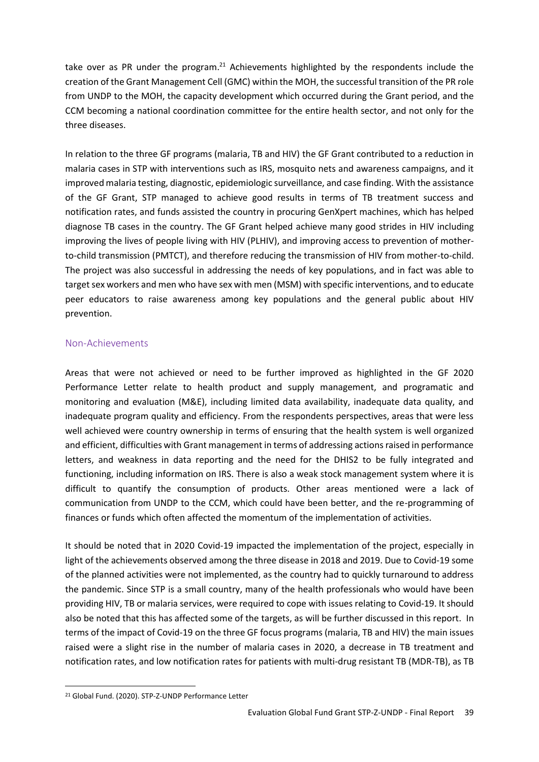take over as PR under the program.[21] Achievements highlighted by the respondents include the creation of the Grant Management Cell (GMC) within the MOH, the successful transition of the PR role from UNDP to the MOH, the capacity development which occurred during the Grant period, and the CCM becoming a national coordination committee for the entire health sector, and not only for the three diseases.

In relation to the three GF programs (malaria, TB and HIV) the GF Grant contributed to a reduction in malaria cases in STP with interventions such as IRS, mosquito nets and awareness campaigns, and it improved malaria testing, diagnostic, epidemiologic surveillance, and case finding. With the assistance of the GF Grant, STP managed to achieve good results in terms of TB treatment success and notification rates, and funds assisted the country in procuring GenXpert machines, which has helped diagnose TB cases in the country. The GF Grant helped achieve many good strides in HIV including improving the lives of people living with HIV (PLHIV), and improving access to prevention of mother-to-child transmission (PMTCT), and therefore reducing the transmission of HIV from mother-to-child. The project was also successful in addressing the needs of key populations, and in fact was able to target sex workers and men who have sex with men (MSM) with specific interventions, and to educate peer educators to raise awareness among key populations and the general public about HIV prevention.

### Non-Achievements

Areas that were not achieved or need to be further improved as highlighted in the GF 2020 Performance Letter relate to health product and supply management, and programatic and monitoring and evaluation (M&E), including limited data availability, inadequate data quality, and inadequate program quality and efficiency. From the respondents perspectives, areas that were less well achieved were country ownership in terms of ensuring that the health system is well organized and efficient, difficulties with Grant management in terms of addressing actions raised in performance letters, and weakness in data reporting and the need for the DHIS2 to be fully integrated and functioning, including information on IRS. There is also a weak stock management system where it is difficult to quantify the consumption of products. Other areas mentioned were a lack of communication from UNDP to the CCM, which could have been better, and the re-programming of finances or funds which often affected the momentum of the implementation of activities.

It should be noted that in 2020 Covid-19 impacted the implementation of the project, especially in light of the achievements observed among the three disease in 2018 and 2019. Due to Covid-19 some of the planned activities were not implemented, as the country had to quickly turnaround to address the pandemic. Since STP is a small country, many of the health professionals who would have been providing HIV, TB or malaria services, were required to cope with issues relating to Covid-19. It should also be noted that this has affected some of the targets, as will be further discussed in this report. In terms of the impact of Covid-19 on the three GF focus programs (malaria, TB and HIV) the main issues raised were a slight rise in the number of malaria cases in 2020, a decrease in TB treatment and notification rates, and low notification rates for patients with multi-drug resistant TB (MDR-TB), as TB

[21] Global Fund. (2020). STP-Z-UNDP Performance Letter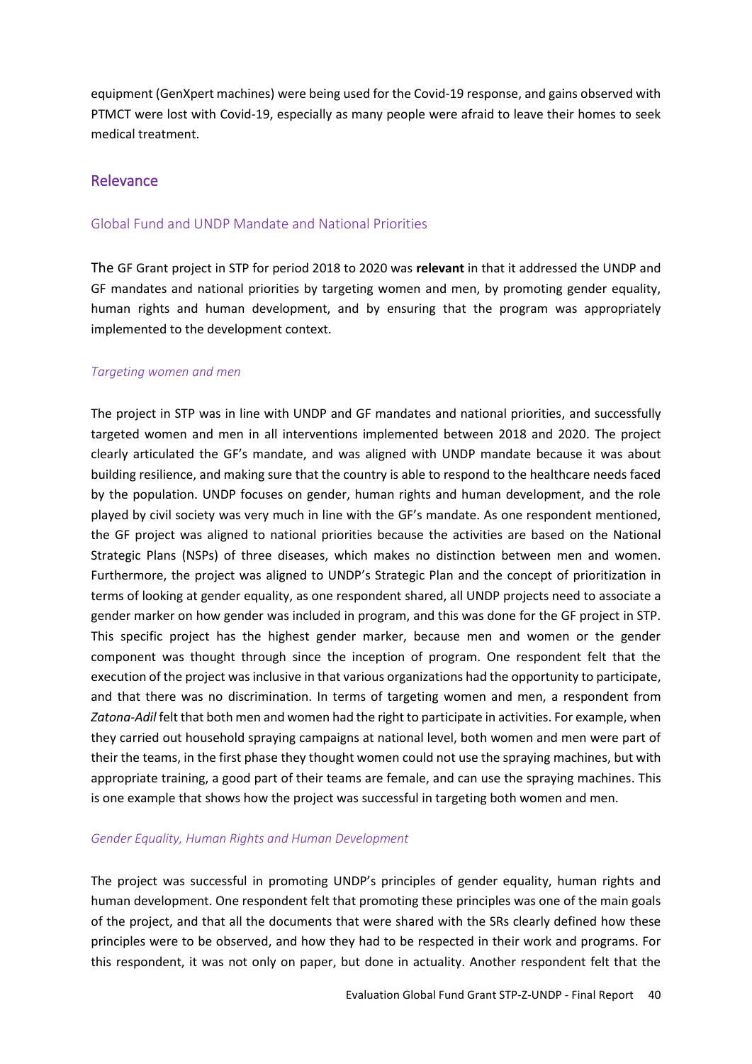equipment (GenXpert machines) were being used for the Covid-19 response, and gains observed with PTMCT were lost with Covid-19, especially as many people were afraid to leave their homes to seek medical treatment.

## Relevance

### Global Fund and UNDP Mandate and National Priorities

The GF Grant project in STP for period 2018 to 2020 was **relevant** in that it addressed the UNDP and GF mandates and national priorities by targeting women and men, by promoting gender equality, human rights and human development, and by ensuring that the program was appropriately implemented to the development context.

#### *Targeting women and men*

The project in STP was in line with UNDP and GF mandates and national priorities, and successfully targeted women and men in all interventions implemented between 2018 and 2020. The project clearly articulated the GF's mandate, and was aligned with UNDP mandate because it was about building resilience, and making sure that the country is able to respond to the healthcare needs faced by the population. UNDP focuses on gender, human rights and human development, and the role played by civil society was very much in line with the GF's mandate. As one respondent mentioned, the GF project was aligned to national priorities because the activities are based on the National Strategic Plans (NSPs) of three diseases, which makes no distinction between men and women. Furthermore, the project was aligned to UNDP's Strategic Plan and the concept of prioritization in terms of looking at gender equality, as one respondent shared, all UNDP projects need to associate a gender marker on how gender was included in program, and this was done for the GF project in STP. This specific project has the highest gender marker, because men and women or the gender component was thought through since the inception of program. One respondent felt that the execution of the project was inclusive in that various organizations had the opportunity to participate, and that there was no discrimination. In terms of targeting women and men, a respondent from *Zatona-Adil* felt that both men and women had the right to participate in activities. For example, when they carried out household spraying campaigns at national level, both women and men were part of their the teams, in the first phase they thought women could not use the spraying machines, but with appropriate training, a good part of their teams are female, and can use the spraying machines. This is one example that shows how the project was successful in targeting both women and men.

#### *Gender Equality, Human Rights and Human Development*

The project was successful in promoting UNDP's principles of gender equality, human rights and human development. One respondent felt that promoting these principles was one of the main goals of the project, and that all the documents that were shared with the SRs clearly defined how these principles were to be observed, and how they had to be respected in their work and programs. For this respondent, it was not only on paper, but done in actuality. Another respondent felt that the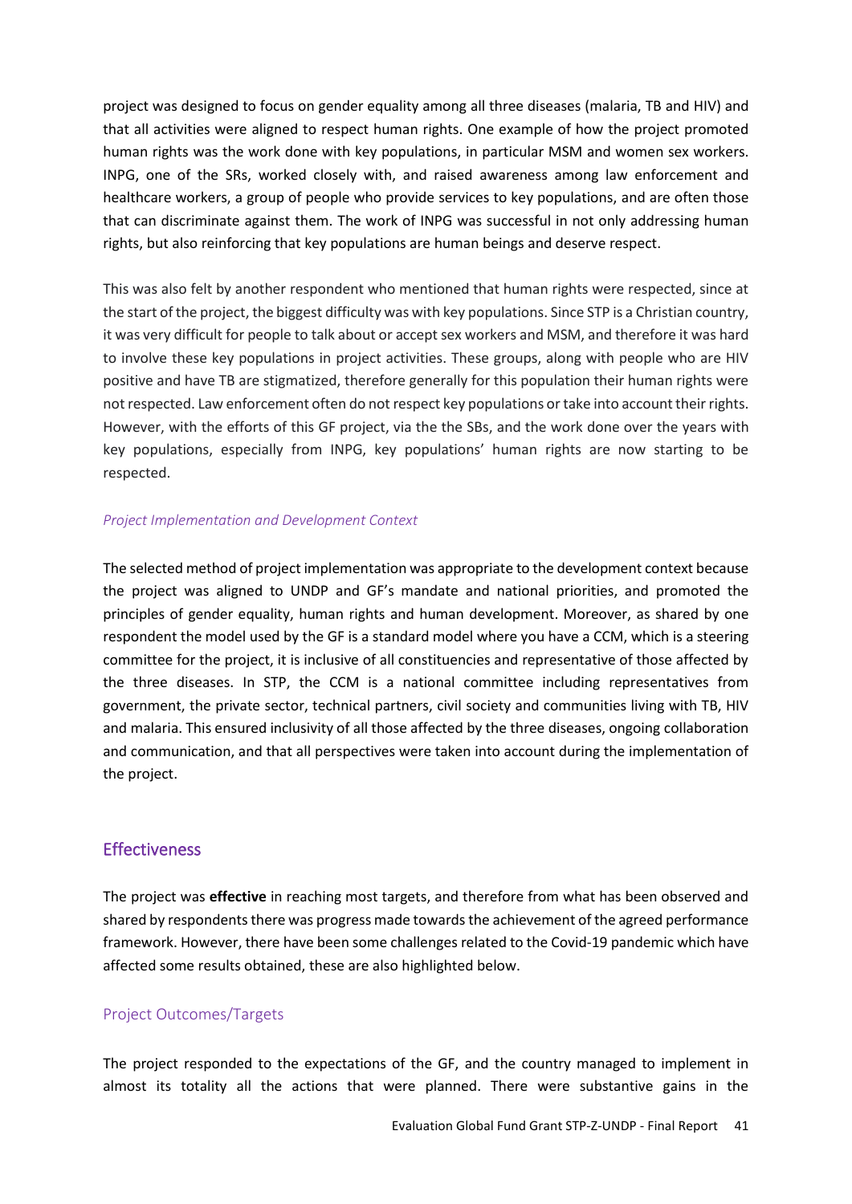project was designed to focus on gender equality among all three diseases (malaria, TB and HIV) and that all activities were aligned to respect human rights. One example of how the project promoted human rights was the work done with key populations, in particular MSM and women sex workers. INPG, one of the SRs, worked closely with, and raised awareness among law enforcement and healthcare workers, a group of people who provide services to key populations, and are often those that can discriminate against them. The work of INPG was successful in not only addressing human rights, but also reinforcing that key populations are human beings and deserve respect.

This was also felt by another respondent who mentioned that human rights were respected, since at the start of the project, the biggest difficulty was with key populations. Since STP is a Christian country, it was very difficult for people to talk about or accept sex workers and MSM, and therefore it was hard to involve these key populations in project activities. These groups, along with people who are HIV positive and have TB are stigmatized, therefore generally for this population their human rights were not respected. Law enforcement often do not respect key populations or take into account their rights. However, with the efforts of this GF project, via the the SBs, and the work done over the years with key populations, especially from INPG, key populations' human rights are now starting to be respected.

#### *Project Implementation and Development Context*

The selected method of project implementation was appropriate to the development context because the project was aligned to UNDP and GF's mandate and national priorities, and promoted the principles of gender equality, human rights and human development. Moreover, as shared by one respondent the model used by the GF is a standard model where you have a CCM, which is a steering committee for the project, it is inclusive of all constituencies and representative of those affected by the three diseases. In STP, the CCM is a national committee including representatives from government, the private sector, technical partners, civil society and communities living with TB, HIV and malaria. This ensured inclusivity of all those affected by the three diseases, ongoing collaboration and communication, and that all perspectives were taken into account during the implementation of the project.

## Effectiveness

The project was **effective** in reaching most targets, and therefore from what has been observed and shared by respondents there was progress made towards the achievement of the agreed performance framework. However, there have been some challenges related to the Covid-19 pandemic which have affected some results obtained, these are also highlighted below.

### Project Outcomes/Targets

The project responded to the expectations of the GF, and the country managed to implement in almost its totality all the actions that were planned. There were substantive gains in the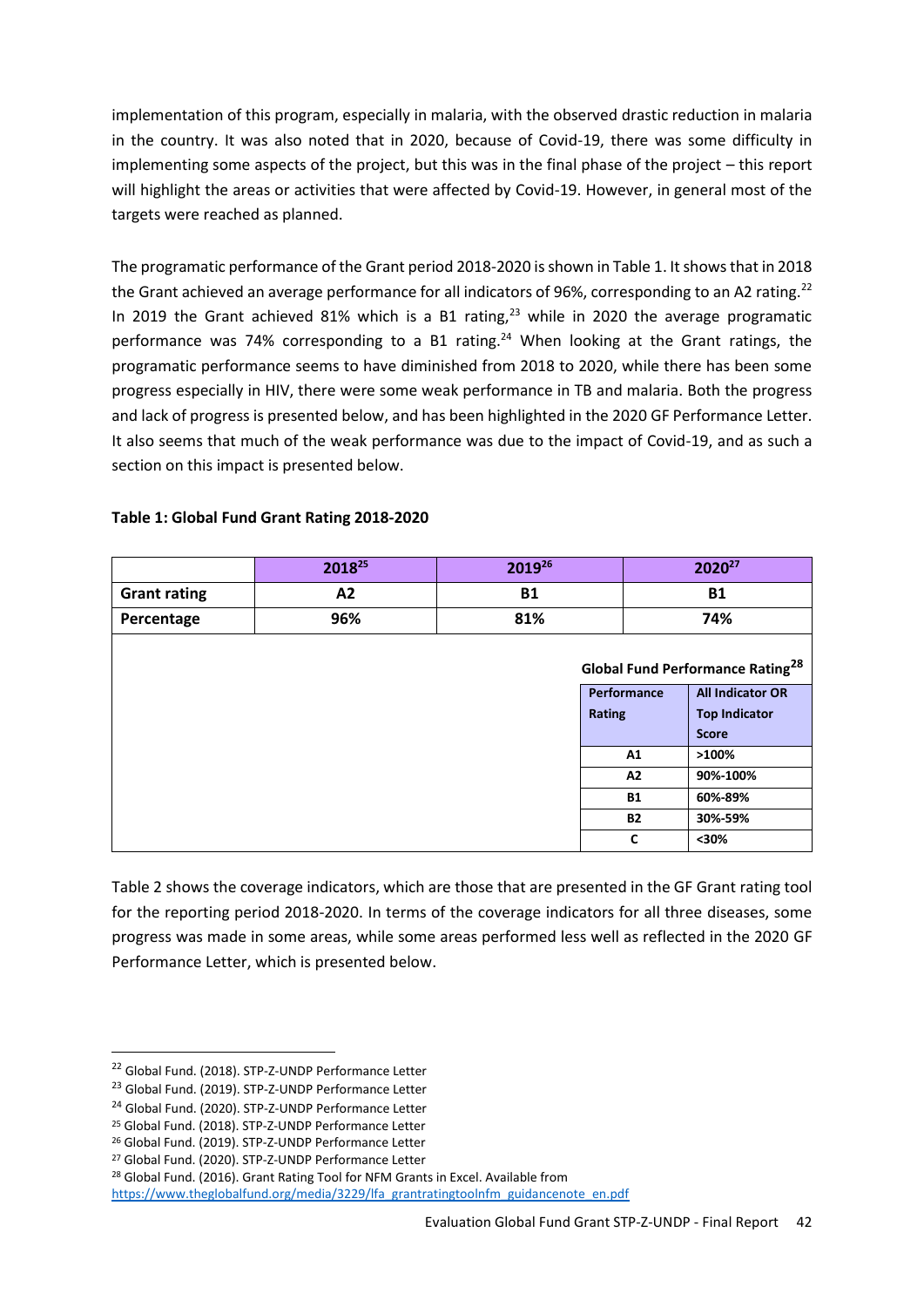implementation of this program, especially in malaria, with the observed drastic reduction in malaria in the country. It was also noted that in 2020, because of Covid-19, there was some difficulty in implementing some aspects of the project, but this was in the final phase of the project – this report will highlight the areas or activities that were affected by Covid-19. However, in general most of the targets were reached as planned.

The programatic performance of the Grant period 2018-2020 is shown in Table 1. It shows that in 2018 the Grant achieved an average performance for all indicators of 96%, corresponding to an A2 rating.[22] In 2019 the Grant achieved 81% which is a B1 rating,[23] while in 2020 the average programatic performance was 74% corresponding to a B1 rating.[24] When looking at the Grant ratings, the programatic performance seems to have diminished from 2018 to 2020, while there has been some progress especially in HIV, there were some weak performance in TB and malaria. Both the progress and lack of progress is presented below, and has been highlighted in the 2020 GF Performance Letter. It also seems that much of the weak performance was due to the impact of Covid-19, and as such a section on this impact is presented below.

**Table 1: Global Fund Grant Rating 2018-2020**

| | 2018[25] | 2019[26] | 2020[27] |
|---|---|---|---|
| **Grant rating** | **A2** | **B1** | **B1** |
| **Percentage** | **96%** | **81%** | **74%** |

**Global Fund Performance Rating[28]**

| Performance Rating | All Indicator OR Top Indicator Score |
|---|---|
| A1 | >100% |
| A2 | 90%-100% |
| B1 | 60%-89% |
| B2 | 30%-59% |
| C | <30% |

Table 2 shows the coverage indicators, which are those that are presented in the GF Grant rating tool for the reporting period 2018-2020. In terms of the coverage indicators for all three diseases, some progress was made in some areas, while some areas performed less well as reflected in the 2020 GF Performance Letter, which is presented below.

---

[22] Global Fund. (2018). STP-Z-UNDP Performance Letter
[23] Global Fund. (2019). STP-Z-UNDP Performance Letter
[24] Global Fund. (2020). STP-Z-UNDP Performance Letter
[25] Global Fund. (2018). STP-Z-UNDP Performance Letter
[26] Global Fund. (2019). STP-Z-UNDP Performance Letter
[27] Global Fund. (2020). STP-Z-UNDP Performance Letter
[28] Global Fund. (2016). Grant Rating Tool for NFM Grants in Excel. Available from https://www.theglobalfund.org/media/3229/lfa_grantratingtoolnfm_guidancenote_en.pdf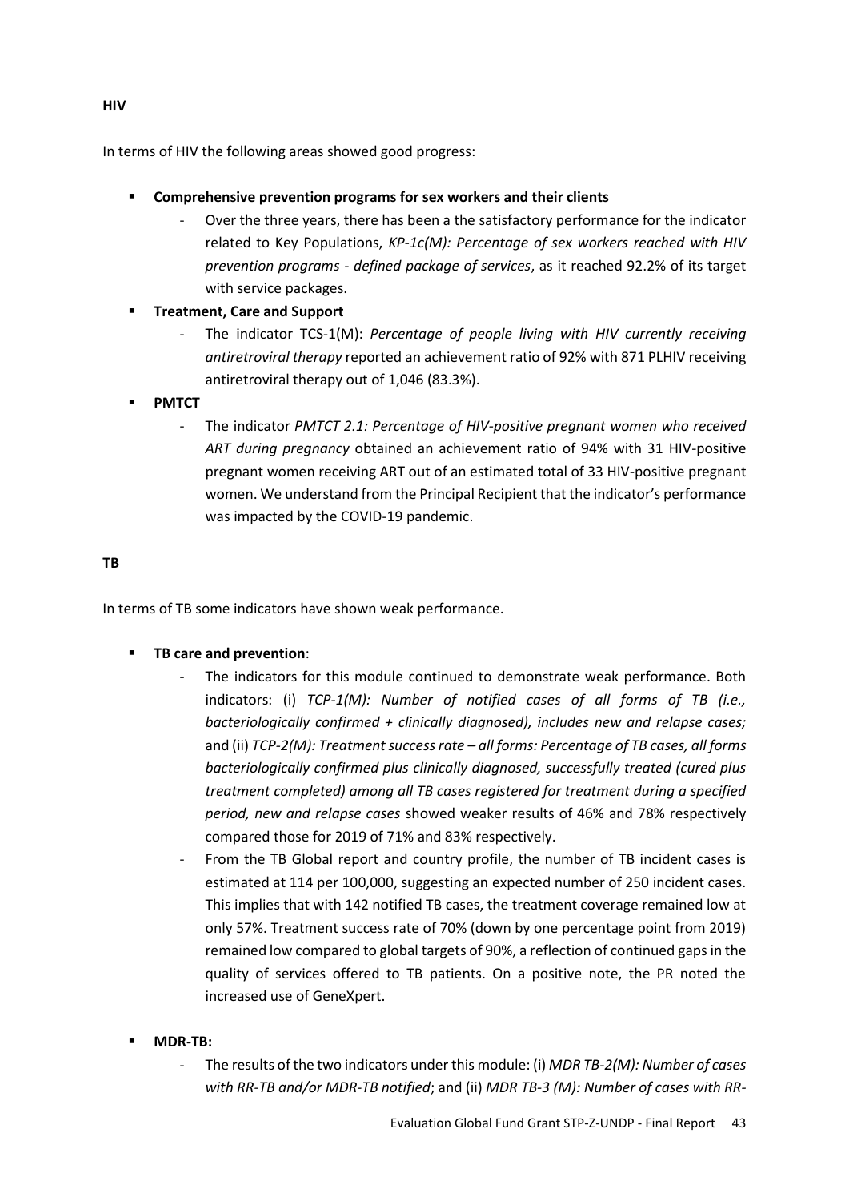**HIV**

In terms of HIV the following areas showed good progress:

- **Comprehensive prevention programs for sex workers and their clients**
  - Over the three years, there has been a the satisfactory performance for the indicator related to Key Populations, *KP-1c(M): Percentage of sex workers reached with HIV prevention programs - defined package of services*, as it reached 92.2% of its target with service packages.
- **Treatment, Care and Support**
  - The indicator TCS-1(M): *Percentage of people living with HIV currently receiving antiretroviral therapy* reported an achievement ratio of 92% with 871 PLHIV receiving antiretroviral therapy out of 1,046 (83.3%).
- **PMTCT**
  - The indicator *PMTCT 2.1: Percentage of HIV-positive pregnant women who received ART during pregnancy* obtained an achievement ratio of 94% with 31 HIV-positive pregnant women receiving ART out of an estimated total of 33 HIV-positive pregnant women. We understand from the Principal Recipient that the indicator's performance was impacted by the COVID-19 pandemic.

**TB**

In terms of TB some indicators have shown weak performance.

- **TB care and prevention**:
  - The indicators for this module continued to demonstrate weak performance. Both indicators: (i) *TCP-1(M): Number of notified cases of all forms of TB (i.e., bacteriologically confirmed + clinically diagnosed), includes new and relapse cases;* and (ii) *TCP-2(M): Treatment success rate – all forms: Percentage of TB cases, all forms bacteriologically confirmed plus clinically diagnosed, successfully treated (cured plus treatment completed) among all TB cases registered for treatment during a specified period, new and relapse cases* showed weaker results of 46% and 78% respectively compared those for 2019 of 71% and 83% respectively.
  - From the TB Global report and country profile, the number of TB incident cases is estimated at 114 per 100,000, suggesting an expected number of 250 incident cases. This implies that with 142 notified TB cases, the treatment coverage remained low at only 57%. Treatment success rate of 70% (down by one percentage point from 2019) remained low compared to global targets of 90%, a reflection of continued gaps in the quality of services offered to TB patients. On a positive note, the PR noted the increased use of GeneXpert.
- **MDR-TB:**
  - The results of the two indicators under this module: (i) *MDR TB-2(M): Number of cases with RR-TB and/or MDR-TB notified*; and (ii) *MDR TB-3 (M): Number of cases with RR-*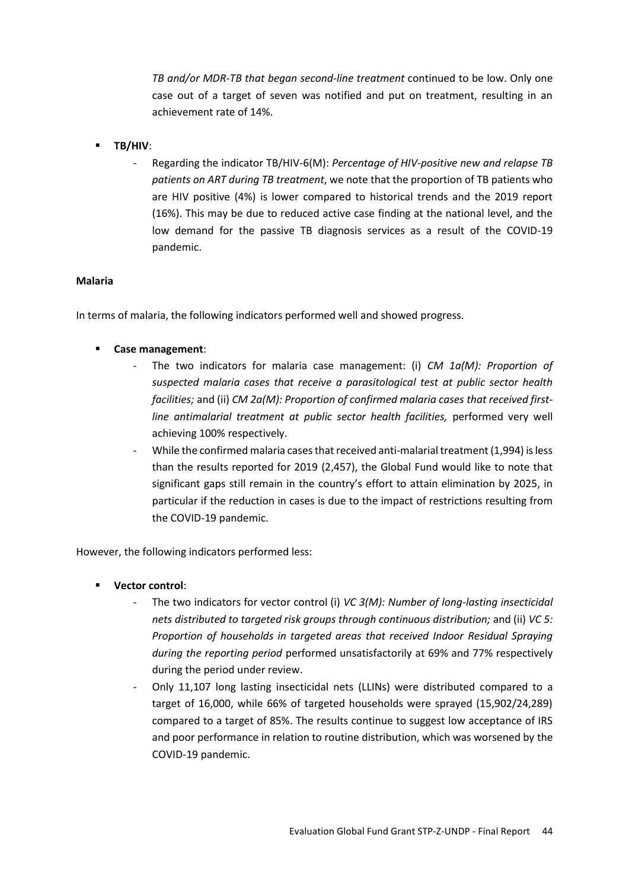*TB and/or MDR-TB that began second-line treatment* continued to be low. Only one case out of a target of seven was notified and put on treatment, resulting in an achievement rate of 14%.

- **TB/HIV**:
  - Regarding the indicator TB/HIV-6(M): *Percentage of HIV-positive new and relapse TB patients on ART during TB treatment*, we note that the proportion of TB patients who are HIV positive (4%) is lower compared to historical trends and the 2019 report (16%). This may be due to reduced active case finding at the national level, and the low demand for the passive TB diagnosis services as a result of the COVID-19 pandemic.

**Malaria**

In terms of malaria, the following indicators performed well and showed progress.

- **Case management**:
  - The two indicators for malaria case management: (i) *CM 1a(M): Proportion of suspected malaria cases that receive a parasitological test at public sector health facilities;* and (ii) *CM 2a(M): Proportion of confirmed malaria cases that received first-line antimalarial treatment at public sector health facilities,* performed very well achieving 100% respectively.
  - While the confirmed malaria cases that received anti-malarial treatment (1,994) is less than the results reported for 2019 (2,457), the Global Fund would like to note that significant gaps still remain in the country's effort to attain elimination by 2025, in particular if the reduction in cases is due to the impact of restrictions resulting from the COVID-19 pandemic.

However, the following indicators performed less:

- **Vector control**:
  - The two indicators for vector control (i) *VC 3(M): Number of long-lasting insecticidal nets distributed to targeted risk groups through continuous distribution;* and (ii) *VC 5: Proportion of households in targeted areas that received Indoor Residual Spraying during the reporting period* performed unsatisfactorily at 69% and 77% respectively during the period under review.
  - Only 11,107 long lasting insecticidal nets (LLINs) were distributed compared to a target of 16,000, while 66% of targeted households were sprayed (15,902/24,289) compared to a target of 85%. The results continue to suggest low acceptance of IRS and poor performance in relation to routine distribution, which was worsened by the COVID-19 pandemic.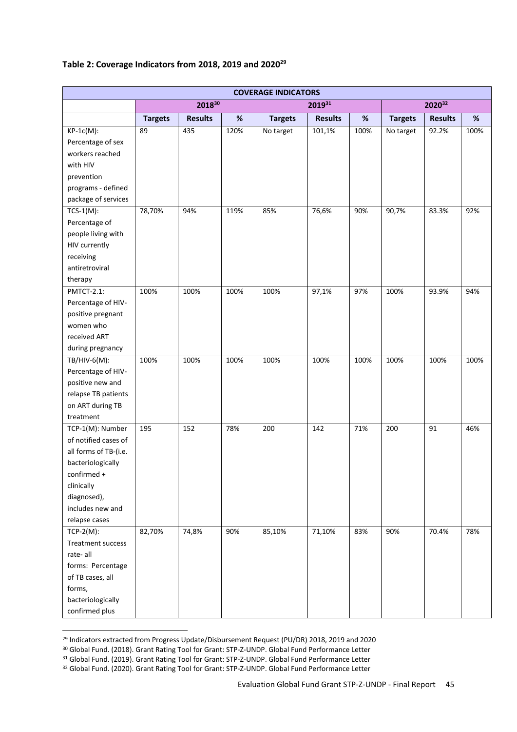**Table 2: Coverage Indicators from 2018, 2019 and 2020[29]**

| COVERAGE INDICATORS | | | | | | | | | |
|---|---|---|---|---|---|---|---|---|---|
| | 2018[30] | | | 2019[31] | | | 2020[32] | | |
| | **Targets** | **Results** | **%** | **Targets** | **Results** | **%** | **Targets** | **Results** | **%** |
| KP-1c(M): Percentage of sex workers reached with HIV prevention programs - defined package of services | 89 | 435 | 120% | No target | 101,1% | 100% | No target | 92.2% | 100% |
| TCS-1(M): Percentage of people living with HIV currently receiving antiretroviral therapy | 78,70% | 94% | 119% | 85% | 76,6% | 90% | 90,7% | 83.3% | 92% |
| PMTCT-2.1: Percentage of HIV-positive pregnant women who received ART during pregnancy | 100% | 100% | 100% | 100% | 97,1% | 97% | 100% | 93.9% | 94% |
| TB/HIV-6(M): Percentage of HIV-positive new and relapse TB patients on ART during TB treatment | 100% | 100% | 100% | 100% | 100% | 100% | 100% | 100% | 100% |
| TCP-1(M): Number of notified cases of all forms of TB-(i.e. bacteriologically confirmed + clinically diagnosed), includes new and relapse cases | 195 | 152 | 78% | 200 | 142 | 71% | 200 | 91 | 46% |
| TCP-2(M): Treatment success rate- all forms: Percentage of TB cases, all forms, bacteriologically confirmed plus | 82,70% | 74,8% | 90% | 85,10% | 71,10% | 83% | 90% | 70.4% | 78% |

[29] Indicators extracted from Progress Update/Disbursement Request (PU/DR) 2018, 2019 and 2020

[30] Global Fund. (2018). Grant Rating Tool for Grant: STP-Z-UNDP. Global Fund Performance Letter

[31] Global Fund. (2019). Grant Rating Tool for Grant: STP-Z-UNDP. Global Fund Performance Letter

[32] Global Fund. (2020). Grant Rating Tool for Grant: STP-Z-UNDP. Global Fund Performance Letter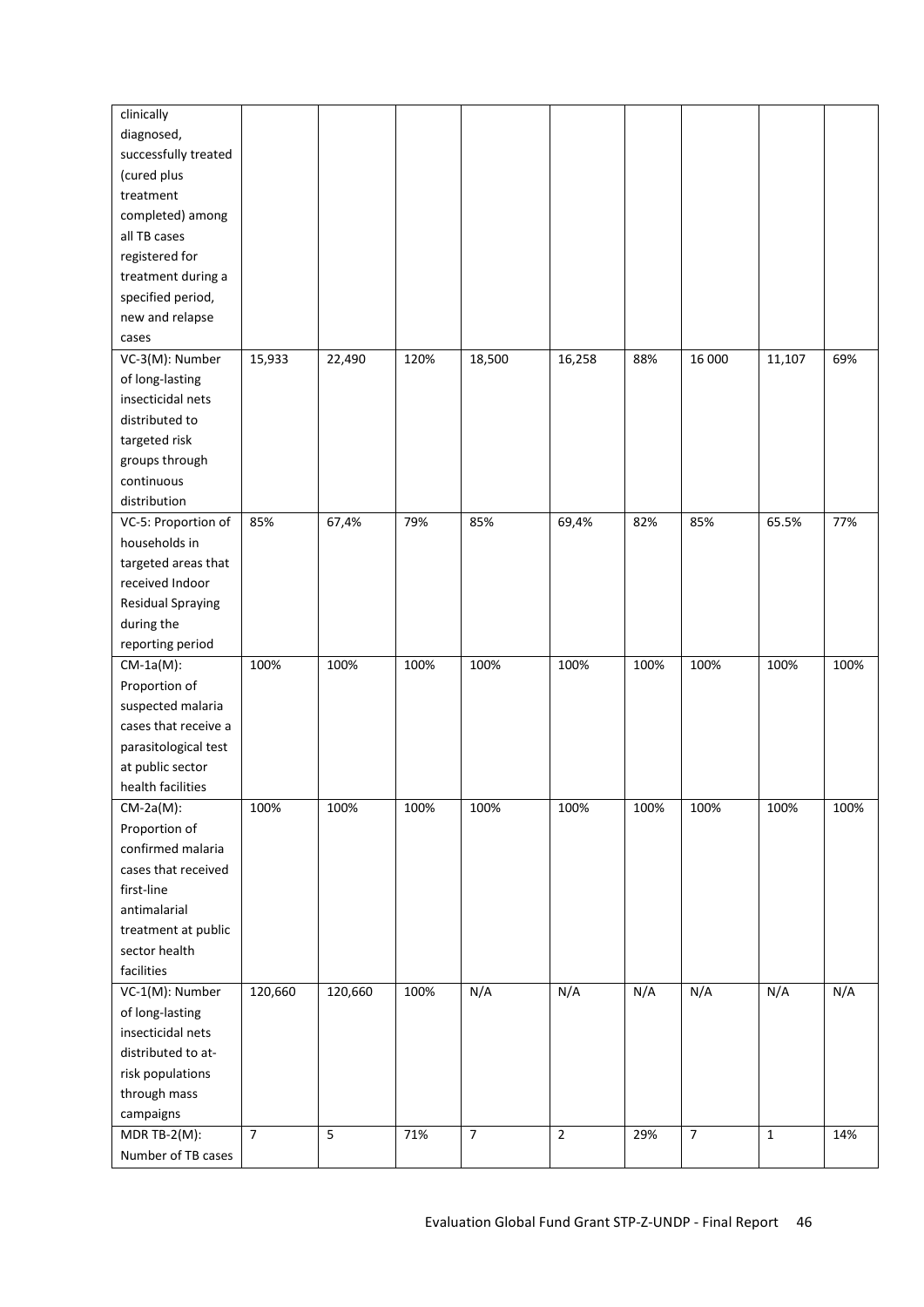| | | | | | | | | | |
|---|---|---|---|---|---|---|---|---|---|
| clinically diagnosed, successfully treated (cured plus treatment completed) among all TB cases registered for treatment during a specified period, new and relapse cases | | | | | | | | | |
| VC-3(M): Number of long-lasting insecticidal nets distributed to targeted risk groups through continuous distribution | 15,933 | 22,490 | 120% | 18,500 | 16,258 | 88% | 16 000 | 11,107 | 69% |
| VC-5: Proportion of households in targeted areas that received Indoor Residual Spraying during the reporting period | 85% | 67,4% | 79% | 85% | 69,4% | 82% | 85% | 65.5% | 77% |
| CM-1a(M): Proportion of suspected malaria cases that receive a parasitological test at public sector health facilities | 100% | 100% | 100% | 100% | 100% | 100% | 100% | 100% | 100% |
| CM-2a(M): Proportion of confirmed malaria cases that received first-line antimalarial treatment at public sector health facilities | 100% | 100% | 100% | 100% | 100% | 100% | 100% | 100% | 100% |
| VC-1(M): Number of long-lasting insecticidal nets distributed to at-risk populations through mass campaigns | 120,660 | 120,660 | 100% | N/A | N/A | N/A | N/A | N/A | N/A |
| MDR TB-2(M): Number of TB cases | 7 | 5 | 71% | 7 | 2 | 29% | 7 | 1 | 14% |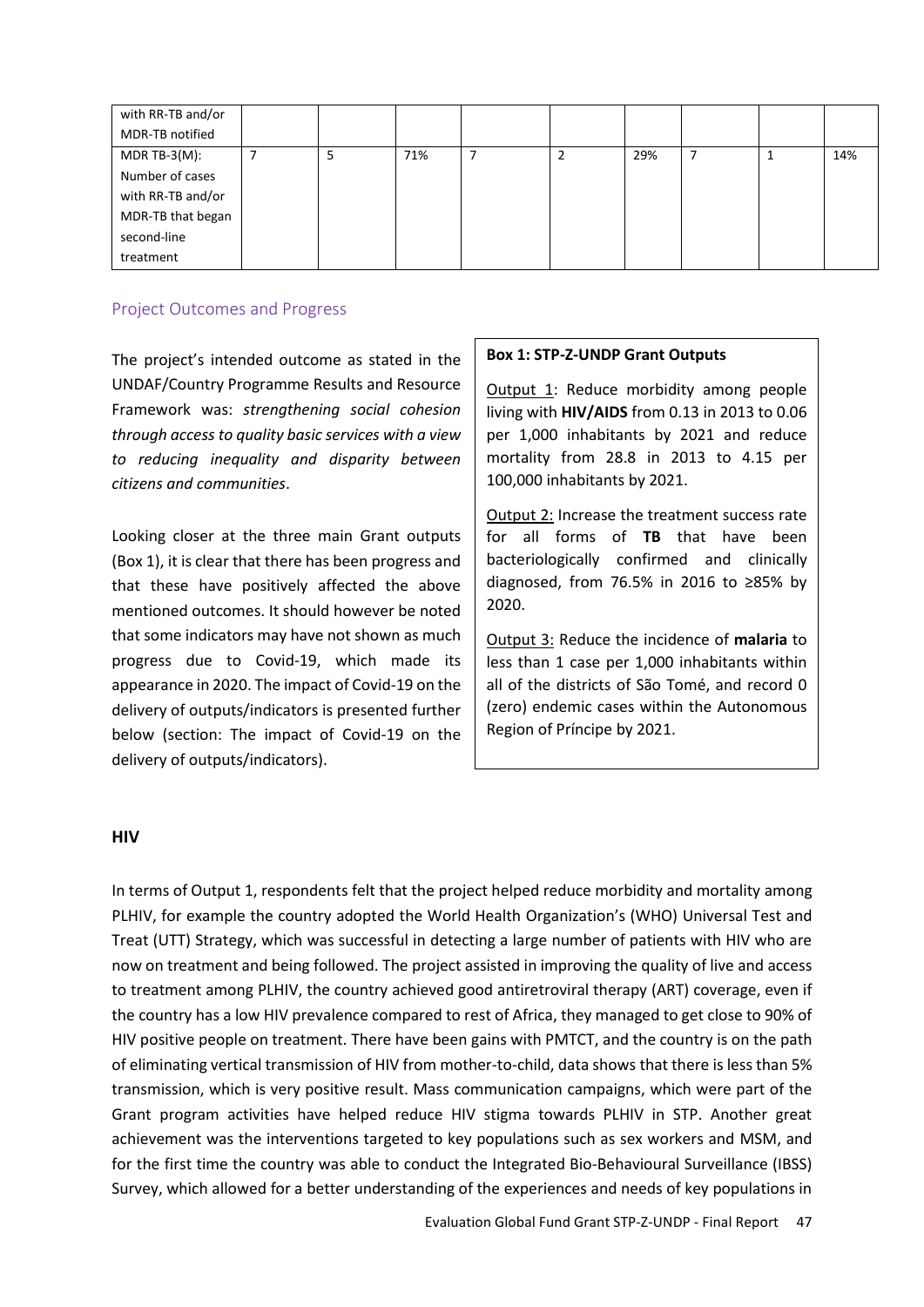| with RR-TB and/or MDR-TB notified | | | | | | | | | |
|---|---|---|---|---|---|---|---|---|---|
| MDR TB-3(M): Number of cases with RR-TB and/or MDR-TB that began second-line treatment | 7 | 5 | 71% | 7 | 2 | 29% | 7 | 1 | 14% |

## Project Outcomes and Progress

The project's intended outcome as stated in the UNDAF/Country Programme Results and Resource Framework was: *strengthening social cohesion through access to quality basic services with a view to reducing inequality and disparity between citizens and communities*.

Looking closer at the three main Grant outputs (Box 1), it is clear that there has been progress and that these have positively affected the above mentioned outcomes. It should however be noted that some indicators may have not shown as much progress due to Covid-19, which made its appearance in 2020. The impact of Covid-19 on the delivery of outputs/indicators is presented further below (section: The impact of Covid-19 on the delivery of outputs/indicators).

> **Box 1: STP-Z-UNDP Grant Outputs**
>
> Output 1: Reduce morbidity among people living with **HIV/AIDS** from 0.13 in 2013 to 0.06 per 1,000 inhabitants by 2021 and reduce mortality from 28.8 in 2013 to 4.15 per 100,000 inhabitants by 2021.
>
> Output 2: Increase the treatment success rate for all forms of **TB** that have been bacteriologically confirmed and clinically diagnosed, from 76.5% in 2016 to ≥85% by 2020.
>
> Output 3: Reduce the incidence of **malaria** to less than 1 case per 1,000 inhabitants within all of the districts of São Tomé, and record 0 (zero) endemic cases within the Autonomous Region of Príncipe by 2021.

### HIV

In terms of Output 1, respondents felt that the project helped reduce morbidity and mortality among PLHIV, for example the country adopted the World Health Organization's (WHO) Universal Test and Treat (UTT) Strategy, which was successful in detecting a large number of patients with HIV who are now on treatment and being followed. The project assisted in improving the quality of live and access to treatment among PLHIV, the country achieved good antiretroviral therapy (ART) coverage, even if the country has a low HIV prevalence compared to rest of Africa, they managed to get close to 90% of HIV positive people on treatment. There have been gains with PMTCT, and the country is on the path of eliminating vertical transmission of HIV from mother-to-child, data shows that there is less than 5% transmission, which is very positive result. Mass communication campaigns, which were part of the Grant program activities have helped reduce HIV stigma towards PLHIV in STP. Another great achievement was the interventions targeted to key populations such as sex workers and MSM, and for the first time the country was able to conduct the Integrated Bio-Behavioural Surveillance (IBSS) Survey, which allowed for a better understanding of the experiences and needs of key populations in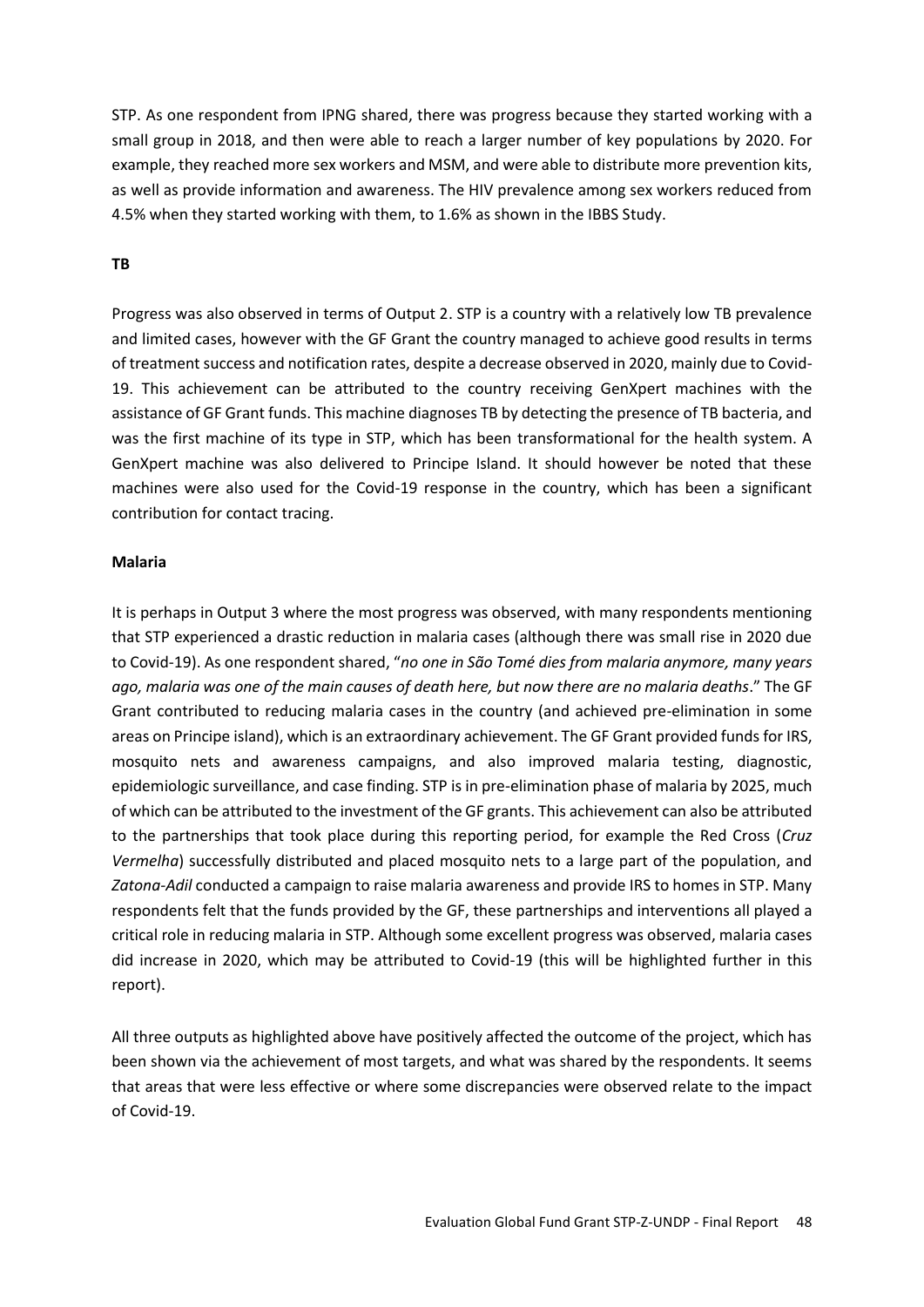STP. As one respondent from IPNG shared, there was progress because they started working with a small group in 2018, and then were able to reach a larger number of key populations by 2020. For example, they reached more sex workers and MSM, and were able to distribute more prevention kits, as well as provide information and awareness. The HIV prevalence among sex workers reduced from 4.5% when they started working with them, to 1.6% as shown in the IBBS Study.

**TB**

Progress was also observed in terms of Output 2. STP is a country with a relatively low TB prevalence and limited cases, however with the GF Grant the country managed to achieve good results in terms of treatment success and notification rates, despite a decrease observed in 2020, mainly due to Covid-19. This achievement can be attributed to the country receiving GenXpert machines with the assistance of GF Grant funds. This machine diagnoses TB by detecting the presence of TB bacteria, and was the first machine of its type in STP, which has been transformational for the health system. A GenXpert machine was also delivered to Principe Island. It should however be noted that these machines were also used for the Covid-19 response in the country, which has been a significant contribution for contact tracing.

**Malaria**

It is perhaps in Output 3 where the most progress was observed, with many respondents mentioning that STP experienced a drastic reduction in malaria cases (although there was small rise in 2020 due to Covid-19). As one respondent shared, "*no one in São Tomé dies from malaria anymore, many years ago, malaria was one of the main causes of death here, but now there are no malaria deaths*." The GF Grant contributed to reducing malaria cases in the country (and achieved pre-elimination in some areas on Principe island), which is an extraordinary achievement. The GF Grant provided funds for IRS, mosquito nets and awareness campaigns, and also improved malaria testing, diagnostic, epidemiologic surveillance, and case finding. STP is in pre-elimination phase of malaria by 2025, much of which can be attributed to the investment of the GF grants. This achievement can also be attributed to the partnerships that took place during this reporting period, for example the Red Cross (*Cruz Vermelha*) successfully distributed and placed mosquito nets to a large part of the population, and *Zatona-Adil* conducted a campaign to raise malaria awareness and provide IRS to homes in STP. Many respondents felt that the funds provided by the GF, these partnerships and interventions all played a critical role in reducing malaria in STP. Although some excellent progress was observed, malaria cases did increase in 2020, which may be attributed to Covid-19 (this will be highlighted further in this report).

All three outputs as highlighted above have positively affected the outcome of the project, which has been shown via the achievement of most targets, and what was shared by the respondents. It seems that areas that were less effective or where some discrepancies were observed relate to the impact of Covid-19.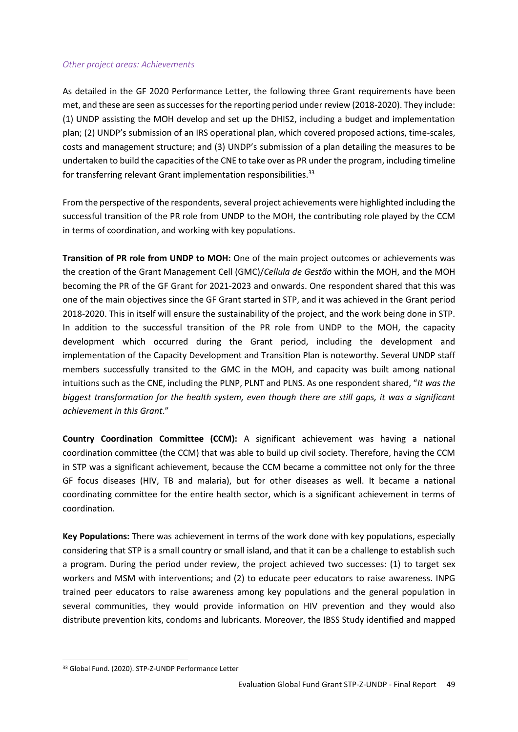*Other project areas: Achievements*

As detailed in the GF 2020 Performance Letter, the following three Grant requirements have been met, and these are seen as successes for the reporting period under review (2018-2020). They include: (1) UNDP assisting the MOH develop and set up the DHIS2, including a budget and implementation plan; (2) UNDP's submission of an IRS operational plan, which covered proposed actions, time-scales, costs and management structure; and (3) UNDP's submission of a plan detailing the measures to be undertaken to build the capacities of the CNE to take over as PR under the program, including timeline for transferring relevant Grant implementation responsibilities.[33]

From the perspective of the respondents, several project achievements were highlighted including the successful transition of the PR role from UNDP to the MOH, the contributing role played by the CCM in terms of coordination, and working with key populations.

**Transition of PR role from UNDP to MOH:** One of the main project outcomes or achievements was the creation of the Grant Management Cell (GMC)/*Cellula de Gestão* within the MOH, and the MOH becoming the PR of the GF Grant for 2021-2023 and onwards. One respondent shared that this was one of the main objectives since the GF Grant started in STP, and it was achieved in the Grant period 2018-2020. This in itself will ensure the sustainability of the project, and the work being done in STP. In addition to the successful transition of the PR role from UNDP to the MOH, the capacity development which occurred during the Grant period, including the development and implementation of the Capacity Development and Transition Plan is noteworthy. Several UNDP staff members successfully transited to the GMC in the MOH, and capacity was built among national intuitions such as the CNE, including the PLNP, PLNT and PLNS. As one respondent shared, "*It was the biggest transformation for the health system, even though there are still gaps, it was a significant achievement in this Grant*."

**Country Coordination Committee (CCM):** A significant achievement was having a national coordination committee (the CCM) that was able to build up civil society. Therefore, having the CCM in STP was a significant achievement, because the CCM became a committee not only for the three GF focus diseases (HIV, TB and malaria), but for other diseases as well. It became a national coordinating committee for the entire health sector, which is a significant achievement in terms of coordination.

**Key Populations:** There was achievement in terms of the work done with key populations, especially considering that STP is a small country or small island, and that it can be a challenge to establish such a program. During the period under review, the project achieved two successes: (1) to target sex workers and MSM with interventions; and (2) to educate peer educators to raise awareness. INPG trained peer educators to raise awareness among key populations and the general population in several communities, they would provide information on HIV prevention and they would also distribute prevention kits, condoms and lubricants. Moreover, the IBSS Study identified and mapped

[33] Global Fund. (2020). STP-Z-UNDP Performance Letter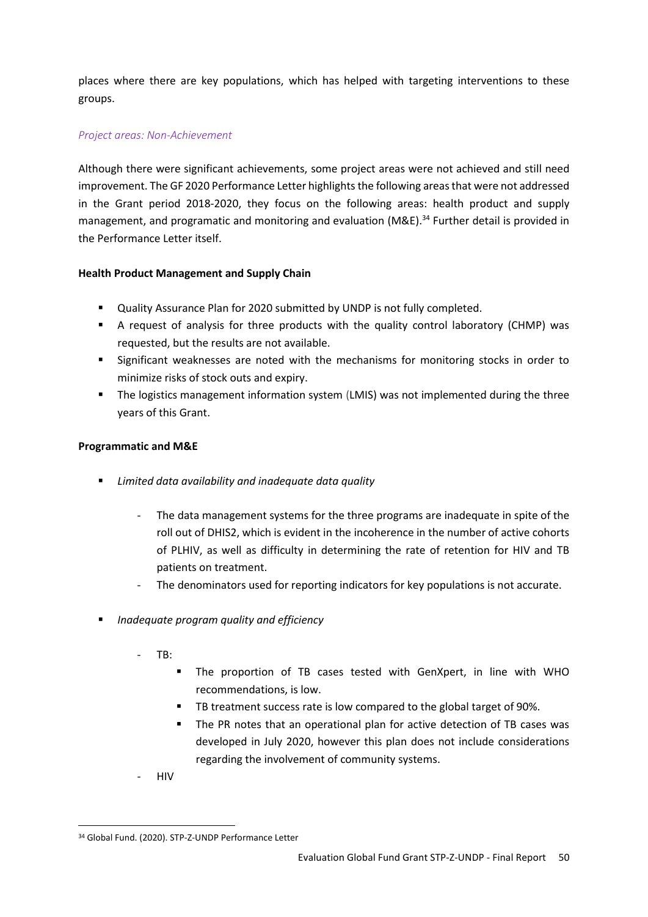places where there are key populations, which has helped with targeting interventions to these groups.

*Project areas: Non-Achievement*

Although there were significant achievements, some project areas were not achieved and still need improvement. The GF 2020 Performance Letter highlights the following areas that were not addressed in the Grant period 2018-2020, they focus on the following areas: health product and supply management, and programatic and monitoring and evaluation (M&E).[34] Further detail is provided in the Performance Letter itself.

**Health Product Management and Supply Chain**

- Quality Assurance Plan for 2020 submitted by UNDP is not fully completed.
- A request of analysis for three products with the quality control laboratory (CHMP) was requested, but the results are not available.
- Significant weaknesses are noted with the mechanisms for monitoring stocks in order to minimize risks of stock outs and expiry.
- The logistics management information system (LMIS) was not implemented during the three years of this Grant.

**Programmatic and M&E**

- *Limited data availability and inadequate data quality*
  - The data management systems for the three programs are inadequate in spite of the roll out of DHIS2, which is evident in the incoherence in the number of active cohorts of PLHIV, as well as difficulty in determining the rate of retention for HIV and TB patients on treatment.
  - The denominators used for reporting indicators for key populations is not accurate.
- *Inadequate program quality and efficiency*
  - TB:
    - The proportion of TB cases tested with GenXpert, in line with WHO recommendations, is low.
    - TB treatment success rate is low compared to the global target of 90%.
    - The PR notes that an operational plan for active detection of TB cases was developed in July 2020, however this plan does not include considerations regarding the involvement of community systems.
  - HIV

[34] Global Fund. (2020). STP-Z-UNDP Performance Letter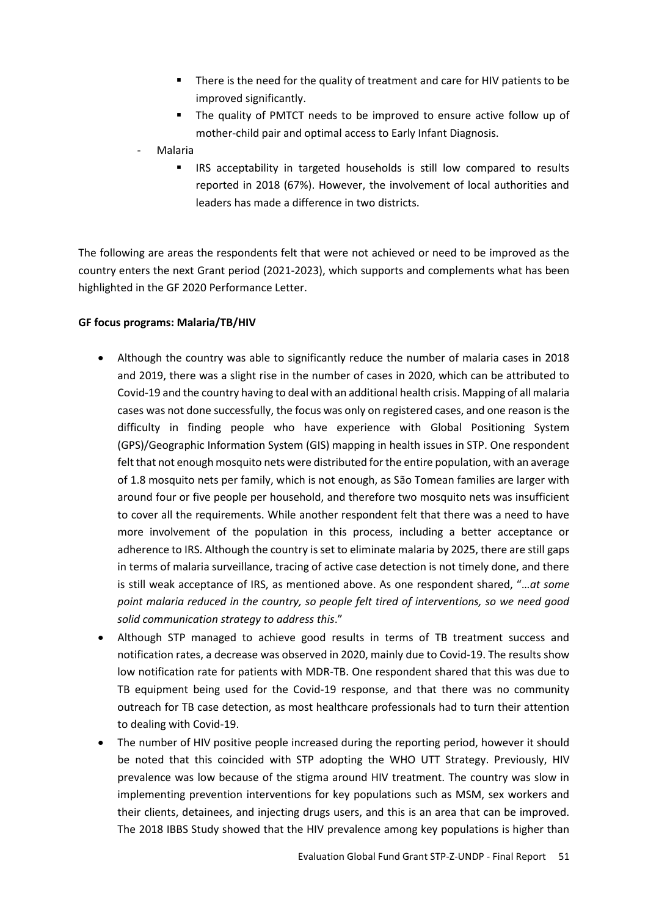- There is the need for the quality of treatment and care for HIV patients to be improved significantly.
    - The quality of PMTCT needs to be improved to ensure active follow up of mother-child pair and optimal access to Early Infant Diagnosis.
- Malaria
    - IRS acceptability in targeted households is still low compared to results reported in 2018 (67%). However, the involvement of local authorities and leaders has made a difference in two districts.

The following are areas the respondents felt that were not achieved or need to be improved as the country enters the next Grant period (2021-2023), which supports and complements what has been highlighted in the GF 2020 Performance Letter.

**GF focus programs: Malaria/TB/HIV**

- Although the country was able to significantly reduce the number of malaria cases in 2018 and 2019, there was a slight rise in the number of cases in 2020, which can be attributed to Covid-19 and the country having to deal with an additional health crisis. Mapping of all malaria cases was not done successfully, the focus was only on registered cases, and one reason is the difficulty in finding people who have experience with Global Positioning System (GPS)/Geographic Information System (GIS) mapping in health issues in STP. One respondent felt that not enough mosquito nets were distributed for the entire population, with an average of 1.8 mosquito nets per family, which is not enough, as São Tomean families are larger with around four or five people per household, and therefore two mosquito nets was insufficient to cover all the requirements. While another respondent felt that there was a need to have more involvement of the population in this process, including a better acceptance or adherence to IRS. Although the country is set to eliminate malaria by 2025, there are still gaps in terms of malaria surveillance, tracing of active case detection is not timely done, and there is still weak acceptance of IRS, as mentioned above. As one respondent shared, "*…at some point malaria reduced in the country, so people felt tired of interventions, so we need good solid communication strategy to address this*."
- Although STP managed to achieve good results in terms of TB treatment success and notification rates, a decrease was observed in 2020, mainly due to Covid-19. The results show low notification rate for patients with MDR-TB. One respondent shared that this was due to TB equipment being used for the Covid-19 response, and that there was no community outreach for TB case detection, as most healthcare professionals had to turn their attention to dealing with Covid-19.
- The number of HIV positive people increased during the reporting period, however it should be noted that this coincided with STP adopting the WHO UTT Strategy. Previously, HIV prevalence was low because of the stigma around HIV treatment. The country was slow in implementing prevention interventions for key populations such as MSM, sex workers and their clients, detainees, and injecting drugs users, and this is an area that can be improved. The 2018 IBBS Study showed that the HIV prevalence among key populations is higher than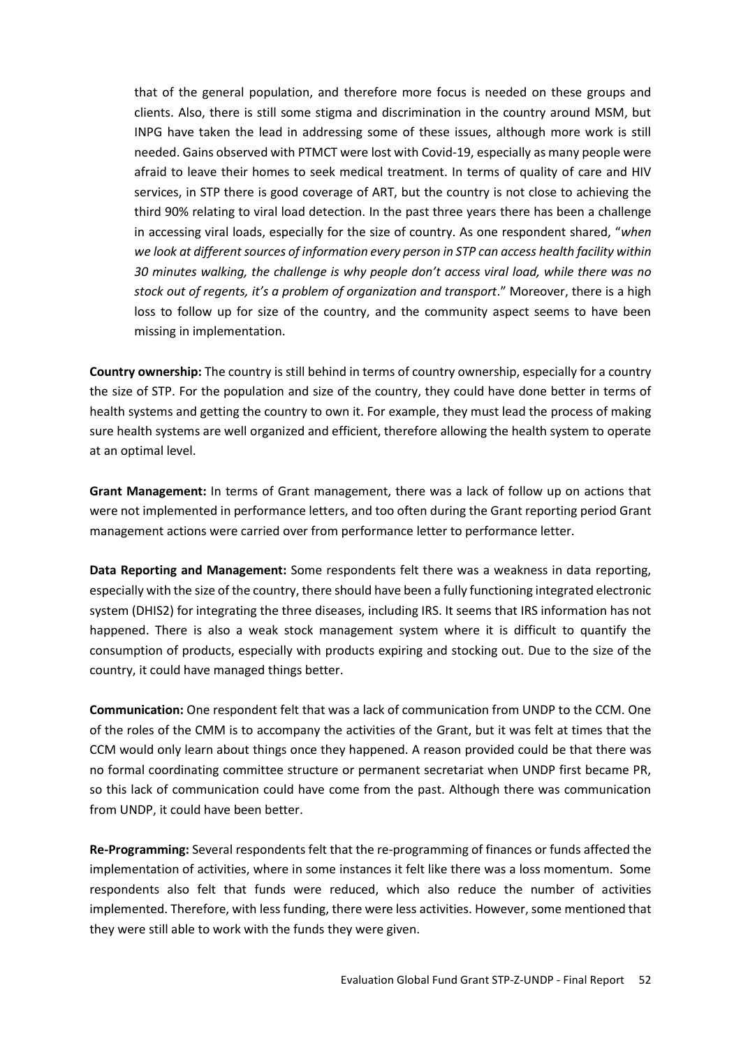that of the general population, and therefore more focus is needed on these groups and clients. Also, there is still some stigma and discrimination in the country around MSM, but INPG have taken the lead in addressing some of these issues, although more work is still needed. Gains observed with PTMCT were lost with Covid-19, especially as many people were afraid to leave their homes to seek medical treatment. In terms of quality of care and HIV services, in STP there is good coverage of ART, but the country is not close to achieving the third 90% relating to viral load detection. In the past three years there has been a challenge in accessing viral loads, especially for the size of country. As one respondent shared, "*when we look at different sources of information every person in STP can access health facility within 30 minutes walking, the challenge is why people don't access viral load, while there was no stock out of regents, it's a problem of organization and transport*." Moreover, there is a high loss to follow up for size of the country, and the community aspect seems to have been missing in implementation.

**Country ownership:** The country is still behind in terms of country ownership, especially for a country the size of STP. For the population and size of the country, they could have done better in terms of health systems and getting the country to own it. For example, they must lead the process of making sure health systems are well organized and efficient, therefore allowing the health system to operate at an optimal level.

**Grant Management:** In terms of Grant management, there was a lack of follow up on actions that were not implemented in performance letters, and too often during the Grant reporting period Grant management actions were carried over from performance letter to performance letter.

**Data Reporting and Management:** Some respondents felt there was a weakness in data reporting, especially with the size of the country, there should have been a fully functioning integrated electronic system (DHIS2) for integrating the three diseases, including IRS. It seems that IRS information has not happened. There is also a weak stock management system where it is difficult to quantify the consumption of products, especially with products expiring and stocking out. Due to the size of the country, it could have managed things better.

**Communication:** One respondent felt that was a lack of communication from UNDP to the CCM. One of the roles of the CMM is to accompany the activities of the Grant, but it was felt at times that the CCM would only learn about things once they happened. A reason provided could be that there was no formal coordinating committee structure or permanent secretariat when UNDP first became PR, so this lack of communication could have come from the past. Although there was communication from UNDP, it could have been better.

**Re-Programming:** Several respondents felt that the re-programming of finances or funds affected the implementation of activities, where in some instances it felt like there was a loss momentum. Some respondents also felt that funds were reduced, which also reduce the number of activities implemented. Therefore, with less funding, there were less activities. However, some mentioned that they were still able to work with the funds they were given.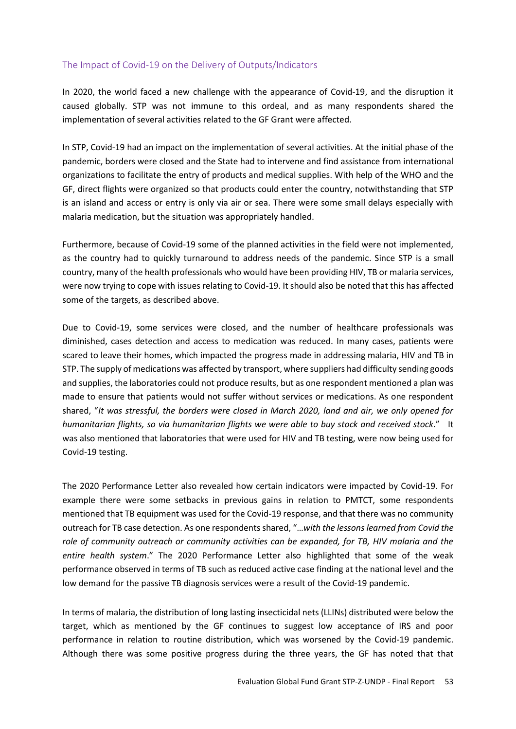## The Impact of Covid-19 on the Delivery of Outputs/Indicators

In 2020, the world faced a new challenge with the appearance of Covid-19, and the disruption it caused globally. STP was not immune to this ordeal, and as many respondents shared the implementation of several activities related to the GF Grant were affected.

In STP, Covid-19 had an impact on the implementation of several activities. At the initial phase of the pandemic, borders were closed and the State had to intervene and find assistance from international organizations to facilitate the entry of products and medical supplies. With help of the WHO and the GF, direct flights were organized so that products could enter the country, notwithstanding that STP is an island and access or entry is only via air or sea. There were some small delays especially with malaria medication, but the situation was appropriately handled.

Furthermore, because of Covid-19 some of the planned activities in the field were not implemented, as the country had to quickly turnaround to address needs of the pandemic. Since STP is a small country, many of the health professionals who would have been providing HIV, TB or malaria services, were now trying to cope with issues relating to Covid-19. It should also be noted that this has affected some of the targets, as described above.

Due to Covid-19, some services were closed, and the number of healthcare professionals was diminished, cases detection and access to medication was reduced. In many cases, patients were scared to leave their homes, which impacted the progress made in addressing malaria, HIV and TB in STP. The supply of medications was affected by transport, where suppliers had difficulty sending goods and supplies, the laboratories could not produce results, but as one respondent mentioned a plan was made to ensure that patients would not suffer without services or medications. As one respondent shared, "*It was stressful, the borders were closed in March 2020, land and air, we only opened for humanitarian flights, so via humanitarian flights we were able to buy stock and received stock*." It was also mentioned that laboratories that were used for HIV and TB testing, were now being used for Covid-19 testing.

The 2020 Performance Letter also revealed how certain indicators were impacted by Covid-19. For example there were some setbacks in previous gains in relation to PMTCT, some respondents mentioned that TB equipment was used for the Covid-19 response, and that there was no community outreach for TB case detection. As one respondents shared, "*…with the lessons learned from Covid the role of community outreach or community activities can be expanded, for TB, HIV malaria and the entire health system*." The 2020 Performance Letter also highlighted that some of the weak performance observed in terms of TB such as reduced active case finding at the national level and the low demand for the passive TB diagnosis services were a result of the Covid-19 pandemic.

In terms of malaria, the distribution of long lasting insecticidal nets (LLINs) distributed were below the target, which as mentioned by the GF continues to suggest low acceptance of IRS and poor performance in relation to routine distribution, which was worsened by the Covid-19 pandemic. Although there was some positive progress during the three years, the GF has noted that that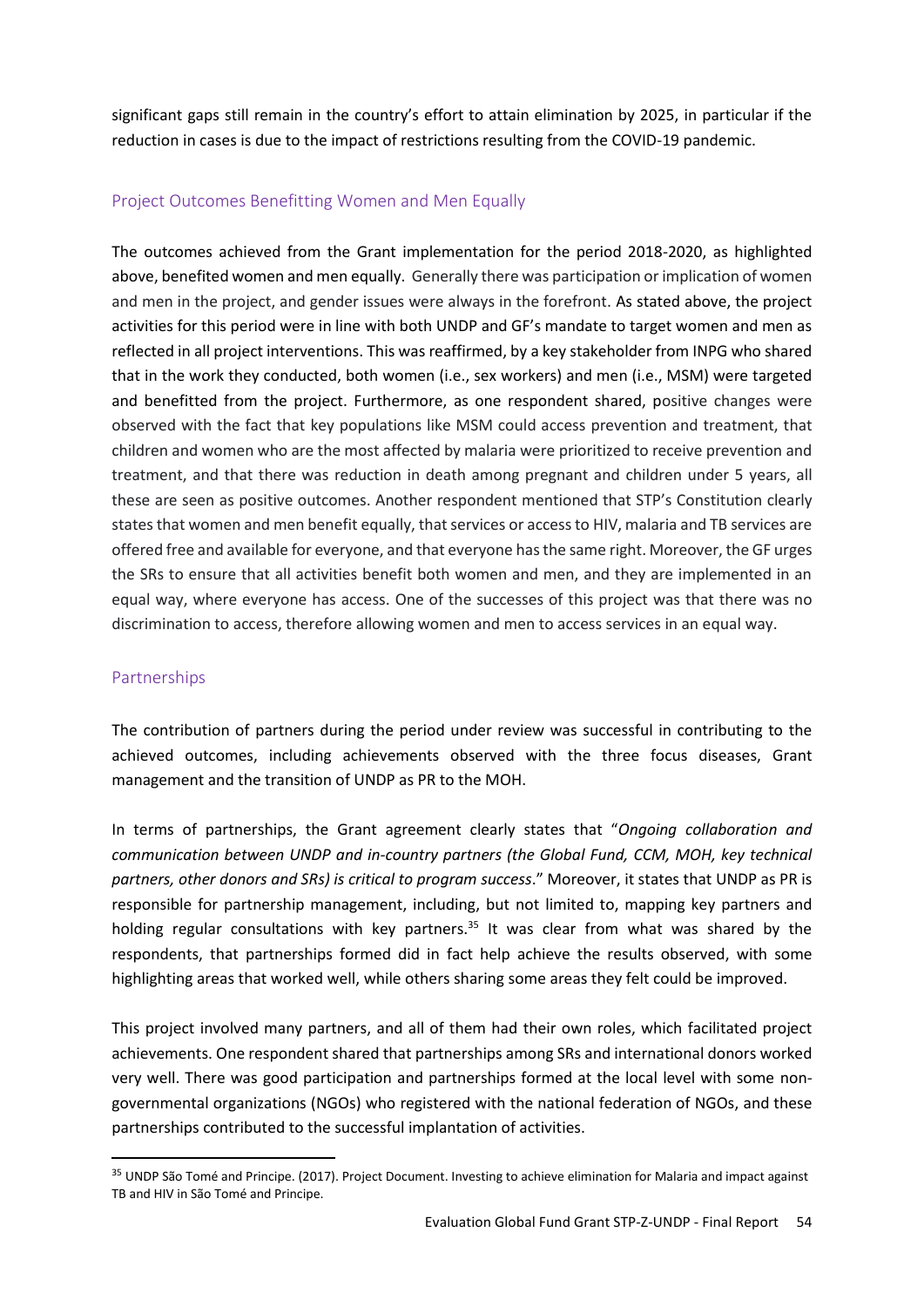significant gaps still remain in the country's effort to attain elimination by 2025, in particular if the reduction in cases is due to the impact of restrictions resulting from the COVID-19 pandemic.

### Project Outcomes Benefitting Women and Men Equally

The outcomes achieved from the Grant implementation for the period 2018-2020, as highlighted above, benefited women and men equally. Generally there was participation or implication of women and men in the project, and gender issues were always in the forefront. As stated above, the project activities for this period were in line with both UNDP and GF's mandate to target women and men as reflected in all project interventions. This was reaffirmed, by a key stakeholder from INPG who shared that in the work they conducted, both women (i.e., sex workers) and men (i.e., MSM) were targeted and benefitted from the project. Furthermore, as one respondent shared, positive changes were observed with the fact that key populations like MSM could access prevention and treatment, that children and women who are the most affected by malaria were prioritized to receive prevention and treatment, and that there was reduction in death among pregnant and children under 5 years, all these are seen as positive outcomes. Another respondent mentioned that STP's Constitution clearly states that women and men benefit equally, that services or access to HIV, malaria and TB services are offered free and available for everyone, and that everyone has the same right. Moreover, the GF urges the SRs to ensure that all activities benefit both women and men, and they are implemented in an equal way, where everyone has access. One of the successes of this project was that there was no discrimination to access, therefore allowing women and men to access services in an equal way.

### Partnerships

The contribution of partners during the period under review was successful in contributing to the achieved outcomes, including achievements observed with the three focus diseases, Grant management and the transition of UNDP as PR to the MOH.

In terms of partnerships, the Grant agreement clearly states that "*Ongoing collaboration and communication between UNDP and in-country partners (the Global Fund, CCM, MOH, key technical partners, other donors and SRs) is critical to program success*." Moreover, it states that UNDP as PR is responsible for partnership management, including, but not limited to, mapping key partners and holding regular consultations with key partners.[35] It was clear from what was shared by the respondents, that partnerships formed did in fact help achieve the results observed, with some highlighting areas that worked well, while others sharing some areas they felt could be improved.

This project involved many partners, and all of them had their own roles, which facilitated project achievements. One respondent shared that partnerships among SRs and international donors worked very well. There was good participation and partnerships formed at the local level with some non-governmental organizations (NGOs) who registered with the national federation of NGOs, and these partnerships contributed to the successful implantation of activities.

[35] UNDP São Tomé and Principe. (2017). Project Document. Investing to achieve elimination for Malaria and impact against TB and HIV in São Tomé and Principe.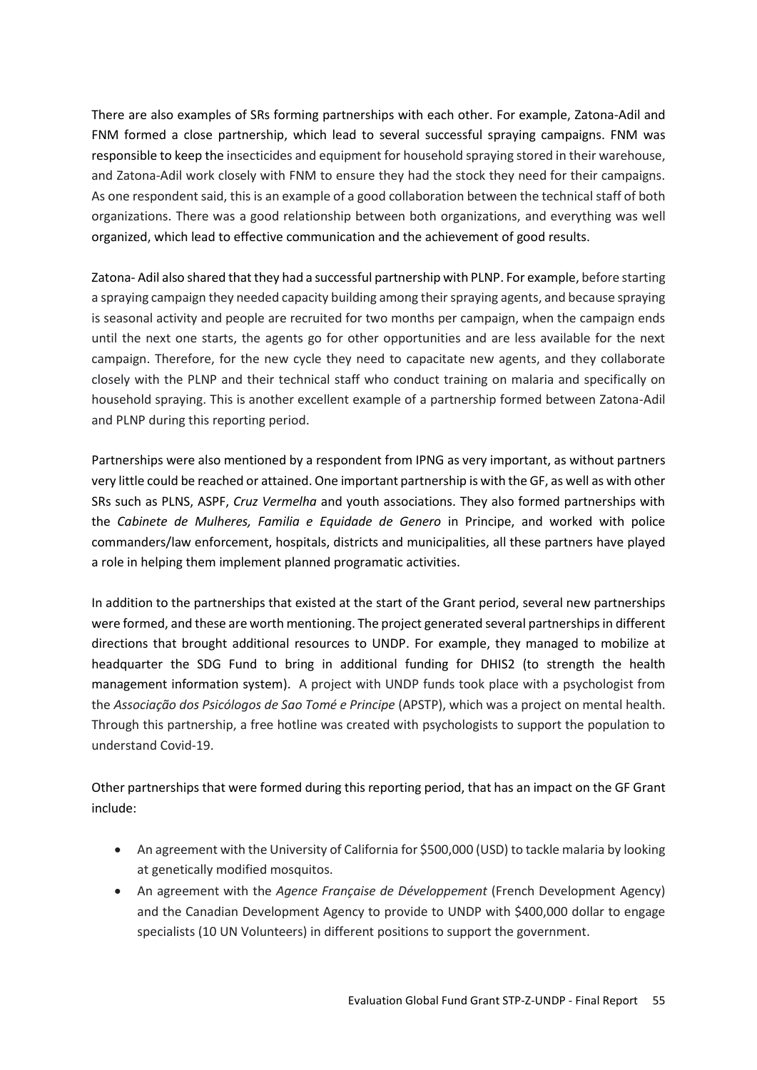There are also examples of SRs forming partnerships with each other. For example, Zatona-Adil and FNM formed a close partnership, which lead to several successful spraying campaigns. FNM was responsible to keep the insecticides and equipment for household spraying stored in their warehouse, and Zatona-Adil work closely with FNM to ensure they had the stock they need for their campaigns. As one respondent said, this is an example of a good collaboration between the technical staff of both organizations. There was a good relationship between both organizations, and everything was well organized, which lead to effective communication and the achievement of good results.

Zatona- Adil also shared that they had a successful partnership with PLNP. For example, before starting a spraying campaign they needed capacity building among their spraying agents, and because spraying is seasonal activity and people are recruited for two months per campaign, when the campaign ends until the next one starts, the agents go for other opportunities and are less available for the next campaign. Therefore, for the new cycle they need to capacitate new agents, and they collaborate closely with the PLNP and their technical staff who conduct training on malaria and specifically on household spraying. This is another excellent example of a partnership formed between Zatona-Adil and PLNP during this reporting period.

Partnerships were also mentioned by a respondent from IPNG as very important, as without partners very little could be reached or attained. One important partnership is with the GF, as well as with other SRs such as PLNS, ASPF, *Cruz Vermelha* and youth associations. They also formed partnerships with the *Cabinete de Mulheres, Familia e Equidade de Genero* in Principe, and worked with police commanders/law enforcement, hospitals, districts and municipalities, all these partners have played a role in helping them implement planned programatic activities.

In addition to the partnerships that existed at the start of the Grant period, several new partnerships were formed, and these are worth mentioning. The project generated several partnerships in different directions that brought additional resources to UNDP. For example, they managed to mobilize at headquarter the SDG Fund to bring in additional funding for DHIS2 (to strength the health management information system). A project with UNDP funds took place with a psychologist from the *Associação dos Psicólogos de Sao Tomé e Principe* (APSTP), which was a project on mental health. Through this partnership, a free hotline was created with psychologists to support the population to understand Covid-19.

Other partnerships that were formed during this reporting period, that has an impact on the GF Grant include:

- An agreement with the University of California for $500,000 (USD) to tackle malaria by looking at genetically modified mosquitos.
- An agreement with the *Agence Française de Développement* (French Development Agency) and the Canadian Development Agency to provide to UNDP with $400,000 dollar to engage specialists (10 UN Volunteers) in different positions to support the government.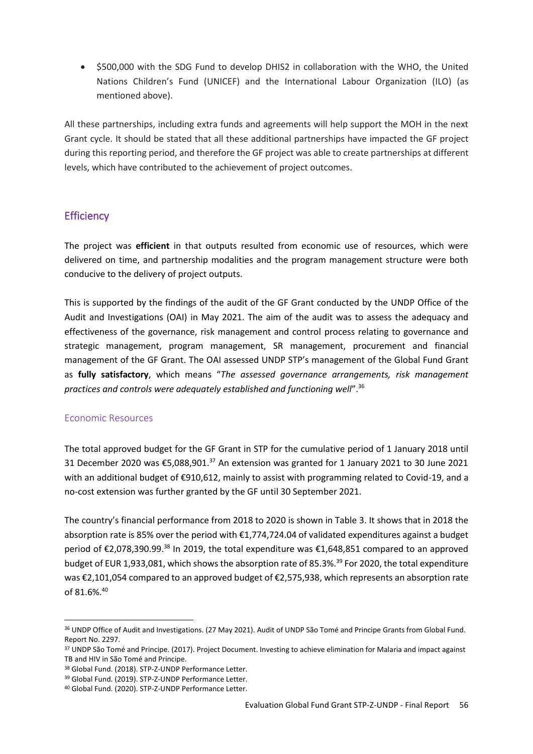- $500,000 with the SDG Fund to develop DHIS2 in collaboration with the WHO, the United Nations Children's Fund (UNICEF) and the International Labour Organization (ILO) (as mentioned above).

All these partnerships, including extra funds and agreements will help support the MOH in the next Grant cycle. It should be stated that all these additional partnerships have impacted the GF project during this reporting period, and therefore the GF project was able to create partnerships at different levels, which have contributed to the achievement of project outcomes.

## Efficiency

The project was **efficient** in that outputs resulted from economic use of resources, which were delivered on time, and partnership modalities and the program management structure were both conducive to the delivery of project outputs.

This is supported by the findings of the audit of the GF Grant conducted by the UNDP Office of the Audit and Investigations (OAI) in May 2021. The aim of the audit was to assess the adequacy and effectiveness of the governance, risk management and control process relating to governance and strategic management, program management, SR management, procurement and financial management of the GF Grant. The OAI assessed UNDP STP's management of the Global Fund Grant as **fully satisfactory**, which means "*The assessed governance arrangements, risk management practices and controls were adequately established and functioning well*".[36]

### Economic Resources

The total approved budget for the GF Grant in STP for the cumulative period of 1 January 2018 until 31 December 2020 was €5,088,901.[37] An extension was granted for 1 January 2021 to 30 June 2021 with an additional budget of €910,612, mainly to assist with programming related to Covid-19, and a no-cost extension was further granted by the GF until 30 September 2021.

The country's financial performance from 2018 to 2020 is shown in Table 3. It shows that in 2018 the absorption rate is 85% over the period with €1,774,724.04 of validated expenditures against a budget period of €2,078,390.99.[38] In 2019, the total expenditure was €1,648,851 compared to an approved budget of EUR 1,933,081, which shows the absorption rate of 85.3%.[39] For 2020, the total expenditure was €2,101,054 compared to an approved budget of €2,575,938, which represents an absorption rate of 81.6%.[40]

---

[36] UNDP Office of Audit and Investigations. (27 May 2021). Audit of UNDP São Tomé and Principe Grants from Global Fund. Report No. 2297.

[37] UNDP São Tomé and Principe. (2017). Project Document. Investing to achieve elimination for Malaria and impact against TB and HIV in São Tomé and Principe.

[38] Global Fund. (2018). STP-Z-UNDP Performance Letter.

[39] Global Fund. (2019). STP-Z-UNDP Performance Letter.

[40] Global Fund. (2020). STP-Z-UNDP Performance Letter.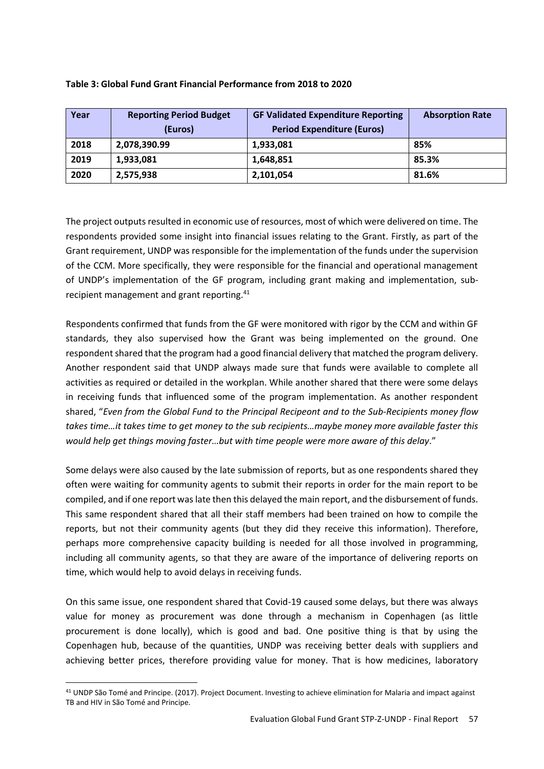**Table 3: Global Fund Grant Financial Performance from 2018 to 2020**

| Year | Reporting Period Budget (Euros) | GF Validated Expenditure Reporting Period Expenditure (Euros) | Absorption Rate |
|---|---|---|---|
| 2018 | 2,078,390.99 | 1,933,081 | 85% |
| 2019 | 1,933,081 | 1,648,851 | 85.3% |
| 2020 | 2,575,938 | 2,101,054 | 81.6% |

The project outputs resulted in economic use of resources, most of which were delivered on time. The respondents provided some insight into financial issues relating to the Grant. Firstly, as part of the Grant requirement, UNDP was responsible for the implementation of the funds under the supervision of the CCM. More specifically, they were responsible for the financial and operational management of UNDP's implementation of the GF program, including grant making and implementation, sub-recipient management and grant reporting.[41]

Respondents confirmed that funds from the GF were monitored with rigor by the CCM and within GF standards, they also supervised how the Grant was being implemented on the ground. One respondent shared that the program had a good financial delivery that matched the program delivery. Another respondent said that UNDP always made sure that funds were available to complete all activities as required or detailed in the workplan. While another shared that there were some delays in receiving funds that influenced some of the program implementation. As another respondent shared, "*Even from the Global Fund to the Principal Recipeont and to the Sub-Recipients money flow takes time…it takes time to get money to the sub recipients…maybe money more available faster this would help get things moving faster…but with time people were more aware of this delay*."

Some delays were also caused by the late submission of reports, but as one respondents shared they often were waiting for community agents to submit their reports in order for the main report to be compiled, and if one report was late then this delayed the main report, and the disbursement of funds. This same respondent shared that all their staff members had been trained on how to compile the reports, but not their community agents (but they did they receive this information). Therefore, perhaps more comprehensive capacity building is needed for all those involved in programming, including all community agents, so that they are aware of the importance of delivering reports on time, which would help to avoid delays in receiving funds.

On this same issue, one respondent shared that Covid-19 caused some delays, but there was always value for money as procurement was done through a mechanism in Copenhagen (as little procurement is done locally), which is good and bad. One positive thing is that by using the Copenhagen hub, because of the quantities, UNDP was receiving better deals with suppliers and achieving better prices, therefore providing value for money. That is how medicines, laboratory

[41] UNDP São Tomé and Principe. (2017). Project Document. Investing to achieve elimination for Malaria and impact against TB and HIV in São Tomé and Principe.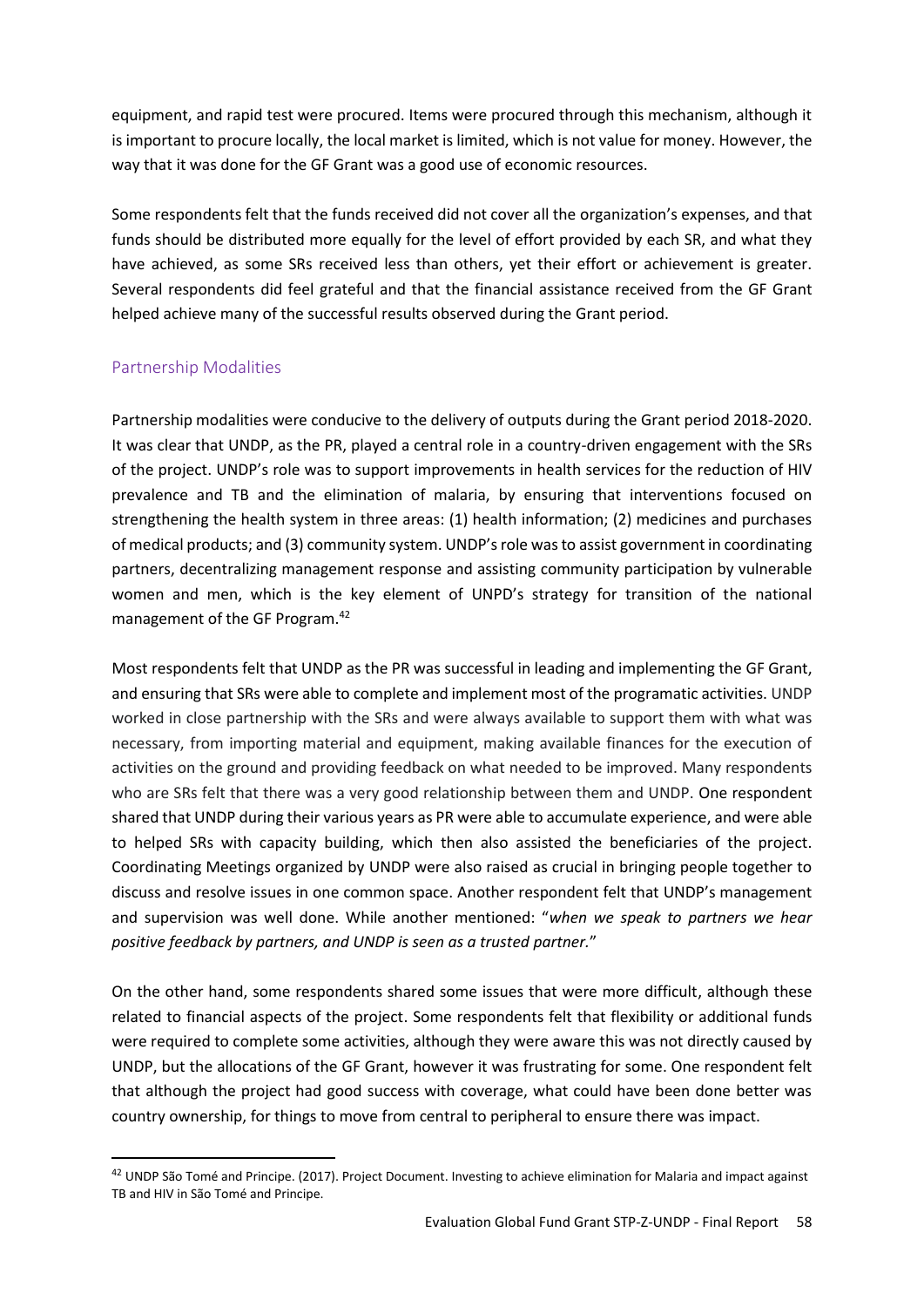equipment, and rapid test were procured. Items were procured through this mechanism, although it is important to procure locally, the local market is limited, which is not value for money. However, the way that it was done for the GF Grant was a good use of economic resources.

Some respondents felt that the funds received did not cover all the organization's expenses, and that funds should be distributed more equally for the level of effort provided by each SR, and what they have achieved, as some SRs received less than others, yet their effort or achievement is greater. Several respondents did feel grateful and that the financial assistance received from the GF Grant helped achieve many of the successful results observed during the Grant period.

### Partnership Modalities

Partnership modalities were conducive to the delivery of outputs during the Grant period 2018-2020. It was clear that UNDP, as the PR, played a central role in a country-driven engagement with the SRs of the project. UNDP's role was to support improvements in health services for the reduction of HIV prevalence and TB and the elimination of malaria, by ensuring that interventions focused on strengthening the health system in three areas: (1) health information; (2) medicines and purchases of medical products; and (3) community system. UNDP's role was to assist government in coordinating partners, decentralizing management response and assisting community participation by vulnerable women and men, which is the key element of UNPD's strategy for transition of the national management of the GF Program.[42]

Most respondents felt that UNDP as the PR was successful in leading and implementing the GF Grant, and ensuring that SRs were able to complete and implement most of the programatic activities. UNDP worked in close partnership with the SRs and were always available to support them with what was necessary, from importing material and equipment, making available finances for the execution of activities on the ground and providing feedback on what needed to be improved. Many respondents who are SRs felt that there was a very good relationship between them and UNDP. One respondent shared that UNDP during their various years as PR were able to accumulate experience, and were able to helped SRs with capacity building, which then also assisted the beneficiaries of the project. Coordinating Meetings organized by UNDP were also raised as crucial in bringing people together to discuss and resolve issues in one common space. Another respondent felt that UNDP's management and supervision was well done. While another mentioned: "*when we speak to partners we hear positive feedback by partners, and UNDP is seen as a trusted partner.*"

On the other hand, some respondents shared some issues that were more difficult, although these related to financial aspects of the project. Some respondents felt that flexibility or additional funds were required to complete some activities, although they were aware this was not directly caused by UNDP, but the allocations of the GF Grant, however it was frustrating for some. One respondent felt that although the project had good success with coverage, what could have been done better was country ownership, for things to move from central to peripheral to ensure there was impact.

[42] UNDP São Tomé and Principe. (2017). Project Document. Investing to achieve elimination for Malaria and impact against TB and HIV in São Tomé and Principe.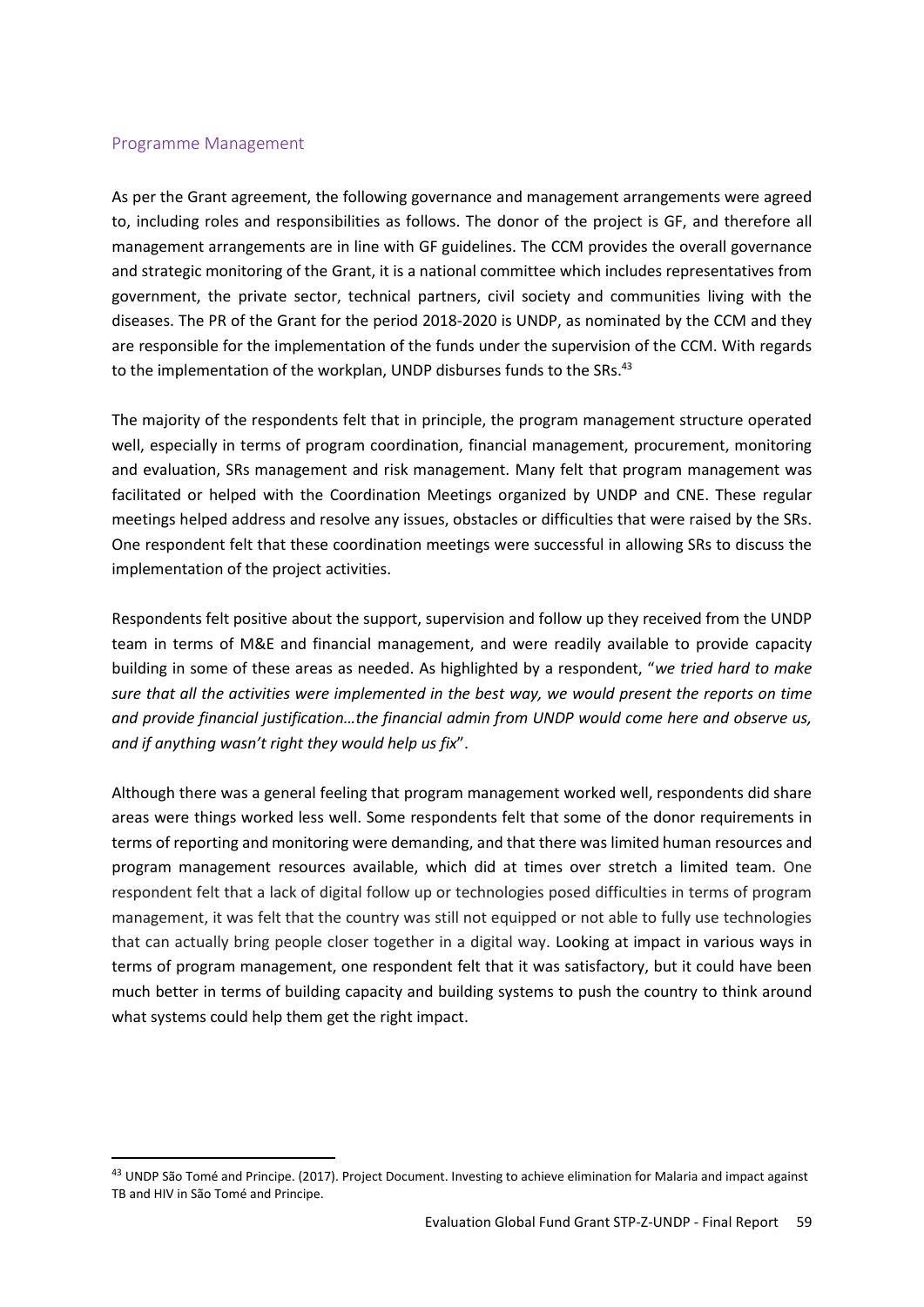## Programme Management

As per the Grant agreement, the following governance and management arrangements were agreed to, including roles and responsibilities as follows. The donor of the project is GF, and therefore all management arrangements are in line with GF guidelines. The CCM provides the overall governance and strategic monitoring of the Grant, it is a national committee which includes representatives from government, the private sector, technical partners, civil society and communities living with the diseases. The PR of the Grant for the period 2018-2020 is UNDP, as nominated by the CCM and they are responsible for the implementation of the funds under the supervision of the CCM. With regards to the implementation of the workplan, UNDP disburses funds to the SRs.[43]

The majority of the respondents felt that in principle, the program management structure operated well, especially in terms of program coordination, financial management, procurement, monitoring and evaluation, SRs management and risk management. Many felt that program management was facilitated or helped with the Coordination Meetings organized by UNDP and CNE. These regular meetings helped address and resolve any issues, obstacles or difficulties that were raised by the SRs. One respondent felt that these coordination meetings were successful in allowing SRs to discuss the implementation of the project activities.

Respondents felt positive about the support, supervision and follow up they received from the UNDP team in terms of M&E and financial management, and were readily available to provide capacity building in some of these areas as needed. As highlighted by a respondent, "*we tried hard to make sure that all the activities were implemented in the best way, we would present the reports on time and provide financial justification…the financial admin from UNDP would come here and observe us, and if anything wasn't right they would help us fix*".

Although there was a general feeling that program management worked well, respondents did share areas were things worked less well. Some respondents felt that some of the donor requirements in terms of reporting and monitoring were demanding, and that there was limited human resources and program management resources available, which did at times over stretch a limited team. One respondent felt that a lack of digital follow up or technologies posed difficulties in terms of program management, it was felt that the country was still not equipped or not able to fully use technologies that can actually bring people closer together in a digital way. Looking at impact in various ways in terms of program management, one respondent felt that it was satisfactory, but it could have been much better in terms of building capacity and building systems to push the country to think around what systems could help them get the right impact.

[43] UNDP São Tomé and Principe. (2017). Project Document. Investing to achieve elimination for Malaria and impact against TB and HIV in São Tomé and Principe.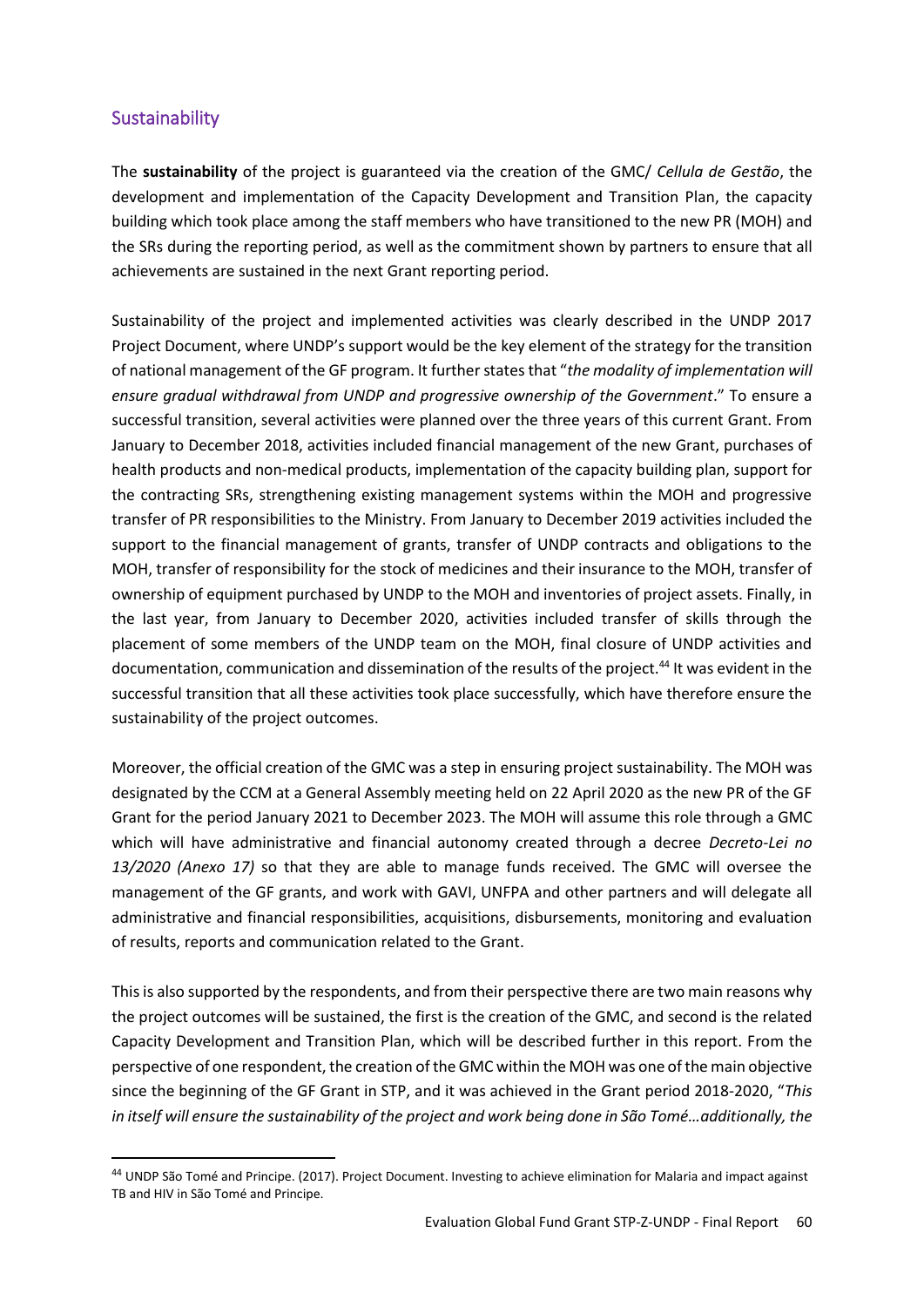## Sustainability

The **sustainability** of the project is guaranteed via the creation of the GMC/ *Cellula de Gestão*, the development and implementation of the Capacity Development and Transition Plan, the capacity building which took place among the staff members who have transitioned to the new PR (MOH) and the SRs during the reporting period, as well as the commitment shown by partners to ensure that all achievements are sustained in the next Grant reporting period.

Sustainability of the project and implemented activities was clearly described in the UNDP 2017 Project Document, where UNDP's support would be the key element of the strategy for the transition of national management of the GF program. It further states that "*the modality of implementation will ensure gradual withdrawal from UNDP and progressive ownership of the Government*." To ensure a successful transition, several activities were planned over the three years of this current Grant. From January to December 2018, activities included financial management of the new Grant, purchases of health products and non-medical products, implementation of the capacity building plan, support for the contracting SRs, strengthening existing management systems within the MOH and progressive transfer of PR responsibilities to the Ministry. From January to December 2019 activities included the support to the financial management of grants, transfer of UNDP contracts and obligations to the MOH, transfer of responsibility for the stock of medicines and their insurance to the MOH, transfer of ownership of equipment purchased by UNDP to the MOH and inventories of project assets. Finally, in the last year, from January to December 2020, activities included transfer of skills through the placement of some members of the UNDP team on the MOH, final closure of UNDP activities and documentation, communication and dissemination of the results of the project.[44] It was evident in the successful transition that all these activities took place successfully, which have therefore ensure the sustainability of the project outcomes.

Moreover, the official creation of the GMC was a step in ensuring project sustainability. The MOH was designated by the CCM at a General Assembly meeting held on 22 April 2020 as the new PR of the GF Grant for the period January 2021 to December 2023. The MOH will assume this role through a GMC which will have administrative and financial autonomy created through a decree *Decreto-Lei no 13/2020 (Anexo 17)* so that they are able to manage funds received. The GMC will oversee the management of the GF grants, and work with GAVI, UNFPA and other partners and will delegate all administrative and financial responsibilities, acquisitions, disbursements, monitoring and evaluation of results, reports and communication related to the Grant.

This is also supported by the respondents, and from their perspective there are two main reasons why the project outcomes will be sustained, the first is the creation of the GMC, and second is the related Capacity Development and Transition Plan, which will be described further in this report. From the perspective of one respondent, the creation of the GMC within the MOH was one of the main objective since the beginning of the GF Grant in STP, and it was achieved in the Grant period 2018-2020, "*This in itself will ensure the sustainability of the project and work being done in São Tomé…additionally, the*

---

[44] UNDP São Tomé and Principe. (2017). Project Document. Investing to achieve elimination for Malaria and impact against TB and HIV in São Tomé and Principe.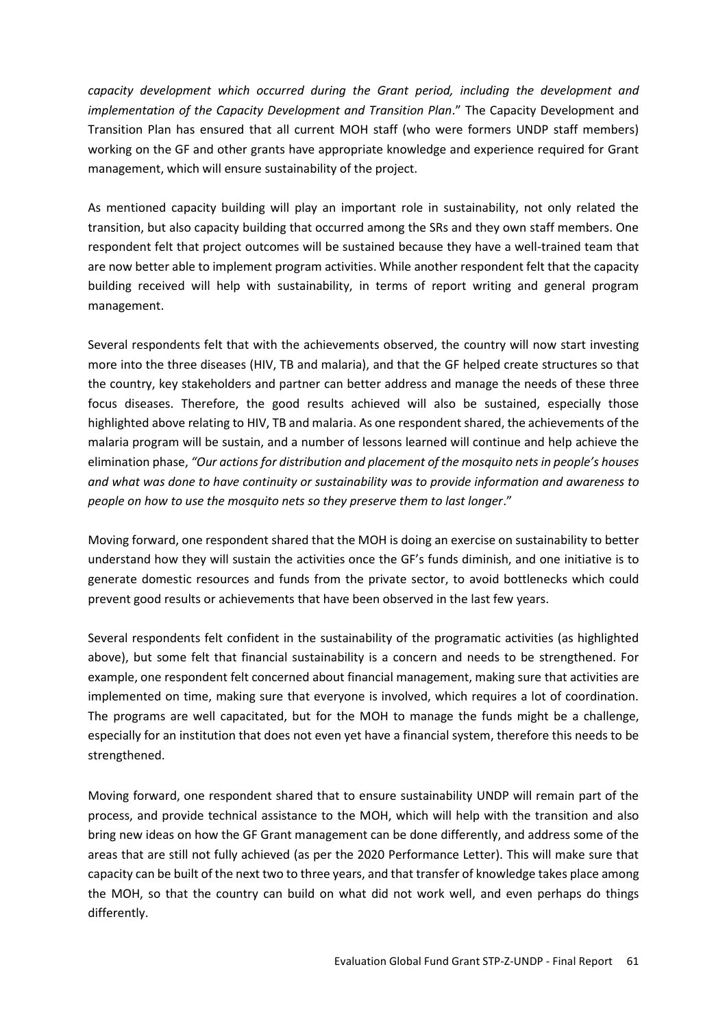*capacity development which occurred during the Grant period, including the development and implementation of the Capacity Development and Transition Plan*." The Capacity Development and Transition Plan has ensured that all current MOH staff (who were formers UNDP staff members) working on the GF and other grants have appropriate knowledge and experience required for Grant management, which will ensure sustainability of the project.

As mentioned capacity building will play an important role in sustainability, not only related the transition, but also capacity building that occurred among the SRs and they own staff members. One respondent felt that project outcomes will be sustained because they have a well-trained team that are now better able to implement program activities. While another respondent felt that the capacity building received will help with sustainability, in terms of report writing and general program management.

Several respondents felt that with the achievements observed, the country will now start investing more into the three diseases (HIV, TB and malaria), and that the GF helped create structures so that the country, key stakeholders and partner can better address and manage the needs of these three focus diseases. Therefore, the good results achieved will also be sustained, especially those highlighted above relating to HIV, TB and malaria. As one respondent shared, the achievements of the malaria program will be sustain, and a number of lessons learned will continue and help achieve the elimination phase, *"Our actions for distribution and placement of the mosquito nets in people's houses and what was done to have continuity or sustainability was to provide information and awareness to people on how to use the mosquito nets so they preserve them to last longer*."

Moving forward, one respondent shared that the MOH is doing an exercise on sustainability to better understand how they will sustain the activities once the GF's funds diminish, and one initiative is to generate domestic resources and funds from the private sector, to avoid bottlenecks which could prevent good results or achievements that have been observed in the last few years.

Several respondents felt confident in the sustainability of the programatic activities (as highlighted above), but some felt that financial sustainability is a concern and needs to be strengthened. For example, one respondent felt concerned about financial management, making sure that activities are implemented on time, making sure that everyone is involved, which requires a lot of coordination. The programs are well capacitated, but for the MOH to manage the funds might be a challenge, especially for an institution that does not even yet have a financial system, therefore this needs to be strengthened.

Moving forward, one respondent shared that to ensure sustainability UNDP will remain part of the process, and provide technical assistance to the MOH, which will help with the transition and also bring new ideas on how the GF Grant management can be done differently, and address some of the areas that are still not fully achieved (as per the 2020 Performance Letter). This will make sure that capacity can be built of the next two to three years, and that transfer of knowledge takes place among the MOH, so that the country can build on what did not work well, and even perhaps do things differently.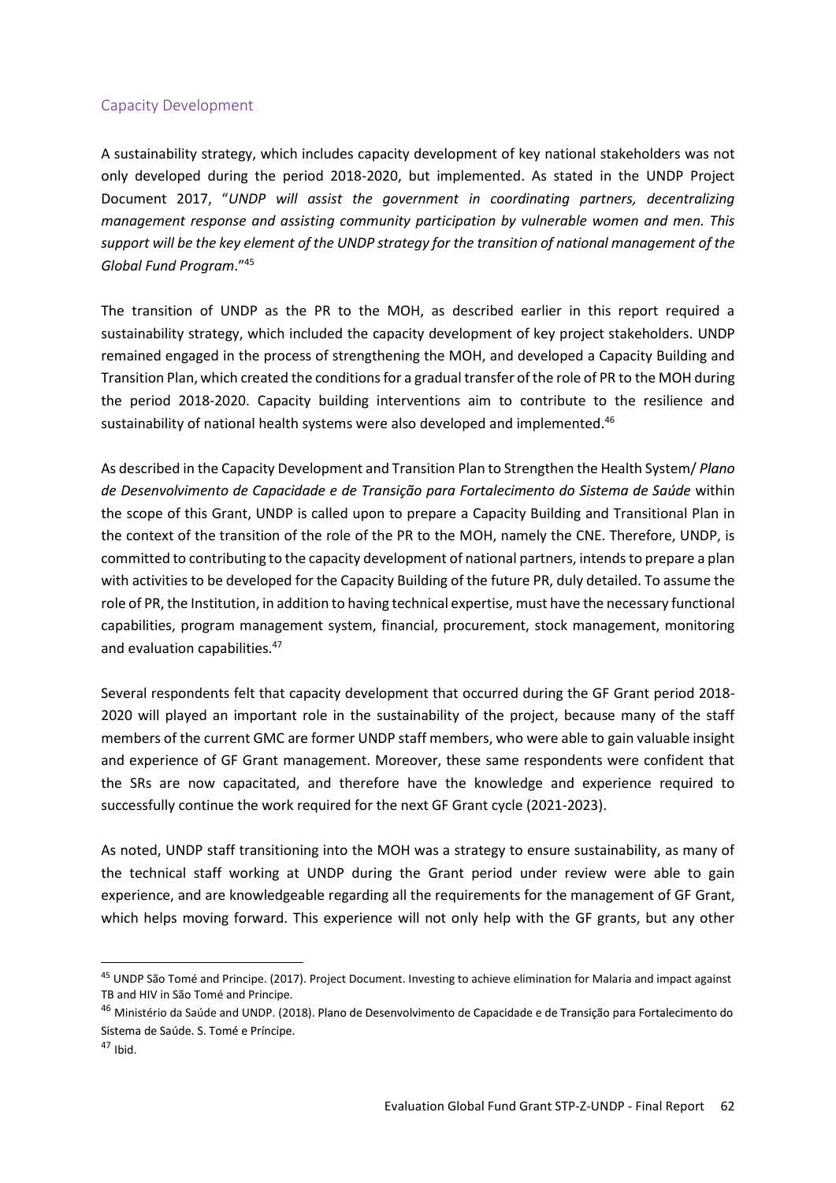## Capacity Development

A sustainability strategy, which includes capacity development of key national stakeholders was not only developed during the period 2018-2020, but implemented. As stated in the UNDP Project Document 2017, "*UNDP will assist the government in coordinating partners, decentralizing management response and assisting community participation by vulnerable women and men. This support will be the key element of the UNDP strategy for the transition of national management of the Global Fund Program*."[45]

The transition of UNDP as the PR to the MOH, as described earlier in this report required a sustainability strategy, which included the capacity development of key project stakeholders. UNDP remained engaged in the process of strengthening the MOH, and developed a Capacity Building and Transition Plan, which created the conditions for a gradual transfer of the role of PR to the MOH during the period 2018-2020. Capacity building interventions aim to contribute to the resilience and sustainability of national health systems were also developed and implemented.[46]

As described in the Capacity Development and Transition Plan to Strengthen the Health System/ *Plano de Desenvolvimento de Capacidade e de Transição para Fortalecimento do Sistema de Saúde* within the scope of this Grant, UNDP is called upon to prepare a Capacity Building and Transitional Plan in the context of the transition of the role of the PR to the MOH, namely the CNE. Therefore, UNDP, is committed to contributing to the capacity development of national partners, intends to prepare a plan with activities to be developed for the Capacity Building of the future PR, duly detailed. To assume the role of PR, the Institution, in addition to having technical expertise, must have the necessary functional capabilities, program management system, financial, procurement, stock management, monitoring and evaluation capabilities.[47]

Several respondents felt that capacity development that occurred during the GF Grant period 2018-2020 will played an important role in the sustainability of the project, because many of the staff members of the current GMC are former UNDP staff members, who were able to gain valuable insight and experience of GF Grant management. Moreover, these same respondents were confident that the SRs are now capacitated, and therefore have the knowledge and experience required to successfully continue the work required for the next GF Grant cycle (2021-2023).

As noted, UNDP staff transitioning into the MOH was a strategy to ensure sustainability, as many of the technical staff working at UNDP during the Grant period under review were able to gain experience, and are knowledgeable regarding all the requirements for the management of GF Grant, which helps moving forward. This experience will not only help with the GF grants, but any other

---

[45] UNDP São Tomé and Principe. (2017). Project Document. Investing to achieve elimination for Malaria and impact against TB and HIV in São Tomé and Principe.

[46] Ministério da Saúde and UNDP. (2018). Plano de Desenvolvimento de Capacidade e de Transição para Fortalecimento do Sistema de Saúde. S. Tomé e Príncipe.

[47] Ibid.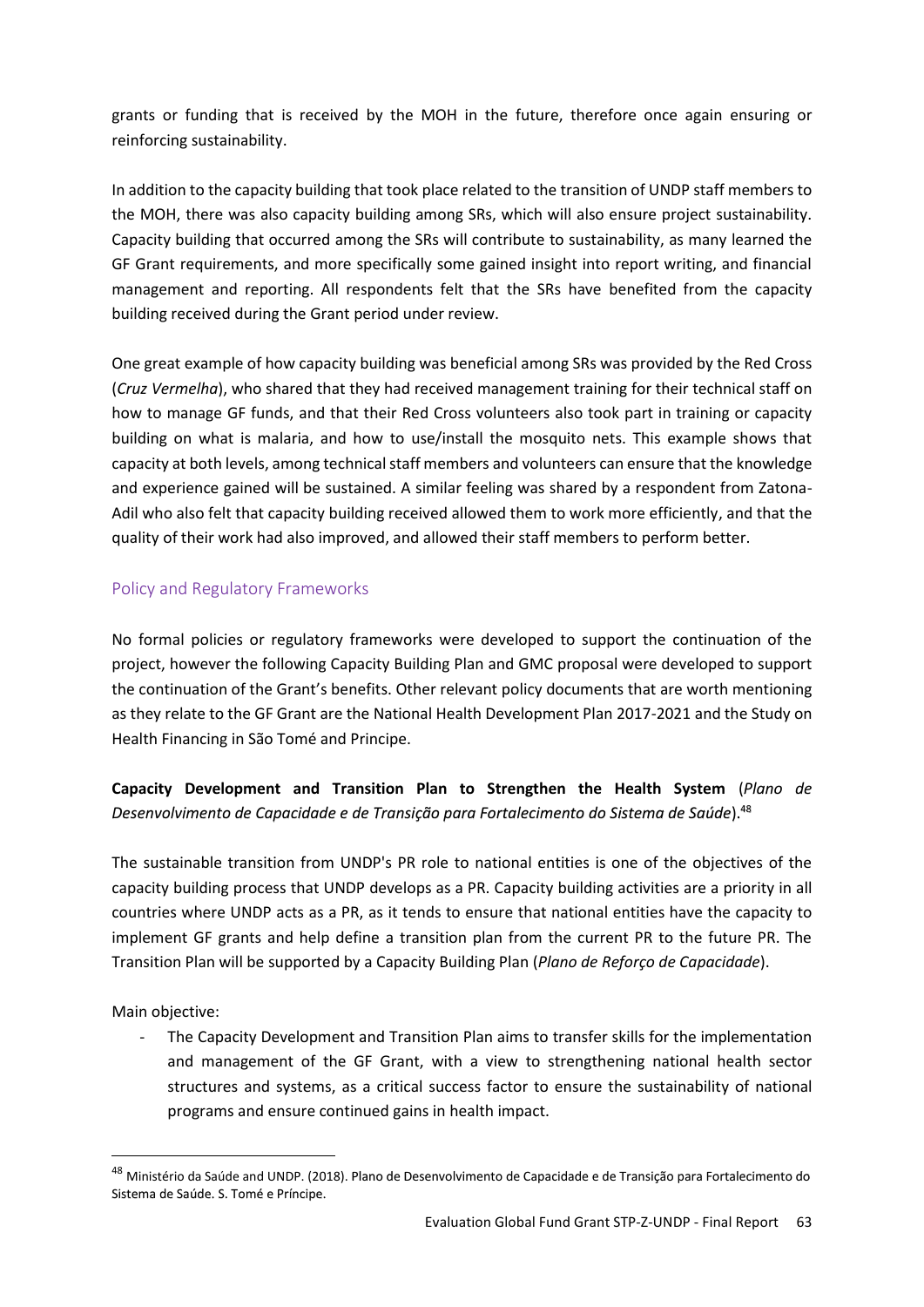grants or funding that is received by the MOH in the future, therefore once again ensuring or reinforcing sustainability.

In addition to the capacity building that took place related to the transition of UNDP staff members to the MOH, there was also capacity building among SRs, which will also ensure project sustainability. Capacity building that occurred among the SRs will contribute to sustainability, as many learned the GF Grant requirements, and more specifically some gained insight into report writing, and financial management and reporting. All respondents felt that the SRs have benefited from the capacity building received during the Grant period under review.

One great example of how capacity building was beneficial among SRs was provided by the Red Cross (*Cruz Vermelha*), who shared that they had received management training for their technical staff on how to manage GF funds, and that their Red Cross volunteers also took part in training or capacity building on what is malaria, and how to use/install the mosquito nets. This example shows that capacity at both levels, among technical staff members and volunteers can ensure that the knowledge and experience gained will be sustained. A similar feeling was shared by a respondent from Zatona-Adil who also felt that capacity building received allowed them to work more efficiently, and that the quality of their work had also improved, and allowed their staff members to perform better.

### Policy and Regulatory Frameworks

No formal policies or regulatory frameworks were developed to support the continuation of the project, however the following Capacity Building Plan and GMC proposal were developed to support the continuation of the Grant's benefits. Other relevant policy documents that are worth mentioning as they relate to the GF Grant are the National Health Development Plan 2017-2021 and the Study on Health Financing in São Tomé and Principe.

**Capacity Development and Transition Plan to Strengthen the Health System** (*Plano de Desenvolvimento de Capacidade e de Transição para Fortalecimento do Sistema de Saúde*).[48]

The sustainable transition from UNDP's PR role to national entities is one of the objectives of the capacity building process that UNDP develops as a PR. Capacity building activities are a priority in all countries where UNDP acts as a PR, as it tends to ensure that national entities have the capacity to implement GF grants and help define a transition plan from the current PR to the future PR. The Transition Plan will be supported by a Capacity Building Plan (*Plano de Reforço de Capacidade*).

Main objective:

- The Capacity Development and Transition Plan aims to transfer skills for the implementation and management of the GF Grant, with a view to strengthening national health sector structures and systems, as a critical success factor to ensure the sustainability of national programs and ensure continued gains in health impact.

[48] Ministério da Saúde and UNDP. (2018). Plano de Desenvolvimento de Capacidade e de Transição para Fortalecimento do Sistema de Saúde. S. Tomé e Príncipe.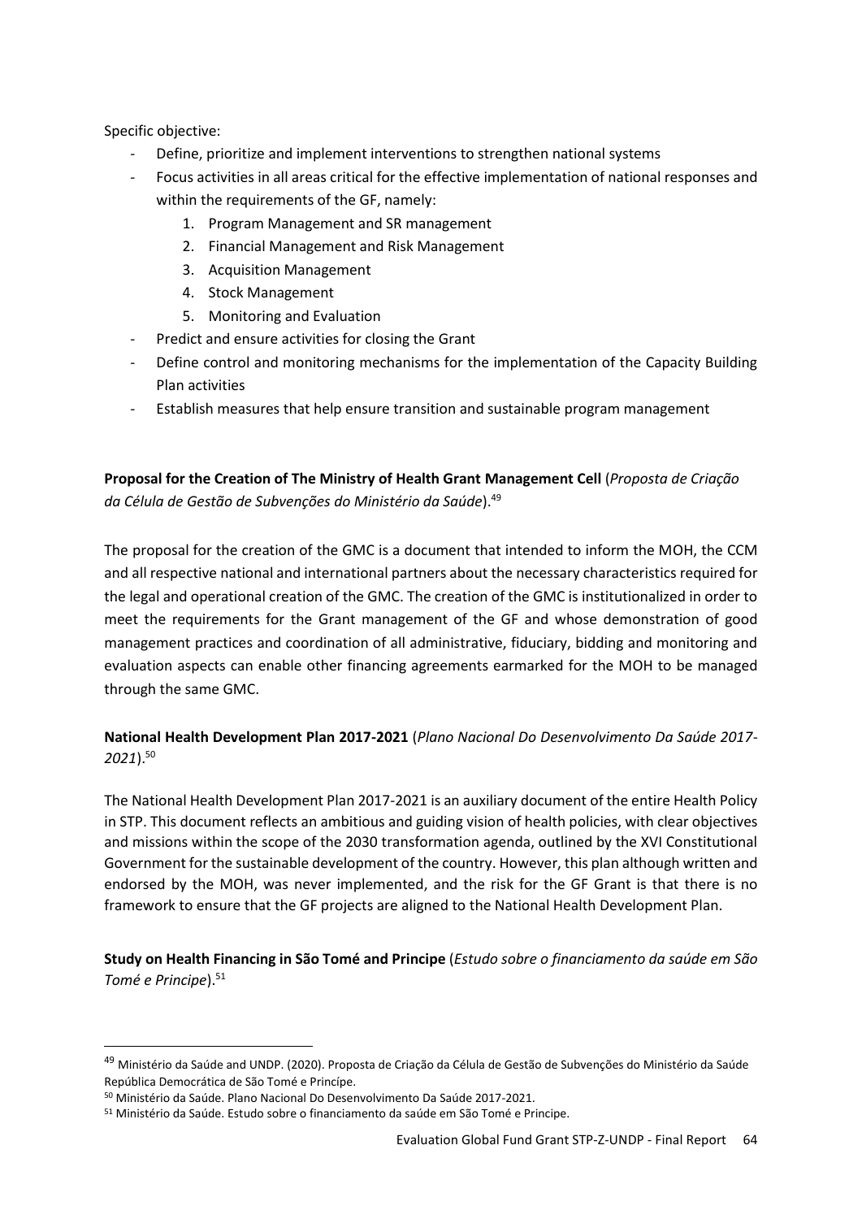Specific objective:

- Define, prioritize and implement interventions to strengthen national systems
- Focus activities in all areas critical for the effective implementation of national responses and within the requirements of the GF, namely:
    1. Program Management and SR management
    2. Financial Management and Risk Management
    3. Acquisition Management
    4. Stock Management
    5. Monitoring and Evaluation
- Predict and ensure activities for closing the Grant
- Define control and monitoring mechanisms for the implementation of the Capacity Building Plan activities
- Establish measures that help ensure transition and sustainable program management

**Proposal for the Creation of The Ministry of Health Grant Management Cell** (*Proposta de Criação da Célula de Gestão de Subvenções do Ministério da Saúde*).[49]

The proposal for the creation of the GMC is a document that intended to inform the MOH, the CCM and all respective national and international partners about the necessary characteristics required for the legal and operational creation of the GMC. The creation of the GMC is institutionalized in order to meet the requirements for the Grant management of the GF and whose demonstration of good management practices and coordination of all administrative, fiduciary, bidding and monitoring and evaluation aspects can enable other financing agreements earmarked for the MOH to be managed through the same GMC.

**National Health Development Plan 2017-2021** (*Plano Nacional Do Desenvolvimento Da Saúde 2017-2021*).[50]

The National Health Development Plan 2017-2021 is an auxiliary document of the entire Health Policy in STP. This document reflects an ambitious and guiding vision of health policies, with clear objectives and missions within the scope of the 2030 transformation agenda, outlined by the XVI Constitutional Government for the sustainable development of the country. However, this plan although written and endorsed by the MOH, was never implemented, and the risk for the GF Grant is that there is no framework to ensure that the GF projects are aligned to the National Health Development Plan.

**Study on Health Financing in São Tomé and Principe** (*Estudo sobre o financiamento da saúde em São Tomé e Principe*).[51]

---

[49] Ministério da Saúde and UNDP. (2020). Proposta de Criação da Célula de Gestão de Subvenções do Ministério da Saúde República Democrática de São Tomé e Princípe.

[50] Ministério da Saúde. Plano Nacional Do Desenvolvimento Da Saúde 2017-2021.

[51] Ministério da Saúde. Estudo sobre o financiamento da saúde em São Tomé e Principe.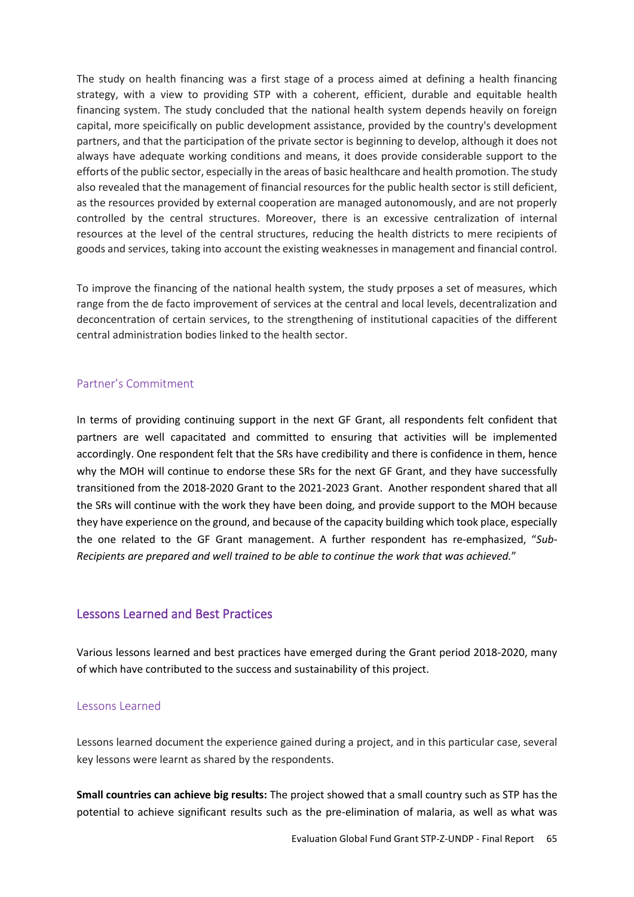The study on health financing was a first stage of a process aimed at defining a health financing strategy, with a view to providing STP with a coherent, efficient, durable and equitable health financing system. The study concluded that the national health system depends heavily on foreign capital, more speicifically on public development assistance, provided by the country's development partners, and that the participation of the private sector is beginning to develop, although it does not always have adequate working conditions and means, it does provide considerable support to the efforts of the public sector, especially in the areas of basic healthcare and health promotion. The study also revealed that the management of financial resources for the public health sector is still deficient, as the resources provided by external cooperation are managed autonomously, and are not properly controlled by the central structures. Moreover, there is an excessive centralization of internal resources at the level of the central structures, reducing the health districts to mere recipients of goods and services, taking into account the existing weaknesses in management and financial control.

To improve the financing of the national health system, the study prposes a set of measures, which range from the de facto improvement of services at the central and local levels, decentralization and deconcentration of certain services, to the strengthening of institutional capacities of the different central administration bodies linked to the health sector.

### Partner's Commitment

In terms of providing continuing support in the next GF Grant, all respondents felt confident that partners are well capacitated and committed to ensuring that activities will be implemented accordingly. One respondent felt that the SRs have credibility and there is confidence in them, hence why the MOH will continue to endorse these SRs for the next GF Grant, and they have successfully transitioned from the 2018-2020 Grant to the 2021-2023 Grant. Another respondent shared that all the SRs will continue with the work they have been doing, and provide support to the MOH because they have experience on the ground, and because of the capacity building which took place, especially the one related to the GF Grant management. A further respondent has re-emphasized, "*Sub-Recipients are prepared and well trained to be able to continue the work that was achieved.*"

## Lessons Learned and Best Practices

Various lessons learned and best practices have emerged during the Grant period 2018-2020, many of which have contributed to the success and sustainability of this project.

### Lessons Learned

Lessons learned document the experience gained during a project, and in this particular case, several key lessons were learnt as shared by the respondents.

**Small countries can achieve big results:** The project showed that a small country such as STP has the potential to achieve significant results such as the pre-elimination of malaria, as well as what was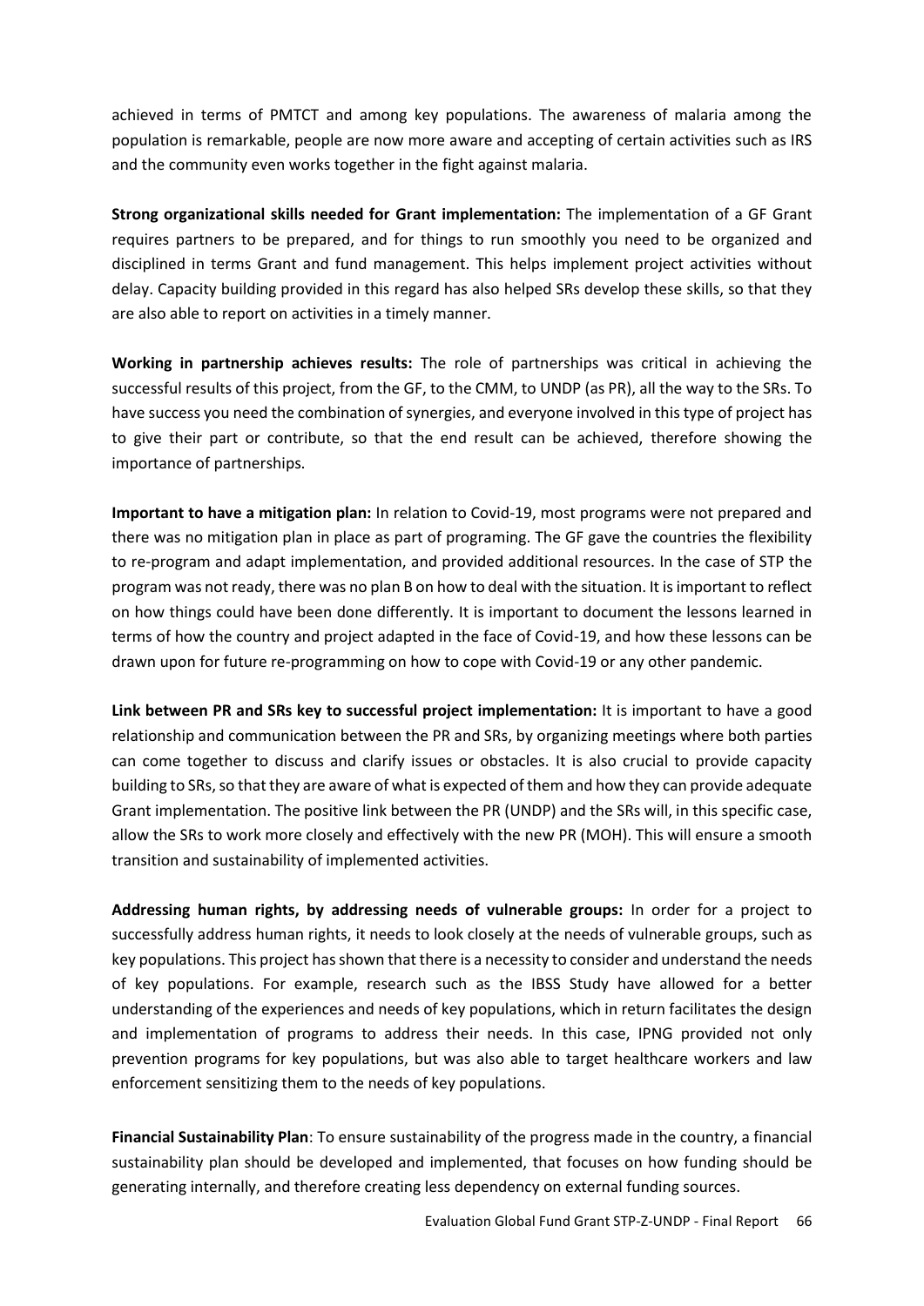achieved in terms of PMTCT and among key populations. The awareness of malaria among the population is remarkable, people are now more aware and accepting of certain activities such as IRS and the community even works together in the fight against malaria.

**Strong organizational skills needed for Grant implementation:** The implementation of a GF Grant requires partners to be prepared, and for things to run smoothly you need to be organized and disciplined in terms Grant and fund management. This helps implement project activities without delay. Capacity building provided in this regard has also helped SRs develop these skills, so that they are also able to report on activities in a timely manner.

**Working in partnership achieves results:** The role of partnerships was critical in achieving the successful results of this project, from the GF, to the CMM, to UNDP (as PR), all the way to the SRs. To have success you need the combination of synergies, and everyone involved in this type of project has to give their part or contribute, so that the end result can be achieved, therefore showing the importance of partnerships.

**Important to have a mitigation plan:** In relation to Covid-19, most programs were not prepared and there was no mitigation plan in place as part of programing. The GF gave the countries the flexibility to re-program and adapt implementation, and provided additional resources. In the case of STP the program was not ready, there was no plan B on how to deal with the situation. It is important to reflect on how things could have been done differently. It is important to document the lessons learned in terms of how the country and project adapted in the face of Covid-19, and how these lessons can be drawn upon for future re-programming on how to cope with Covid-19 or any other pandemic.

**Link between PR and SRs key to successful project implementation:** It is important to have a good relationship and communication between the PR and SRs, by organizing meetings where both parties can come together to discuss and clarify issues or obstacles. It is also crucial to provide capacity building to SRs, so that they are aware of what is expected of them and how they can provide adequate Grant implementation. The positive link between the PR (UNDP) and the SRs will, in this specific case, allow the SRs to work more closely and effectively with the new PR (MOH). This will ensure a smooth transition and sustainability of implemented activities.

**Addressing human rights, by addressing needs of vulnerable groups:** In order for a project to successfully address human rights, it needs to look closely at the needs of vulnerable groups, such as key populations. This project has shown that there is a necessity to consider and understand the needs of key populations. For example, research such as the IBSS Study have allowed for a better understanding of the experiences and needs of key populations, which in return facilitates the design and implementation of programs to address their needs. In this case, IPNG provided not only prevention programs for key populations, but was also able to target healthcare workers and law enforcement sensitizing them to the needs of key populations.

**Financial Sustainability Plan**: To ensure sustainability of the progress made in the country, a financial sustainability plan should be developed and implemented, that focuses on how funding should be generating internally, and therefore creating less dependency on external funding sources.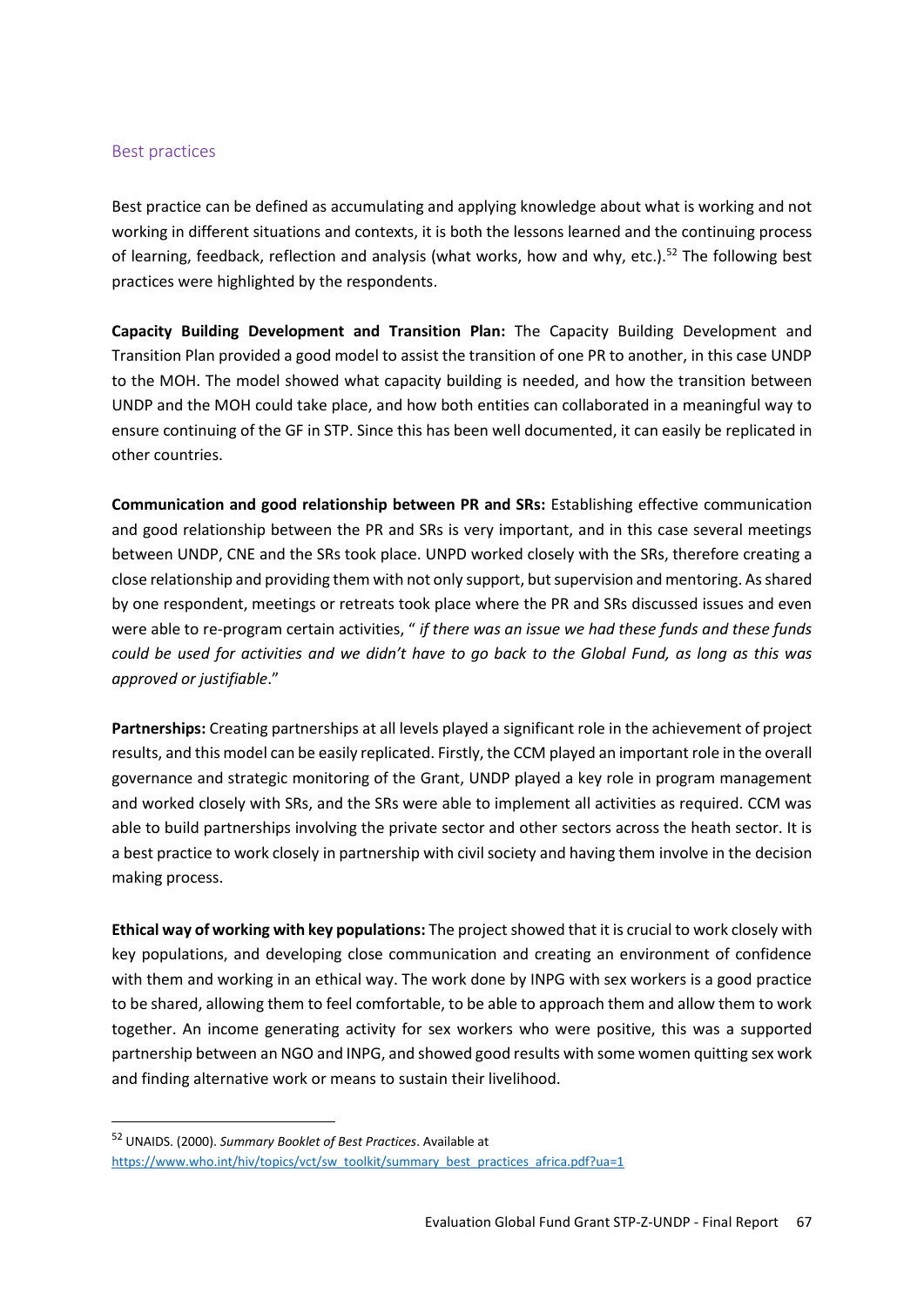## Best practices

Best practice can be defined as accumulating and applying knowledge about what is working and not working in different situations and contexts, it is both the lessons learned and the continuing process of learning, feedback, reflection and analysis (what works, how and why, etc.).[52] The following best practices were highlighted by the respondents.

**Capacity Building Development and Transition Plan:** The Capacity Building Development and Transition Plan provided a good model to assist the transition of one PR to another, in this case UNDP to the MOH. The model showed what capacity building is needed, and how the transition between UNDP and the MOH could take place, and how both entities can collaborated in a meaningful way to ensure continuing of the GF in STP. Since this has been well documented, it can easily be replicated in other countries.

**Communication and good relationship between PR and SRs:** Establishing effective communication and good relationship between the PR and SRs is very important, and in this case several meetings between UNDP, CNE and the SRs took place. UNPD worked closely with the SRs, therefore creating a close relationship and providing them with not only support, but supervision and mentoring. As shared by one respondent, meetings or retreats took place where the PR and SRs discussed issues and even were able to re-program certain activities, " *if there was an issue we had these funds and these funds could be used for activities and we didn't have to go back to the Global Fund, as long as this was approved or justifiable*."

**Partnerships:** Creating partnerships at all levels played a significant role in the achievement of project results, and this model can be easily replicated. Firstly, the CCM played an important role in the overall governance and strategic monitoring of the Grant, UNDP played a key role in program management and worked closely with SRs, and the SRs were able to implement all activities as required. CCM was able to build partnerships involving the private sector and other sectors across the heath sector. It is a best practice to work closely in partnership with civil society and having them involve in the decision making process.

**Ethical way of working with key populations:** The project showed that it is crucial to work closely with key populations, and developing close communication and creating an environment of confidence with them and working in an ethical way. The work done by INPG with sex workers is a good practice to be shared, allowing them to feel comfortable, to be able to approach them and allow them to work together. An income generating activity for sex workers who were positive, this was a supported partnership between an NGO and INPG, and showed good results with some women quitting sex work and finding alternative work or means to sustain their livelihood.

---

[52] UNAIDS. (2000). *Summary Booklet of Best Practices*. Available at https://www.who.int/hiv/topics/vct/sw_toolkit/summary_best_practices_africa.pdf?ua=1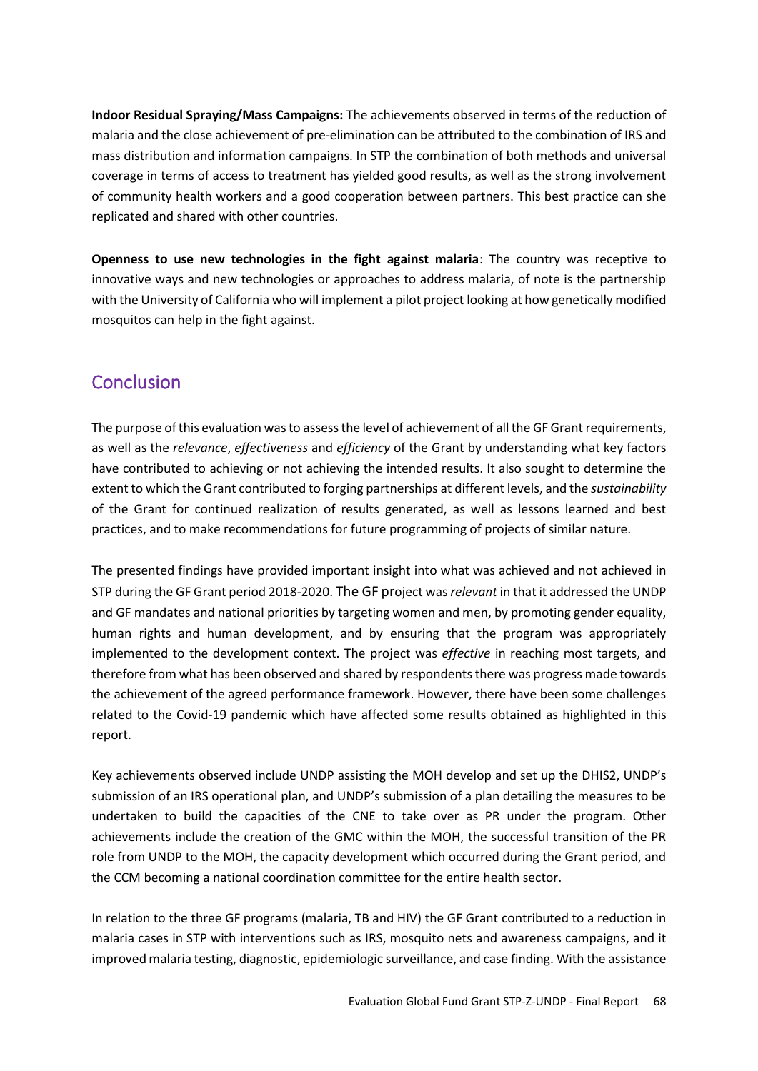**Indoor Residual Spraying/Mass Campaigns:** The achievements observed in terms of the reduction of malaria and the close achievement of pre-elimination can be attributed to the combination of IRS and mass distribution and information campaigns. In STP the combination of both methods and universal coverage in terms of access to treatment has yielded good results, as well as the strong involvement of community health workers and a good cooperation between partners. This best practice can she replicated and shared with other countries.

**Openness to use new technologies in the fight against malaria**: The country was receptive to innovative ways and new technologies or approaches to address malaria, of note is the partnership with the University of California who will implement a pilot project looking at how genetically modified mosquitos can help in the fight against.

## Conclusion

The purpose of this evaluation was to assess the level of achievement of all the GF Grant requirements, as well as the *relevance*, *effectiveness* and *efficiency* of the Grant by understanding what key factors have contributed to achieving or not achieving the intended results. It also sought to determine the extent to which the Grant contributed to forging partnerships at different levels, and the *sustainability* of the Grant for continued realization of results generated, as well as lessons learned and best practices, and to make recommendations for future programming of projects of similar nature.

The presented findings have provided important insight into what was achieved and not achieved in STP during the GF Grant period 2018-2020. The GF project was *relevant* in that it addressed the UNDP and GF mandates and national priorities by targeting women and men, by promoting gender equality, human rights and human development, and by ensuring that the program was appropriately implemented to the development context. The project was *effective* in reaching most targets, and therefore from what has been observed and shared by respondents there was progress made towards the achievement of the agreed performance framework. However, there have been some challenges related to the Covid-19 pandemic which have affected some results obtained as highlighted in this report.

Key achievements observed include UNDP assisting the MOH develop and set up the DHIS2, UNDP's submission of an IRS operational plan, and UNDP's submission of a plan detailing the measures to be undertaken to build the capacities of the CNE to take over as PR under the program. Other achievements include the creation of the GMC within the MOH, the successful transition of the PR role from UNDP to the MOH, the capacity development which occurred during the Grant period, and the CCM becoming a national coordination committee for the entire health sector.

In relation to the three GF programs (malaria, TB and HIV) the GF Grant contributed to a reduction in malaria cases in STP with interventions such as IRS, mosquito nets and awareness campaigns, and it improved malaria testing, diagnostic, epidemiologic surveillance, and case finding. With the assistance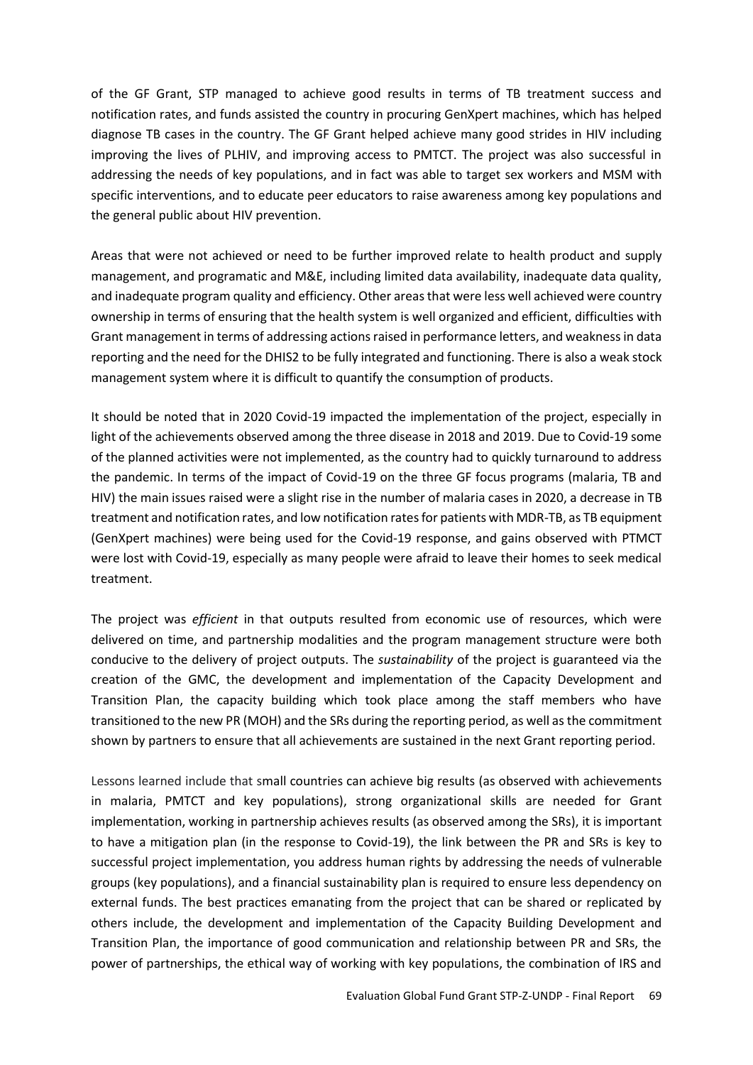of the GF Grant, STP managed to achieve good results in terms of TB treatment success and notification rates, and funds assisted the country in procuring GenXpert machines, which has helped diagnose TB cases in the country. The GF Grant helped achieve many good strides in HIV including improving the lives of PLHIV, and improving access to PMTCT. The project was also successful in addressing the needs of key populations, and in fact was able to target sex workers and MSM with specific interventions, and to educate peer educators to raise awareness among key populations and the general public about HIV prevention.

Areas that were not achieved or need to be further improved relate to health product and supply management, and programatic and M&E, including limited data availability, inadequate data quality, and inadequate program quality and efficiency. Other areas that were less well achieved were country ownership in terms of ensuring that the health system is well organized and efficient, difficulties with Grant management in terms of addressing actions raised in performance letters, and weakness in data reporting and the need for the DHIS2 to be fully integrated and functioning. There is also a weak stock management system where it is difficult to quantify the consumption of products.

It should be noted that in 2020 Covid-19 impacted the implementation of the project, especially in light of the achievements observed among the three disease in 2018 and 2019. Due to Covid-19 some of the planned activities were not implemented, as the country had to quickly turnaround to address the pandemic. In terms of the impact of Covid-19 on the three GF focus programs (malaria, TB and HIV) the main issues raised were a slight rise in the number of malaria cases in 2020, a decrease in TB treatment and notification rates, and low notification rates for patients with MDR-TB, as TB equipment (GenXpert machines) were being used for the Covid-19 response, and gains observed with PTMCT were lost with Covid-19, especially as many people were afraid to leave their homes to seek medical treatment.

The project was *efficient* in that outputs resulted from economic use of resources, which were delivered on time, and partnership modalities and the program management structure were both conducive to the delivery of project outputs. The *sustainability* of the project is guaranteed via the creation of the GMC, the development and implementation of the Capacity Development and Transition Plan, the capacity building which took place among the staff members who have transitioned to the new PR (MOH) and the SRs during the reporting period, as well as the commitment shown by partners to ensure that all achievements are sustained in the next Grant reporting period.

Lessons learned include that small countries can achieve big results (as observed with achievements in malaria, PMTCT and key populations), strong organizational skills are needed for Grant implementation, working in partnership achieves results (as observed among the SRs), it is important to have a mitigation plan (in the response to Covid-19), the link between the PR and SRs is key to successful project implementation, you address human rights by addressing the needs of vulnerable groups (key populations), and a financial sustainability plan is required to ensure less dependency on external funds. The best practices emanating from the project that can be shared or replicated by others include, the development and implementation of the Capacity Building Development and Transition Plan, the importance of good communication and relationship between PR and SRs, the power of partnerships, the ethical way of working with key populations, the combination of IRS and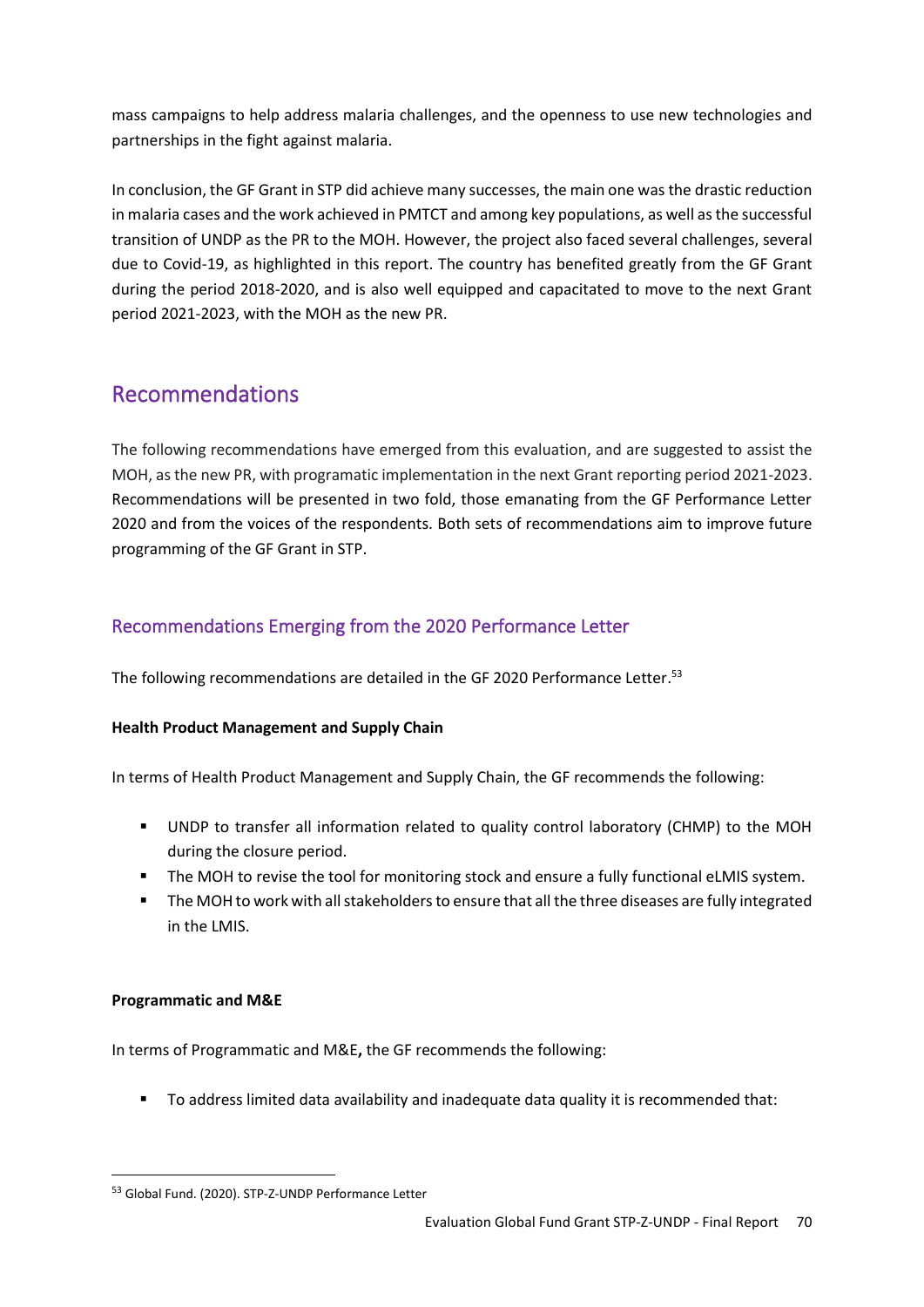mass campaigns to help address malaria challenges, and the openness to use new technologies and partnerships in the fight against malaria.

In conclusion, the GF Grant in STP did achieve many successes, the main one was the drastic reduction in malaria cases and the work achieved in PMTCT and among key populations, as well as the successful transition of UNDP as the PR to the MOH. However, the project also faced several challenges, several due to Covid-19, as highlighted in this report. The country has benefited greatly from the GF Grant during the period 2018-2020, and is also well equipped and capacitated to move to the next Grant period 2021-2023, with the MOH as the new PR.

## Recommendations

The following recommendations have emerged from this evaluation, and are suggested to assist the MOH, as the new PR, with programatic implementation in the next Grant reporting period 2021-2023. Recommendations will be presented in two fold, those emanating from the GF Performance Letter 2020 and from the voices of the respondents. Both sets of recommendations aim to improve future programming of the GF Grant in STP.

### Recommendations Emerging from the 2020 Performance Letter

The following recommendations are detailed in the GF 2020 Performance Letter.[53]

**Health Product Management and Supply Chain**

In terms of Health Product Management and Supply Chain, the GF recommends the following:

- UNDP to transfer all information related to quality control laboratory (CHMP) to the MOH during the closure period.
- The MOH to revise the tool for monitoring stock and ensure a fully functional eLMIS system.
- The MOH to work with all stakeholders to ensure that all the three diseases are fully integrated in the LMIS.

**Programmatic and M&E**

In terms of Programmatic and M&E**,** the GF recommends the following:

- To address limited data availability and inadequate data quality it is recommended that:

---

[53] Global Fund. (2020). STP-Z-UNDP Performance Letter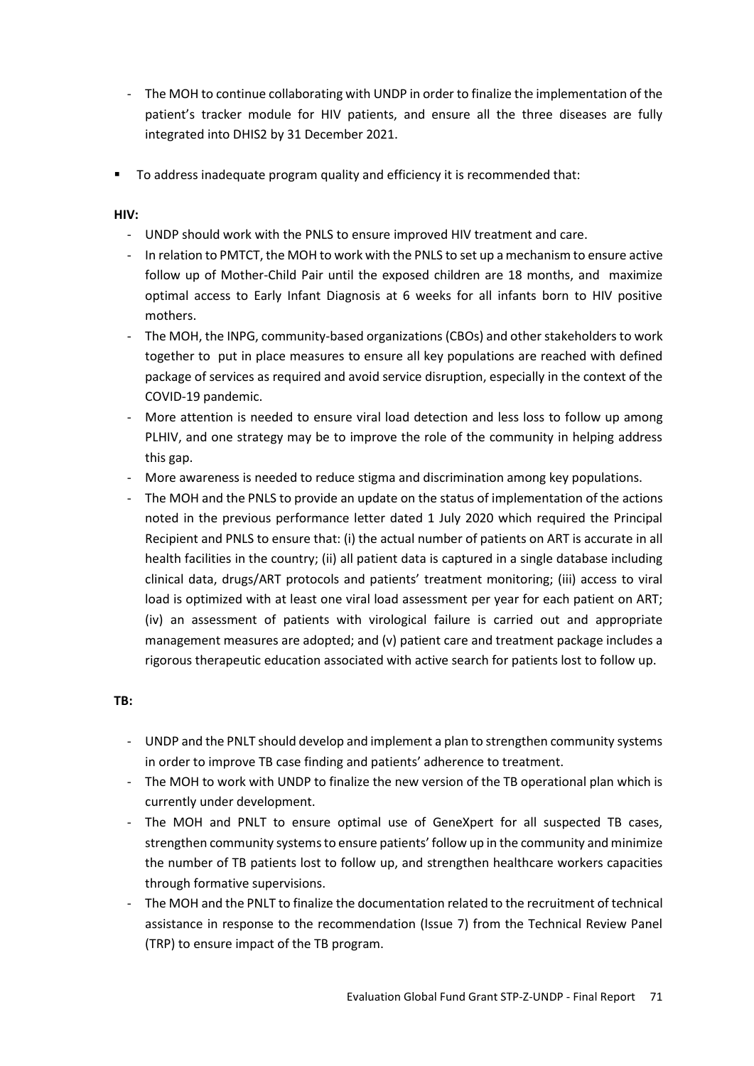- The MOH to continue collaborating with UNDP in order to finalize the implementation of the patient's tracker module for HIV patients, and ensure all the three diseases are fully integrated into DHIS2 by 31 December 2021.

- To address inadequate program quality and efficiency it is recommended that:

**HIV:**

- UNDP should work with the PNLS to ensure improved HIV treatment and care.
- In relation to PMTCT, the MOH to work with the PNLS to set up a mechanism to ensure active follow up of Mother-Child Pair until the exposed children are 18 months, and maximize optimal access to Early Infant Diagnosis at 6 weeks for all infants born to HIV positive mothers.
- The MOH, the INPG, community-based organizations (CBOs) and other stakeholders to work together to put in place measures to ensure all key populations are reached with defined package of services as required and avoid service disruption, especially in the context of the COVID-19 pandemic.
- More attention is needed to ensure viral load detection and less loss to follow up among PLHIV, and one strategy may be to improve the role of the community in helping address this gap.
- More awareness is needed to reduce stigma and discrimination among key populations.
- The MOH and the PNLS to provide an update on the status of implementation of the actions noted in the previous performance letter dated 1 July 2020 which required the Principal Recipient and PNLS to ensure that: (i) the actual number of patients on ART is accurate in all health facilities in the country; (ii) all patient data is captured in a single database including clinical data, drugs/ART protocols and patients' treatment monitoring; (iii) access to viral load is optimized with at least one viral load assessment per year for each patient on ART; (iv) an assessment of patients with virological failure is carried out and appropriate management measures are adopted; and (v) patient care and treatment package includes a rigorous therapeutic education associated with active search for patients lost to follow up.

**TB:**

- UNDP and the PNLT should develop and implement a plan to strengthen community systems in order to improve TB case finding and patients' adherence to treatment.
- The MOH to work with UNDP to finalize the new version of the TB operational plan which is currently under development.
- The MOH and PNLT to ensure optimal use of GeneXpert for all suspected TB cases, strengthen community systems to ensure patients' follow up in the community and minimize the number of TB patients lost to follow up, and strengthen healthcare workers capacities through formative supervisions.
- The MOH and the PNLT to finalize the documentation related to the recruitment of technical assistance in response to the recommendation (Issue 7) from the Technical Review Panel (TRP) to ensure impact of the TB program.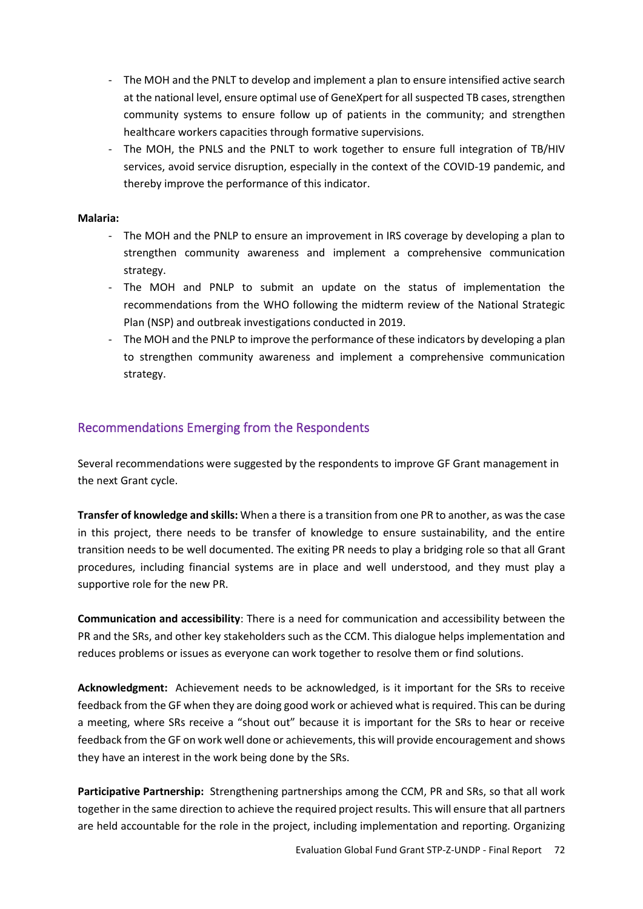- The MOH and the PNLT to develop and implement a plan to ensure intensified active search at the national level, ensure optimal use of GeneXpert for all suspected TB cases, strengthen community systems to ensure follow up of patients in the community; and strengthen healthcare workers capacities through formative supervisions.
- The MOH, the PNLS and the PNLT to work together to ensure full integration of TB/HIV services, avoid service disruption, especially in the context of the COVID-19 pandemic, and thereby improve the performance of this indicator.

**Malaria:**

- The MOH and the PNLP to ensure an improvement in IRS coverage by developing a plan to strengthen community awareness and implement a comprehensive communication strategy.
- The MOH and PNLP to submit an update on the status of implementation the recommendations from the WHO following the midterm review of the National Strategic Plan (NSP) and outbreak investigations conducted in 2019.
- The MOH and the PNLP to improve the performance of these indicators by developing a plan to strengthen community awareness and implement a comprehensive communication strategy.

## Recommendations Emerging from the Respondents

Several recommendations were suggested by the respondents to improve GF Grant management in the next Grant cycle.

**Transfer of knowledge and skills:** When a there is a transition from one PR to another, as was the case in this project, there needs to be transfer of knowledge to ensure sustainability, and the entire transition needs to be well documented. The exiting PR needs to play a bridging role so that all Grant procedures, including financial systems are in place and well understood, and they must play a supportive role for the new PR.

**Communication and accessibility**: There is a need for communication and accessibility between the PR and the SRs, and other key stakeholders such as the CCM. This dialogue helps implementation and reduces problems or issues as everyone can work together to resolve them or find solutions.

**Acknowledgment:** Achievement needs to be acknowledged, is it important for the SRs to receive feedback from the GF when they are doing good work or achieved what is required. This can be during a meeting, where SRs receive a "shout out" because it is important for the SRs to hear or receive feedback from the GF on work well done or achievements, this will provide encouragement and shows they have an interest in the work being done by the SRs.

**Participative Partnership:** Strengthening partnerships among the CCM, PR and SRs, so that all work together in the same direction to achieve the required project results. This will ensure that all partners are held accountable for the role in the project, including implementation and reporting. Organizing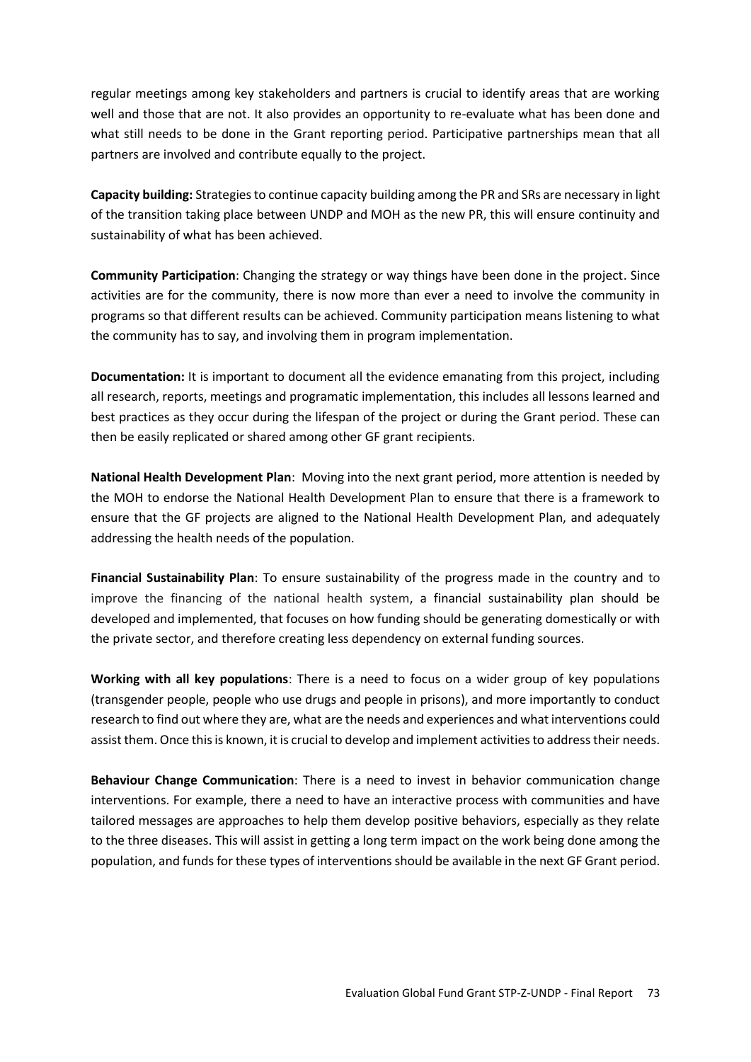regular meetings among key stakeholders and partners is crucial to identify areas that are working well and those that are not. It also provides an opportunity to re-evaluate what has been done and what still needs to be done in the Grant reporting period. Participative partnerships mean that all partners are involved and contribute equally to the project.

**Capacity building:** Strategies to continue capacity building among the PR and SRs are necessary in light of the transition taking place between UNDP and MOH as the new PR, this will ensure continuity and sustainability of what has been achieved.

**Community Participation**: Changing the strategy or way things have been done in the project. Since activities are for the community, there is now more than ever a need to involve the community in programs so that different results can be achieved. Community participation means listening to what the community has to say, and involving them in program implementation.

**Documentation:** It is important to document all the evidence emanating from this project, including all research, reports, meetings and programatic implementation, this includes all lessons learned and best practices as they occur during the lifespan of the project or during the Grant period. These can then be easily replicated or shared among other GF grant recipients.

**National Health Development Plan**: Moving into the next grant period, more attention is needed by the MOH to endorse the National Health Development Plan to ensure that there is a framework to ensure that the GF projects are aligned to the National Health Development Plan, and adequately addressing the health needs of the population.

**Financial Sustainability Plan**: To ensure sustainability of the progress made in the country and to improve the financing of the national health system, a financial sustainability plan should be developed and implemented, that focuses on how funding should be generating domestically or with the private sector, and therefore creating less dependency on external funding sources.

**Working with all key populations**: There is a need to focus on a wider group of key populations (transgender people, people who use drugs and people in prisons), and more importantly to conduct research to find out where they are, what are the needs and experiences and what interventions could assist them. Once this is known, it is crucial to develop and implement activities to address their needs.

**Behaviour Change Communication**: There is a need to invest in behavior communication change interventions. For example, there a need to have an interactive process with communities and have tailored messages are approaches to help them develop positive behaviors, especially as they relate to the three diseases. This will assist in getting a long term impact on the work being done among the population, and funds for these types of interventions should be available in the next GF Grant period.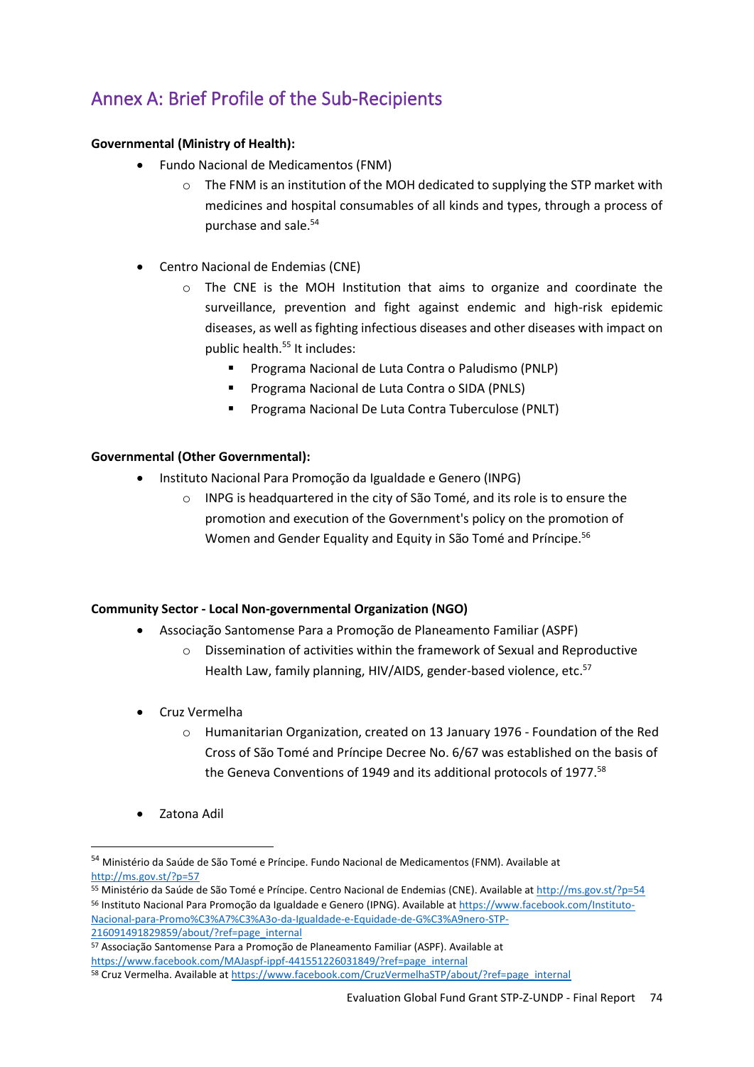## Annex A: Brief Profile of the Sub-Recipients

**Governmental (Ministry of Health):**

- Fundo Nacional de Medicamentos (FNM)
  - The FNM is an institution of the MOH dedicated to supplying the STP market with medicines and hospital consumables of all kinds and types, through a process of purchase and sale.[54]

- Centro Nacional de Endemias (CNE)
  - The CNE is the MOH Institution that aims to organize and coordinate the surveillance, prevention and fight against endemic and high-risk epidemic diseases, as well as fighting infectious diseases and other diseases with impact on public health.[55] It includes:
    - Programa Nacional de Luta Contra o Paludismo (PNLP)
    - Programa Nacional de Luta Contra o SIDA (PNLS)
    - Programa Nacional De Luta Contra Tuberculose (PNLT)

**Governmental (Other Governmental):**

- Instituto Nacional Para Promoção da Igualdade e Genero (INPG)
  - INPG is headquartered in the city of São Tomé, and its role is to ensure the promotion and execution of the Government's policy on the promotion of Women and Gender Equality and Equity in São Tomé and Príncipe.[56]

**Community Sector - Local Non-governmental Organization (NGO)**

- Associação Santomense Para a Promoção de Planeamento Familiar (ASPF)
  - Dissemination of activities within the framework of Sexual and Reproductive Health Law, family planning, HIV/AIDS, gender-based violence, etc.[57]

- Cruz Vermelha
  - Humanitarian Organization, created on 13 January 1976 - Foundation of the Red Cross of São Tomé and Príncipe Decree No. 6/67 was established on the basis of the Geneva Conventions of 1949 and its additional protocols of 1977.[58]

- Zatona Adil

---

[54] Ministério da Saúde de São Tomé e Príncipe. Fundo Nacional de Medicamentos (FNM). Available at http://ms.gov.st/?p=57

[55] Ministério da Saúde de São Tomé e Príncipe. Centro Nacional de Endemias (CNE). Available at http://ms.gov.st/?p=54

[56] Instituto Nacional Para Promoção da Igualdade e Genero (IPNG). Available at https://www.facebook.com/Instituto-Nacional-para-Promo%C3%A7%C3%A3o-da-Igualdade-e-Equidade-de-G%C3%A9nero-STP-216091491829859/about/?ref=page_internal

[57] Associação Santomense Para a Promoção de Planeamento Familiar (ASPF). Available at https://www.facebook.com/MAJaspf-ippf-441551226031849/?ref=page_internal

[58] Cruz Vermelha. Available at https://www.facebook.com/CruzVermelhaSTP/about/?ref=page_internal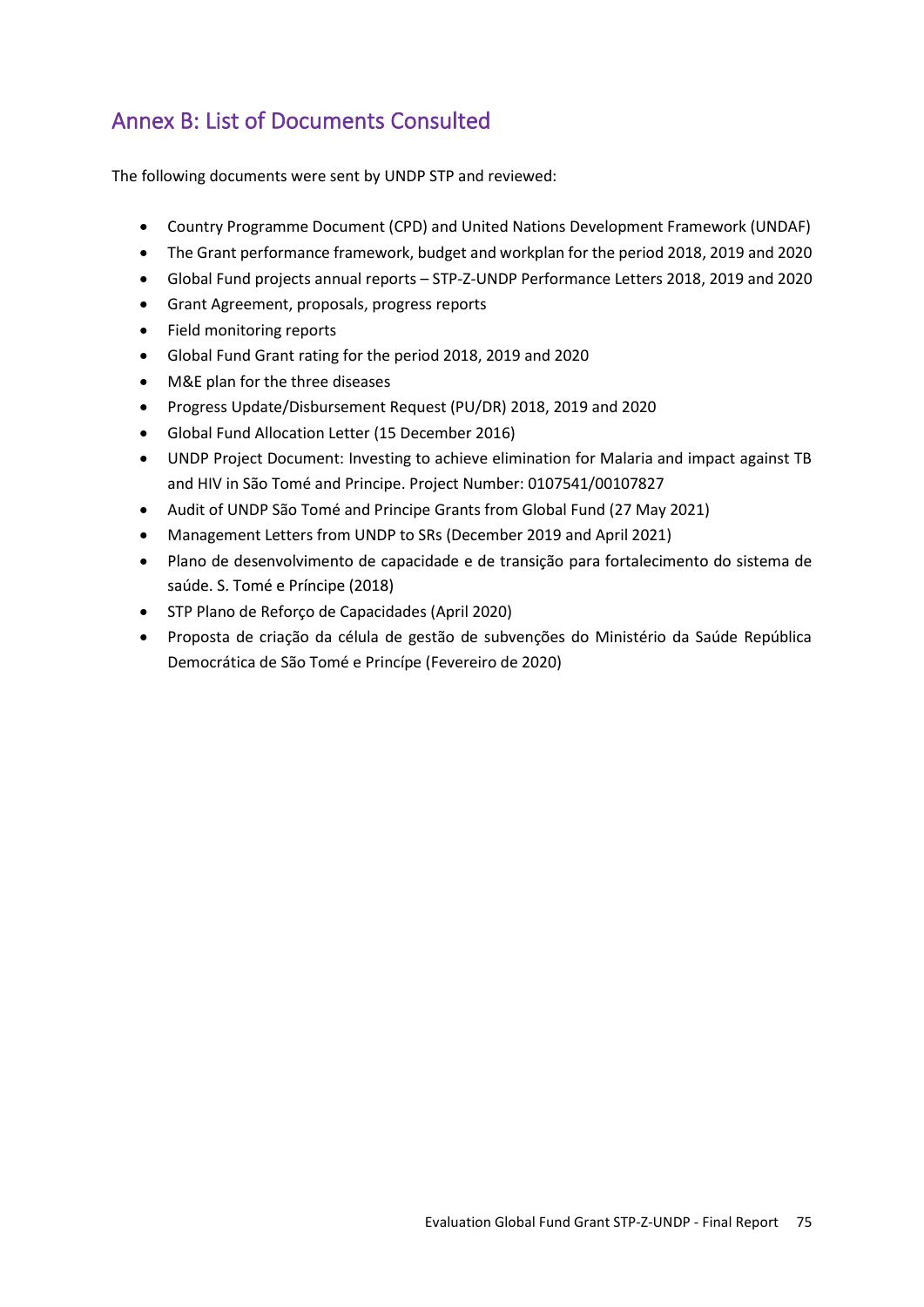## Annex B: List of Documents Consulted

The following documents were sent by UNDP STP and reviewed:

- Country Programme Document (CPD) and United Nations Development Framework (UNDAF)
- The Grant performance framework, budget and workplan for the period 2018, 2019 and 2020
- Global Fund projects annual reports – STP-Z-UNDP Performance Letters 2018, 2019 and 2020
- Grant Agreement, proposals, progress reports
- Field monitoring reports
- Global Fund Grant rating for the period 2018, 2019 and 2020
- M&E plan for the three diseases
- Progress Update/Disbursement Request (PU/DR) 2018, 2019 and 2020
- Global Fund Allocation Letter (15 December 2016)
- UNDP Project Document: Investing to achieve elimination for Malaria and impact against TB and HIV in São Tomé and Principe. Project Number: 0107541/00107827
- Audit of UNDP São Tomé and Principe Grants from Global Fund (27 May 2021)
- Management Letters from UNDP to SRs (December 2019 and April 2021)
- Plano de desenvolvimento de capacidade e de transição para fortalecimento do sistema de saúde. S. Tomé e Príncipe (2018)
- STP Plano de Reforço de Capacidades (April 2020)
- Proposta de criação da célula de gestão de subvenções do Ministério da Saúde República Democrática de São Tomé e Princípe (Fevereiro de 2020)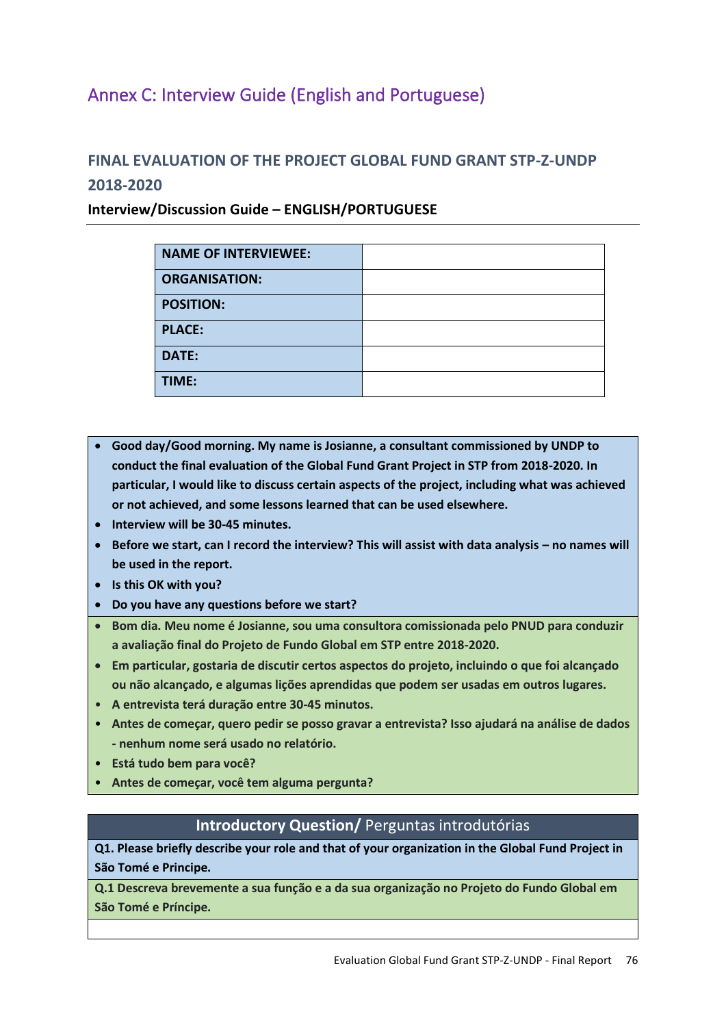## Annex C: Interview Guide (English and Portuguese)

### FINAL EVALUATION OF THE PROJECT GLOBAL FUND GRANT STP-Z-UNDP 2018-2020

**Interview/Discussion Guide – ENGLISH/PORTUGUESE**

| | |
|---|---|
| **NAME OF INTERVIEWEE:** | |
| **ORGANISATION:** | |
| **POSITION:** | |
| **PLACE:** | |
| **DATE:** | |
| **TIME:** | |

- **Good day/Good morning. My name is Josianne, a consultant commissioned by UNDP to conduct the final evaluation of the Global Fund Grant Project in STP from 2018-2020. In particular, I would like to discuss certain aspects of the project, including what was achieved or not achieved, and some lessons learned that can be used elsewhere.**
- **Interview will be 30-45 minutes.**
- **Before we start, can I record the interview? This will assist with data analysis – no names will be used in the report.**
- **Is this OK with you?**
- **Do you have any questions before we start?**

- **Bom dia. Meu nome é Josianne, sou uma consultora comissionada pelo PNUD para conduzir a avaliação final do Projeto de Fundo Global em STP entre 2018-2020.**
- **Em particular, gostaria de discutir certos aspectos do projeto, incluindo o que foi alcançado ou não alcançado, e algumas lições aprendidas que podem ser usadas em outros lugares.**
- **A entrevista terá duração entre 30-45 minutos.**
- **Antes de começar, quero pedir se posso gravar a entrevista? Isso ajudará na análise de dados - nenhum nome será usado no relatório.**
- **Está tudo bem para você?**
- **Antes de começar, você tem alguma pergunta?**

| **Introductory Question/** Perguntas introdutórias |
|---|
| **Q1. Please briefly describe your role and that of your organization in the Global Fund Project in São Tomé e Principe.** |
| **Q.1 Descreva brevemente a sua função e a da sua organização no Projeto do Fundo Global em São Tomé e Príncipe.** |
| |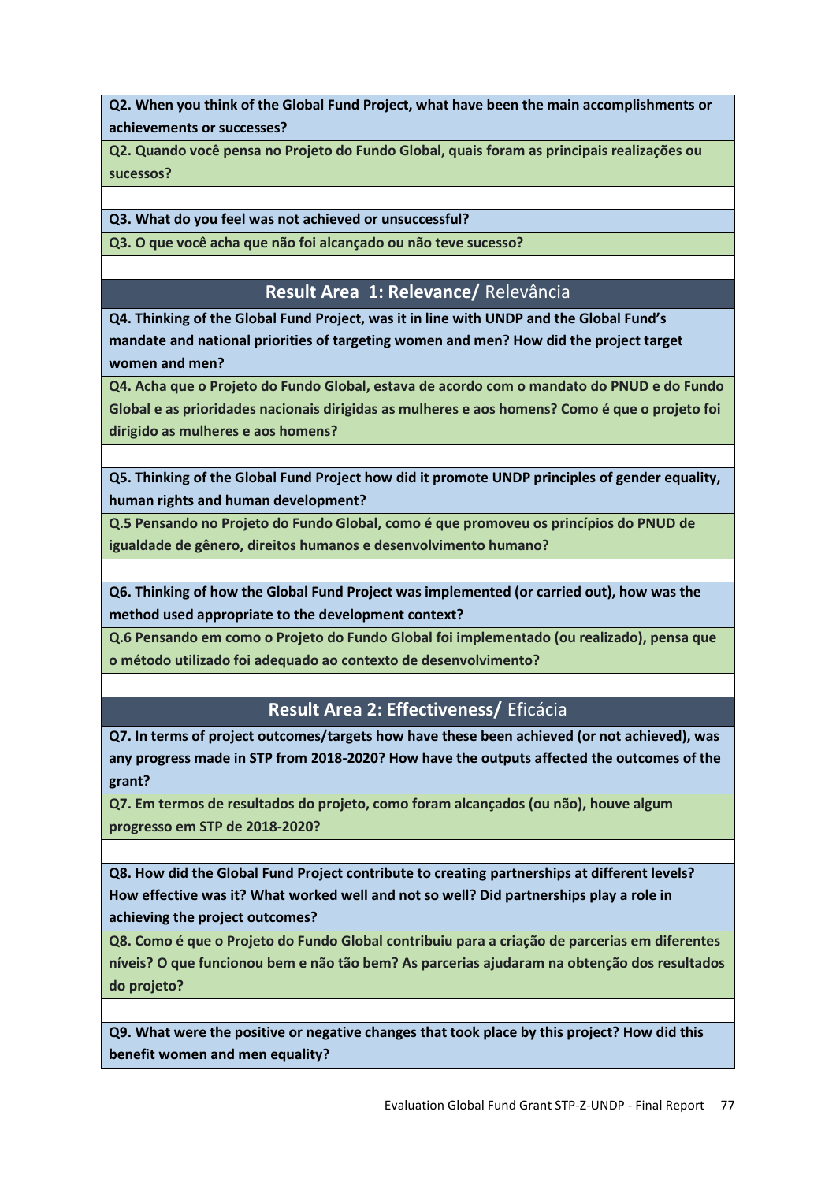**Q2. When you think of the Global Fund Project, what have been the main accomplishments or achievements or successes?**

**Q2. Quando você pensa no Projeto do Fundo Global, quais foram as principais realizações ou sucessos?**

**Q3. What do you feel was not achieved or unsuccessful?**

**Q3. O que você acha que não foi alcançado ou não teve sucesso?**

## Result Area 1: Relevance/ Relevância

**Q4. Thinking of the Global Fund Project, was it in line with UNDP and the Global Fund's mandate and national priorities of targeting women and men? How did the project target women and men?**

**Q4. Acha que o Projeto do Fundo Global, estava de acordo com o mandato do PNUD e do Fundo Global e as prioridades nacionais dirigidas as mulheres e aos homens? Como é que o projeto foi dirigido as mulheres e aos homens?**

**Q5. Thinking of the Global Fund Project how did it promote UNDP principles of gender equality, human rights and human development?**

**Q.5 Pensando no Projeto do Fundo Global, como é que promoveu os princípios do PNUD de igualdade de gênero, direitos humanos e desenvolvimento humano?**

**Q6. Thinking of how the Global Fund Project was implemented (or carried out), how was the method used appropriate to the development context?**

**Q.6 Pensando em como o Projeto do Fundo Global foi implementado (ou realizado), pensa que o método utilizado foi adequado ao contexto de desenvolvimento?**

## Result Area 2: Effectiveness/ Eficácia

**Q7. In terms of project outcomes/targets how have these been achieved (or not achieved), was any progress made in STP from 2018-2020? How have the outputs affected the outcomes of the grant?**

**Q7. Em termos de resultados do projeto, como foram alcançados (ou não), houve algum progresso em STP de 2018-2020?**

**Q8. How did the Global Fund Project contribute to creating partnerships at different levels? How effective was it? What worked well and not so well? Did partnerships play a role in achieving the project outcomes?**

**Q8. Como é que o Projeto do Fundo Global contribuiu para a criação de parcerias em diferentes níveis? O que funcionou bem e não tão bem? As parcerias ajudaram na obtenção dos resultados do projeto?**

**Q9. What were the positive or negative changes that took place by this project? How did this benefit women and men equality?**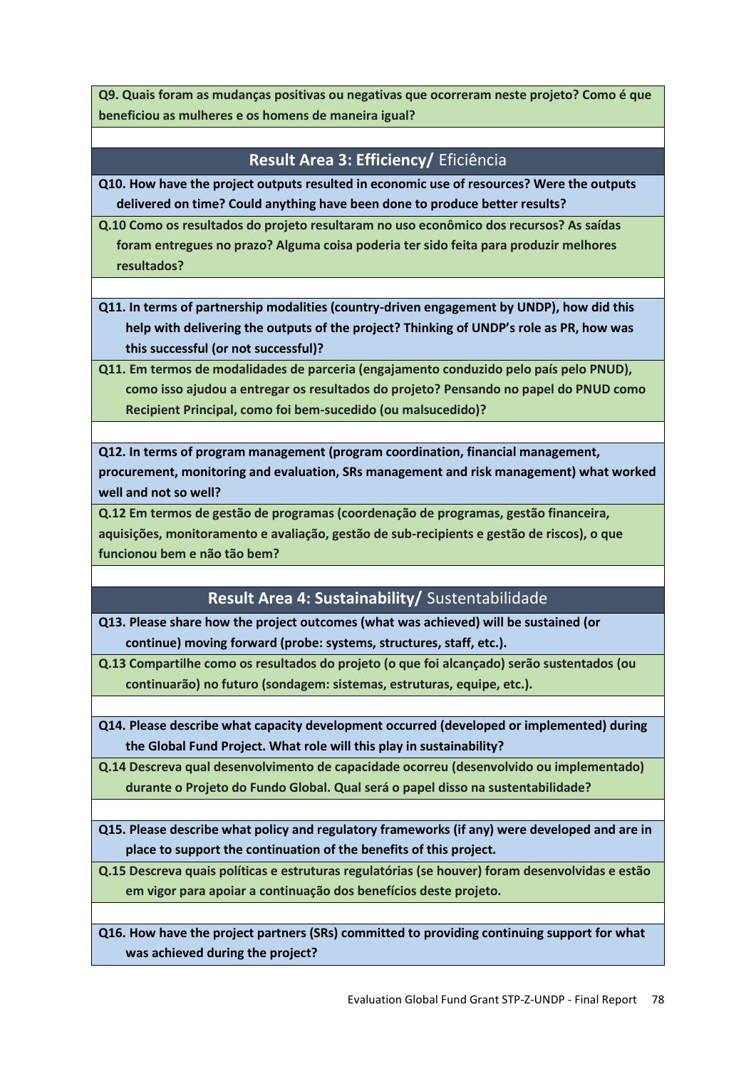**Q9. Quais foram as mudanças positivas ou negativas que ocorreram neste projeto? Como é que beneficiou as mulheres e os homens de maneira igual?**

## Result Area 3: Efficiency/ Eficiência

**Q10. How have the project outputs resulted in economic use of resources? Were the outputs delivered on time? Could anything have been done to produce better results?**

**Q.10 Como os resultados do projeto resultaram no uso econômico dos recursos? As saídas foram entregues no prazo? Alguma coisa poderia ter sido feita para produzir melhores resultados?**

**Q11. In terms of partnership modalities (country-driven engagement by UNDP), how did this help with delivering the outputs of the project? Thinking of UNDP's role as PR, how was this successful (or not successful)?**

**Q11. Em termos de modalidades de parceria (engajamento conduzido pelo país pelo PNUD), como isso ajudou a entregar os resultados do projeto? Pensando no papel do PNUD como Recipient Principal, como foi bem-sucedido (ou malsucedido)?**

**Q12. In terms of program management (program coordination, financial management, procurement, monitoring and evaluation, SRs management and risk management) what worked well and not so well?**

**Q.12 Em termos de gestão de programas (coordenação de programas, gestão financeira, aquisições, monitoramento e avaliação, gestão de sub-recipients e gestão de riscos), o que funcionou bem e não tão bem?**

## Result Area 4: Sustainability/ Sustentabilidade

**Q13. Please share how the project outcomes (what was achieved) will be sustained (or continue) moving forward (probe: systems, structures, staff, etc.).**

**Q.13 Compartilhe como os resultados do projeto (o que foi alcançado) serão sustentados (ou continuarão) no futuro (sondagem: sistemas, estruturas, equipe, etc.).**

**Q14. Please describe what capacity development occurred (developed or implemented) during the Global Fund Project. What role will this play in sustainability?**

**Q.14 Descreva qual desenvolvimento de capacidade ocorreu (desenvolvido ou implementado) durante o Projeto do Fundo Global. Qual será o papel disso na sustentabilidade?**

**Q15. Please describe what policy and regulatory frameworks (if any) were developed and are in place to support the continuation of the benefits of this project.**

**Q.15 Descreva quais políticas e estruturas regulatórias (se houver) foram desenvolvidas e estão em vigor para apoiar a continuação dos benefícios deste projeto.**

**Q16. How have the project partners (SRs) committed to providing continuing support for what was achieved during the project?**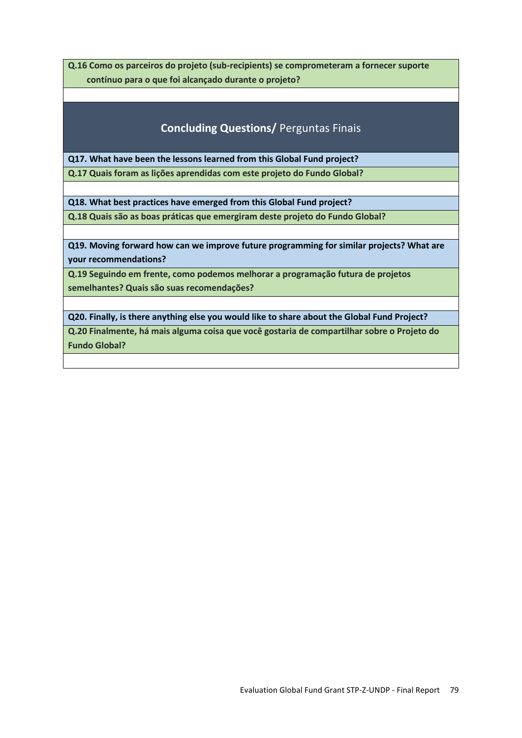**Q.16 Como os parceiros do projeto (sub-recipients) se comprometeram a fornecer suporte contínuo para o que foi alcançado durante o projeto?**

## **Concluding Questions/** Perguntas Finais

**Q17. What have been the lessons learned from this Global Fund project?**

**Q.17 Quais foram as lições aprendidas com este projeto do Fundo Global?**

**Q18. What best practices have emerged from this Global Fund project?**

**Q.18 Quais são as boas práticas que emergiram deste projeto do Fundo Global?**

**Q19. Moving forward how can we improve future programming for similar projects? What are your recommendations?**

**Q.19 Seguindo em frente, como podemos melhorar a programação futura de projetos semelhantes? Quais são suas recomendações?**

**Q20. Finally, is there anything else you would like to share about the Global Fund Project?**

**Q.20 Finalmente, há mais alguma coisa que você gostaria de compartilhar sobre o Projeto do Fundo Global?**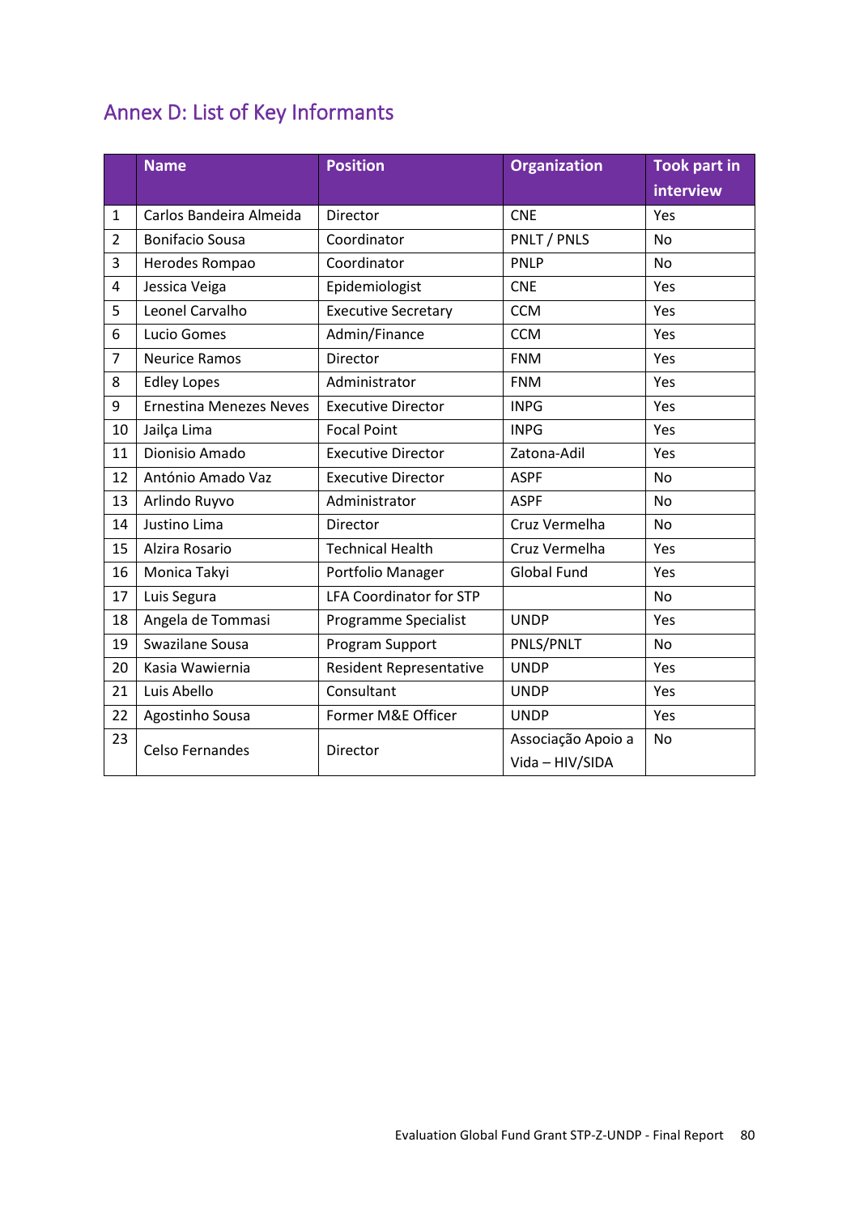## Annex D: List of Key Informants

| | Name | Position | Organization | Took part in interview |
|---|---|---|---|---|
| 1 | Carlos Bandeira Almeida | Director | CNE | Yes |
| 2 | Bonifacio Sousa | Coordinator | PNLT / PNLS | No |
| 3 | Herodes Rompao | Coordinator | PNLP | No |
| 4 | Jessica Veiga | Epidemiologist | CNE | Yes |
| 5 | Leonel Carvalho | Executive Secretary | CCM | Yes |
| 6 | Lucio Gomes | Admin/Finance | CCM | Yes |
| 7 | Neurice Ramos | Director | FNM | Yes |
| 8 | Edley Lopes | Administrator | FNM | Yes |
| 9 | Ernestina Menezes Neves | Executive Director | INPG | Yes |
| 10 | Jailça Lima | Focal Point | INPG | Yes |
| 11 | Dionisio Amado | Executive Director | Zatona-Adil | Yes |
| 12 | António Amado Vaz | Executive Director | ASPF | No |
| 13 | Arlindo Ruyvo | Administrator | ASPF | No |
| 14 | Justino Lima | Director | Cruz Vermelha | No |
| 15 | Alzira Rosario | Technical Health | Cruz Vermelha | Yes |
| 16 | Monica Takyi | Portfolio Manager | Global Fund | Yes |
| 17 | Luis Segura | LFA Coordinator for STP | | No |
| 18 | Angela de Tommasi | Programme Specialist | UNDP | Yes |
| 19 | Swazilane Sousa | Program Support | PNLS/PNLT | No |
| 20 | Kasia Wawiernia | Resident Representative | UNDP | Yes |
| 21 | Luis Abello | Consultant | UNDP | Yes |
| 22 | Agostinho Sousa | Former M&E Officer | UNDP | Yes |
| 23 | Celso Fernandes | Director | Associação Apoio a Vida – HIV/SIDA | No |